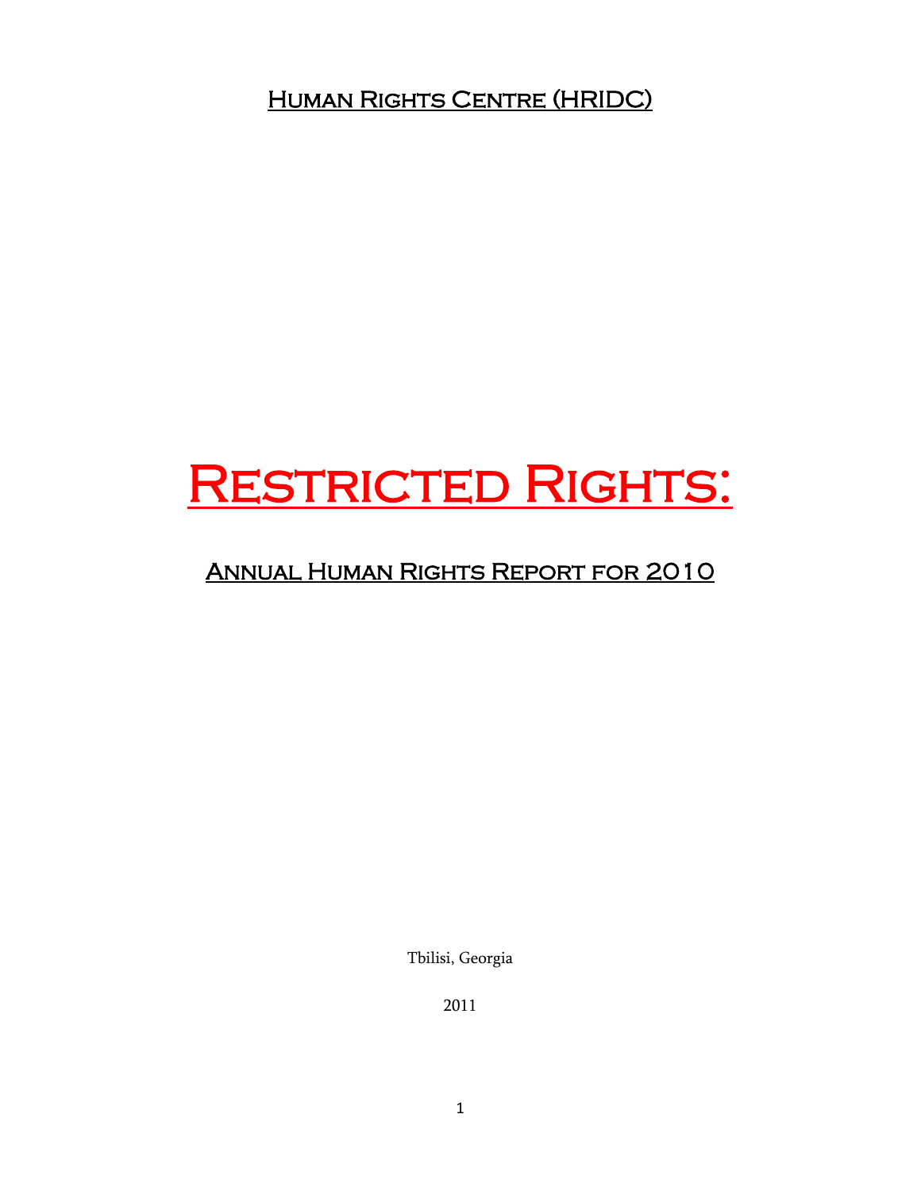Human Rights Centre (HRIDC)

# Restricted Rights:

## Annual Human Rights Report for 2010

Tbilisi, Georgia

2011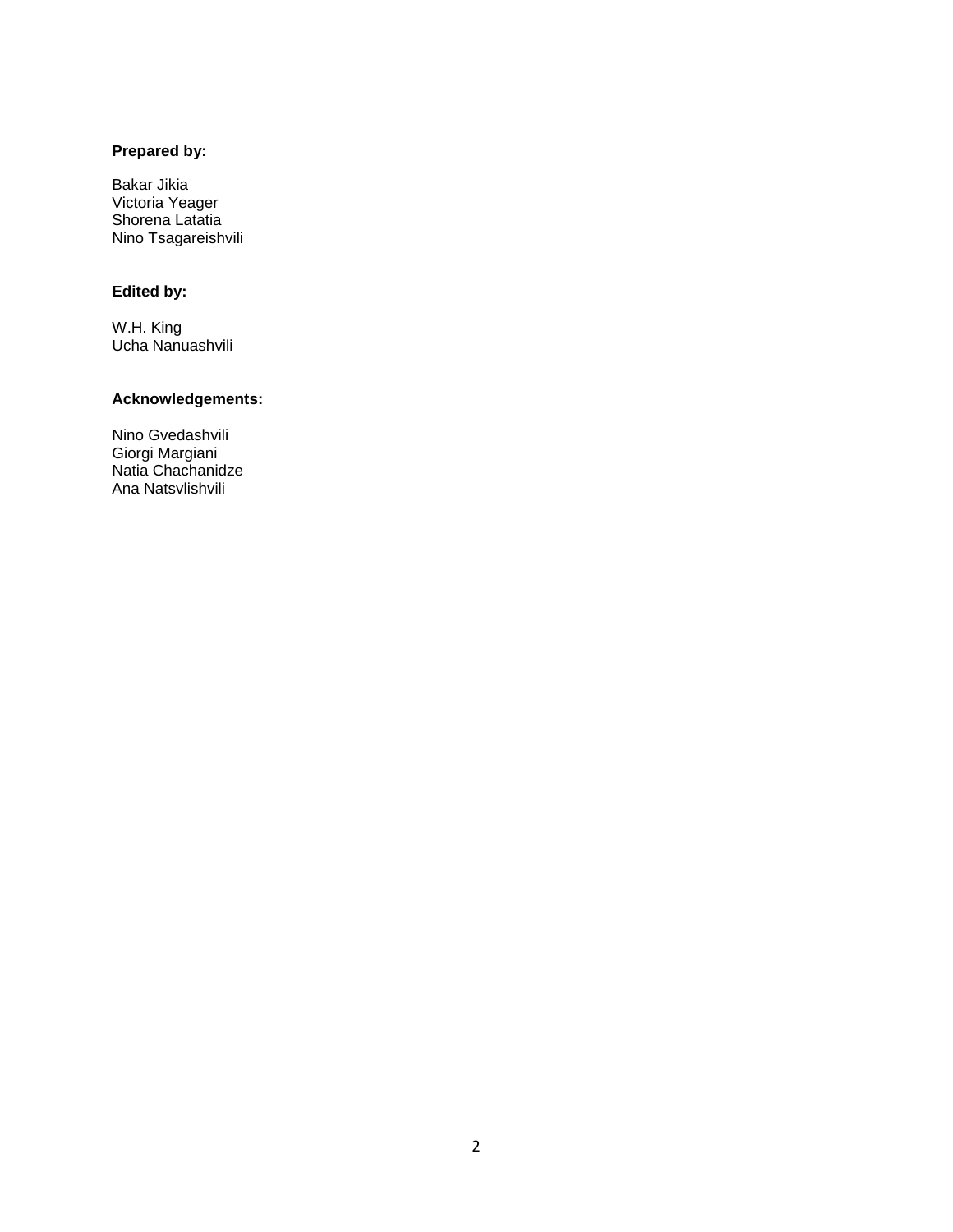**Prepared by:**

Bakar Jikia
Victoria Yeager
Shorena Latatia
Nino Tsagareishvili

**Edited by:**

W.H. King
Ucha Nanuashvili

**Acknowledgements:**

Nino Gvedashvili
Giorgi Margiani
Natia Chachanidze
Ana Natsvlishvili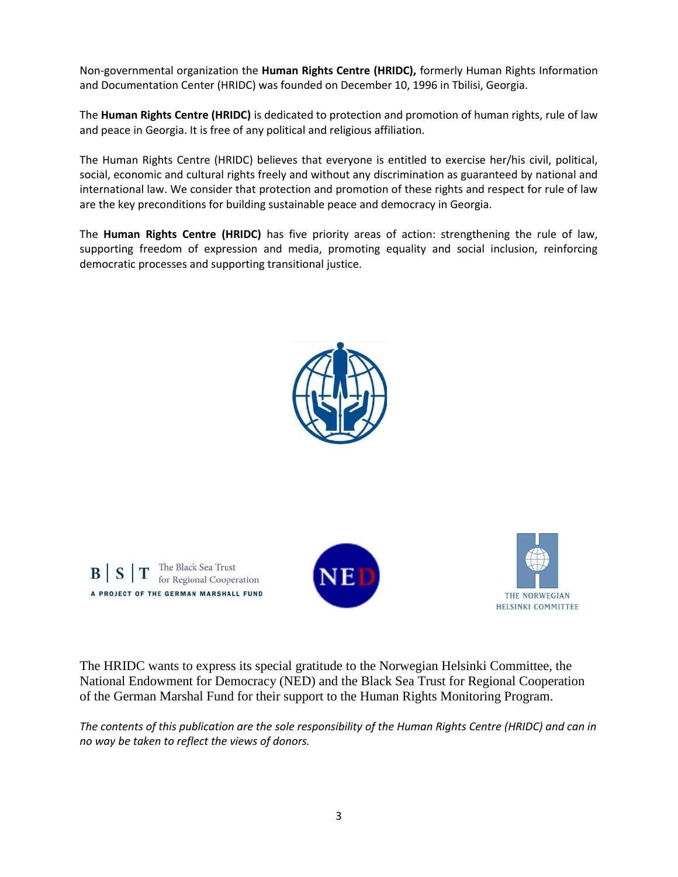Non-governmental organization the **Human Rights Centre (HRIDC),** formerly Human Rights Information and Documentation Center (HRIDC) was founded on December 10, 1996 in Tbilisi, Georgia.

The **Human Rights Centre (HRIDC)** is dedicated to protection and promotion of human rights, rule of law and peace in Georgia. It is free of any political and religious affiliation.

The Human Rights Centre (HRIDC) believes that everyone is entitled to exercise her/his civil, political, social, economic and cultural rights freely and without any discrimination as guaranteed by national and international law. We consider that protection and promotion of these rights and respect for rule of law are the key preconditions for building sustainable peace and democracy in Georgia.

The **Human Rights Centre (HRIDC)** has five priority areas of action: strengthening the rule of law, supporting freedom of expression and media, promoting equality and social inclusion, reinforcing democratic processes and supporting transitional justice.

The HRIDC wants to express its special gratitude to the Norwegian Helsinki Committee, the National Endowment for Democracy (NED) and the Black Sea Trust for Regional Cooperation of the German Marshal Fund for their support to the Human Rights Monitoring Program.

*The contents of this publication are the sole responsibility of the Human Rights Centre (HRIDC) and can in no way be taken to reflect the views of donors.*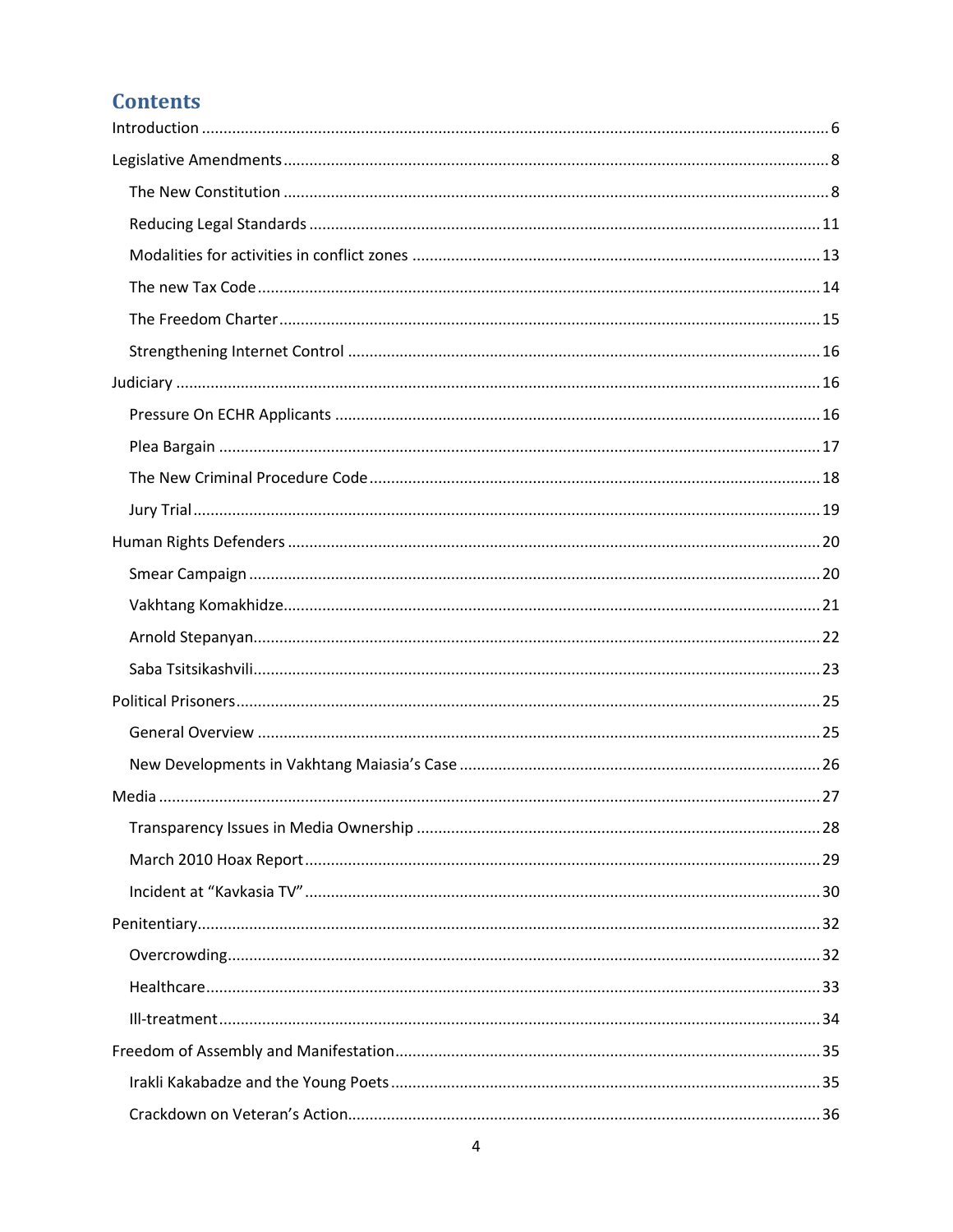# Contents

Introduction ........................................................................................................................................ 6

Legislative Amendments ....................................................................................................................... 8

- The New Constitution ....................................................................................................................... 8
- Reducing Legal Standards ................................................................................................................ 11
- Modalities for activities in conflict zones ......................................................................................... 13
- The new Tax Code ........................................................................................................................... 14
- The Freedom Charter ...................................................................................................................... 15
- Strengthening Internet Control ....................................................................................................... 16

Judiciary .............................................................................................................................................. 16

- Pressure On ECHR Applicants .......................................................................................................... 16
- Plea Bargain .................................................................................................................................... 17
- The New Criminal Procedure Code .................................................................................................. 18
- Jury Trial ......................................................................................................................................... 19

Human Rights Defenders ..................................................................................................................... 20

- Smear Campaign ............................................................................................................................. 20
- Vakhtang Komakhidze ..................................................................................................................... 21
- Arnold Stepanyan ............................................................................................................................ 22
- Saba Tsitsikashvili ............................................................................................................................ 23

Political Prisoners ................................................................................................................................ 25

- General Overview ........................................................................................................................... 25
- New Developments in Vakhtang Maiasia's Case ............................................................................. 26

Media .................................................................................................................................................. 27

- Transparency Issues in Media Ownership ....................................................................................... 28
- March 2010 Hoax Report ................................................................................................................. 29
- Incident at "Kavkasia TV" ................................................................................................................. 30

Penitentiary ......................................................................................................................................... 32

- Overcrowding .................................................................................................................................. 32
- Healthcare ....................................................................................................................................... 33
- Ill-treatment .................................................................................................................................... 34

Freedom of Assembly and Manifestation ............................................................................................ 35

- Irakli Kakabadze and the Young Poets ............................................................................................. 35
- Crackdown on Veteran's Action ....................................................................................................... 36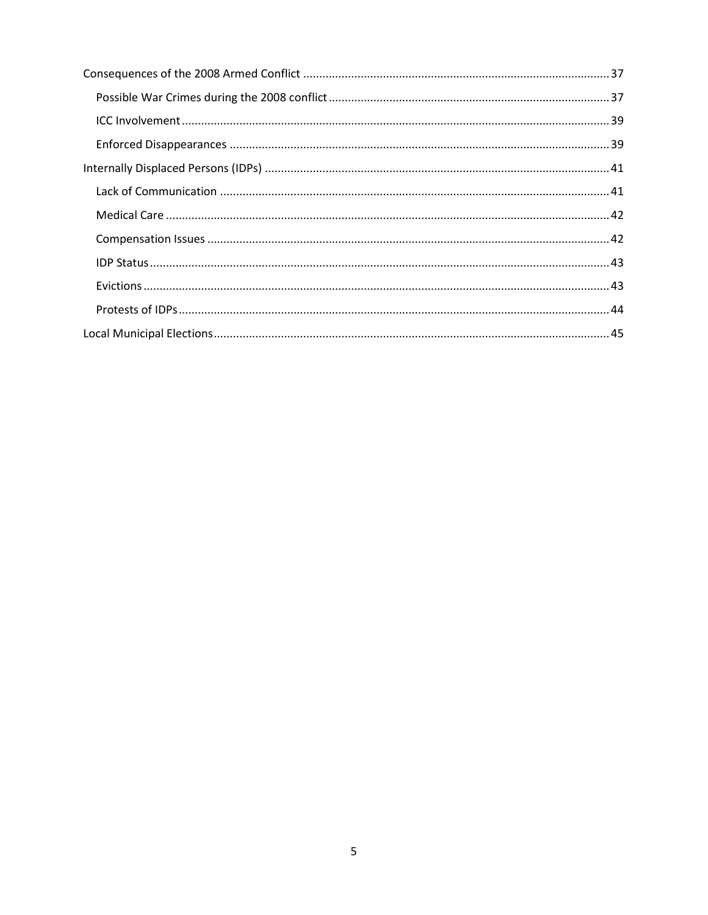Consequences of the 2008 Armed Conflict ........ 37

- Possible War Crimes during the 2008 conflict ........ 37
- ICC Involvement ........ 39
- Enforced Disappearances ........ 39

Internally Displaced Persons (IDPs) ........ 41

- Lack of Communication ........ 41
- Medical Care ........ 42
- Compensation Issues ........ 42
- IDP Status ........ 43
- Evictions ........ 43
- Protests of IDPs ........ 44

Local Municipal Elections ........ 45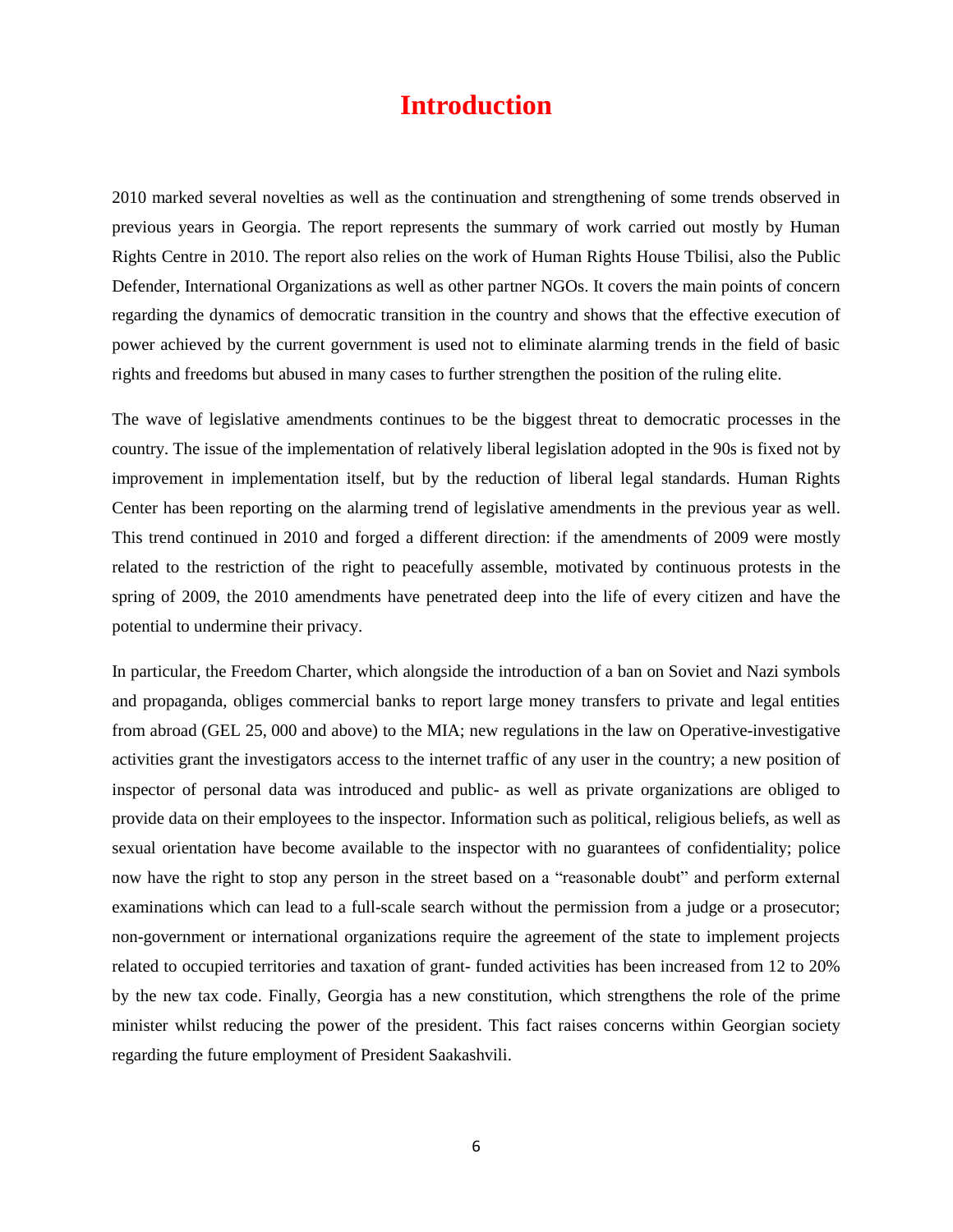# Introduction

2010 marked several novelties as well as the continuation and strengthening of some trends observed in previous years in Georgia. The report represents the summary of work carried out mostly by Human Rights Centre in 2010. The report also relies on the work of Human Rights House Tbilisi, also the Public Defender, International Organizations as well as other partner NGOs. It covers the main points of concern regarding the dynamics of democratic transition in the country and shows that the effective execution of power achieved by the current government is used not to eliminate alarming trends in the field of basic rights and freedoms but abused in many cases to further strengthen the position of the ruling elite.

The wave of legislative amendments continues to be the biggest threat to democratic processes in the country. The issue of the implementation of relatively liberal legislation adopted in the 90s is fixed not by improvement in implementation itself, but by the reduction of liberal legal standards. Human Rights Center has been reporting on the alarming trend of legislative amendments in the previous year as well. This trend continued in 2010 and forged a different direction: if the amendments of 2009 were mostly related to the restriction of the right to peacefully assemble, motivated by continuous protests in the spring of 2009, the 2010 amendments have penetrated deep into the life of every citizen and have the potential to undermine their privacy.

In particular, the Freedom Charter, which alongside the introduction of a ban on Soviet and Nazi symbols and propaganda, obliges commercial banks to report large money transfers to private and legal entities from abroad (GEL 25, 000 and above) to the MIA; new regulations in the law on Operative-investigative activities grant the investigators access to the internet traffic of any user in the country; a new position of inspector of personal data was introduced and public- as well as private organizations are obliged to provide data on their employees to the inspector. Information such as political, religious beliefs, as well as sexual orientation have become available to the inspector with no guarantees of confidentiality; police now have the right to stop any person in the street based on a "reasonable doubt" and perform external examinations which can lead to a full-scale search without the permission from a judge or a prosecutor; non-government or international organizations require the agreement of the state to implement projects related to occupied territories and taxation of grant- funded activities has been increased from 12 to 20% by the new tax code. Finally, Georgia has a new constitution, which strengthens the role of the prime minister whilst reducing the power of the president. This fact raises concerns within Georgian society regarding the future employment of President Saakashvili.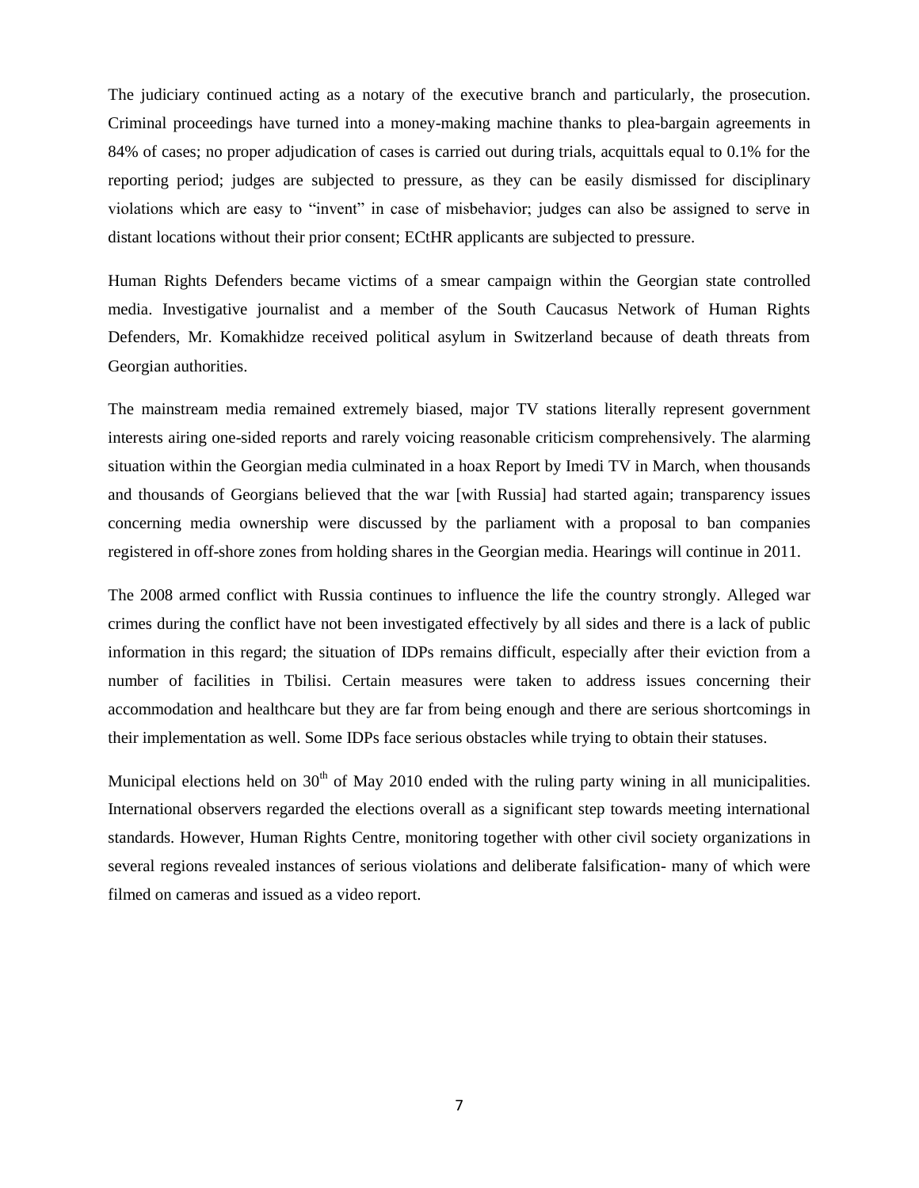The judiciary continued acting as a notary of the executive branch and particularly, the prosecution. Criminal proceedings have turned into a money-making machine thanks to plea-bargain agreements in 84% of cases; no proper adjudication of cases is carried out during trials, acquittals equal to 0.1% for the reporting period; judges are subjected to pressure, as they can be easily dismissed for disciplinary violations which are easy to "invent" in case of misbehavior; judges can also be assigned to serve in distant locations without their prior consent; ECtHR applicants are subjected to pressure.

Human Rights Defenders became victims of a smear campaign within the Georgian state controlled media. Investigative journalist and a member of the South Caucasus Network of Human Rights Defenders, Mr. Komakhidze received political asylum in Switzerland because of death threats from Georgian authorities.

The mainstream media remained extremely biased, major TV stations literally represent government interests airing one-sided reports and rarely voicing reasonable criticism comprehensively. The alarming situation within the Georgian media culminated in a hoax Report by Imedi TV in March, when thousands and thousands of Georgians believed that the war [with Russia] had started again; transparency issues concerning media ownership were discussed by the parliament with a proposal to ban companies registered in off-shore zones from holding shares in the Georgian media. Hearings will continue in 2011.

The 2008 armed conflict with Russia continues to influence the life the country strongly. Alleged war crimes during the conflict have not been investigated effectively by all sides and there is a lack of public information in this regard; the situation of IDPs remains difficult, especially after their eviction from a number of facilities in Tbilisi. Certain measures were taken to address issues concerning their accommodation and healthcare but they are far from being enough and there are serious shortcomings in their implementation as well. Some IDPs face serious obstacles while trying to obtain their statuses.

Municipal elections held on 30th of May 2010 ended with the ruling party wining in all municipalities. International observers regarded the elections overall as a significant step towards meeting international standards. However, Human Rights Centre, monitoring together with other civil society organizations in several regions revealed instances of serious violations and deliberate falsification- many of which were filmed on cameras and issued as a video report.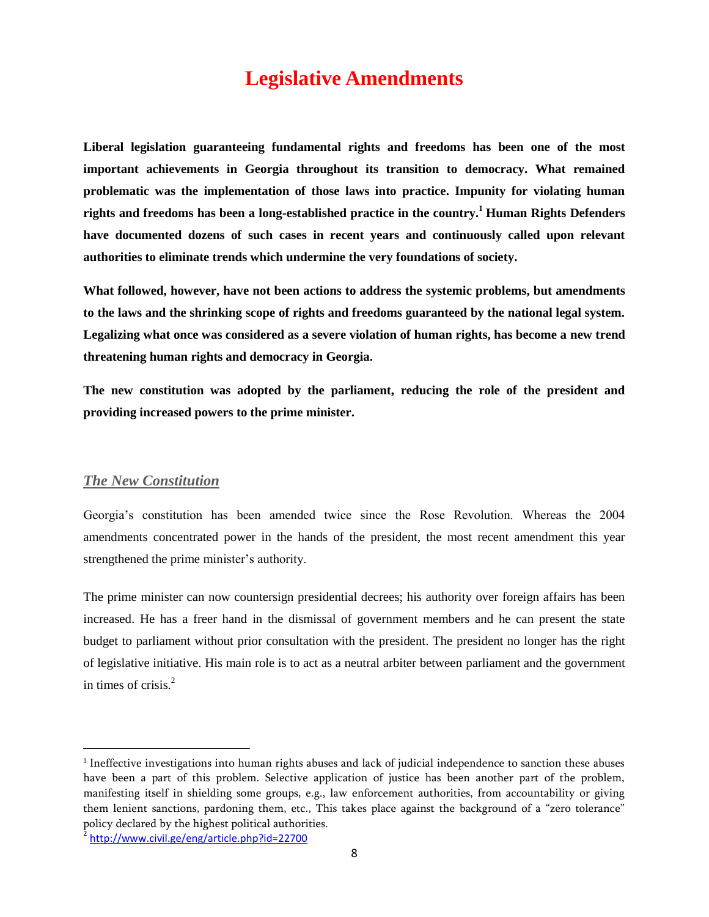# Legislative Amendments

**Liberal legislation guaranteeing fundamental rights and freedoms has been one of the most important achievements in Georgia throughout its transition to democracy. What remained problematic was the implementation of those laws into practice. Impunity for violating human rights and freedoms has been a long-established practice in the country.[1] Human Rights Defenders have documented dozens of such cases in recent years and continuously called upon relevant authorities to eliminate trends which undermine the very foundations of society.**

**What followed, however, have not been actions to address the systemic problems, but amendments to the laws and the shrinking scope of rights and freedoms guaranteed by the national legal system. Legalizing what once was considered as a severe violation of human rights, has become a new trend threatening human rights and democracy in Georgia.**

**The new constitution was adopted by the parliament, reducing the role of the president and providing increased powers to the prime minister.**

## *The New Constitution*

Georgia's constitution has been amended twice since the Rose Revolution. Whereas the 2004 amendments concentrated power in the hands of the president, the most recent amendment this year strengthened the prime minister's authority.

The prime minister can now countersign presidential decrees; his authority over foreign affairs has been increased. He has a freer hand in the dismissal of government members and he can present the state budget to parliament without prior consultation with the president. The president no longer has the right of legislative initiative. His main role is to act as a neutral arbiter between parliament and the government in times of crisis.[2]

---

[1] Ineffective investigations into human rights abuses and lack of judicial independence to sanction these abuses have been a part of this problem. Selective application of justice has been another part of the problem, manifesting itself in shielding some groups, e.g., law enforcement authorities, from accountability or giving them lenient sanctions, pardoning them, etc., This takes place against the background of a "zero tolerance" policy declared by the highest political authorities.

[2] http://www.civil.ge/eng/article.php?id=22700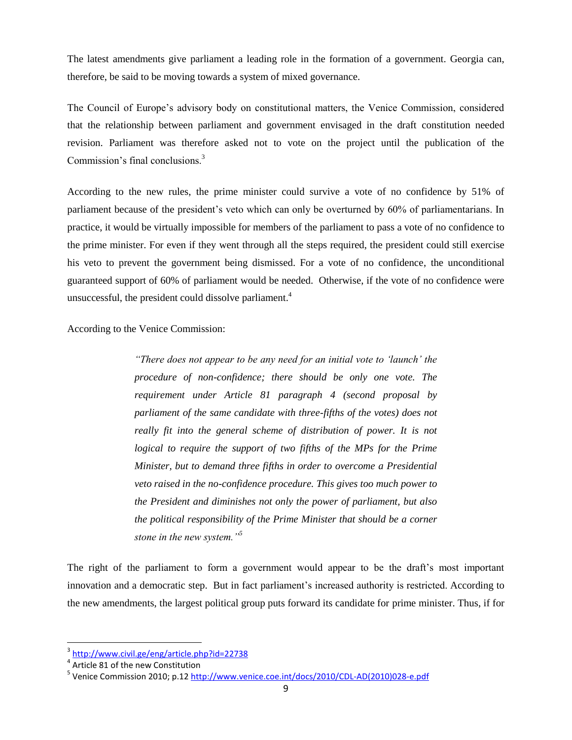The latest amendments give parliament a leading role in the formation of a government. Georgia can, therefore, be said to be moving towards a system of mixed governance.

The Council of Europe's advisory body on constitutional matters, the Venice Commission, considered that the relationship between parliament and government envisaged in the draft constitution needed revision. Parliament was therefore asked not to vote on the project until the publication of the Commission's final conclusions.[3]

According to the new rules, the prime minister could survive a vote of no confidence by 51% of parliament because of the president's veto which can only be overturned by 60% of parliamentarians. In practice, it would be virtually impossible for members of the parliament to pass a vote of no confidence to the prime minister. For even if they went through all the steps required, the president could still exercise his veto to prevent the government being dismissed. For a vote of no confidence, the unconditional guaranteed support of 60% of parliament would be needed. Otherwise, if the vote of no confidence were unsuccessful, the president could dissolve parliament.[4]

According to the Venice Commission:

> *"There does not appear to be any need for an initial vote to 'launch' the procedure of non-confidence; there should be only one vote. The requirement under Article 81 paragraph 4 (second proposal by parliament of the same candidate with three-fifths of the votes) does not really fit into the general scheme of distribution of power. It is not logical to require the support of two fifths of the MPs for the Prime Minister, but to demand three fifths in order to overcome a Presidential veto raised in the no-confidence procedure. This gives too much power to the President and diminishes not only the power of parliament, but also the political responsibility of the Prime Minister that should be a corner stone in the new system."*[5]

The right of the parliament to form a government would appear to be the draft's most important innovation and a democratic step. But in fact parliament's increased authority is restricted. According to the new amendments, the largest political group puts forward its candidate for prime minister. Thus, if for

---

[3] http://www.civil.ge/eng/article.php?id=22738

[4] Article 81 of the new Constitution

[5] Venice Commission 2010; p.12 http://www.venice.coe.int/docs/2010/CDL-AD(2010)028-e.pdf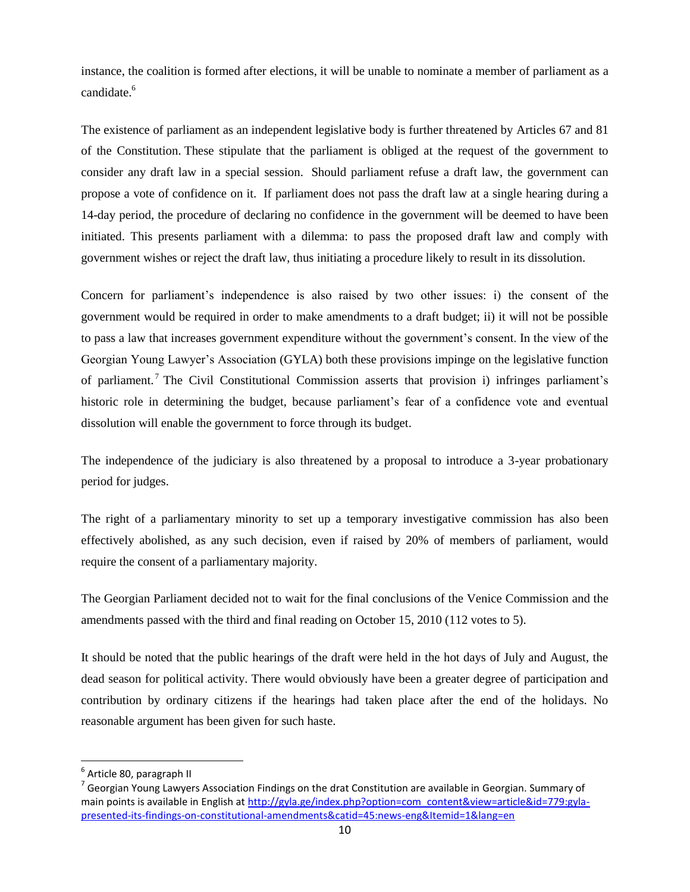instance, the coalition is formed after elections, it will be unable to nominate a member of parliament as a candidate.[6]

The existence of parliament as an independent legislative body is further threatened by Articles 67 and 81 of the Constitution. These stipulate that the parliament is obliged at the request of the government to consider any draft law in a special session. Should parliament refuse a draft law, the government can propose a vote of confidence on it. If parliament does not pass the draft law at a single hearing during a 14-day period, the procedure of declaring no confidence in the government will be deemed to have been initiated. This presents parliament with a dilemma: to pass the proposed draft law and comply with government wishes or reject the draft law, thus initiating a procedure likely to result in its dissolution.

Concern for parliament's independence is also raised by two other issues: i) the consent of the government would be required in order to make amendments to a draft budget; ii) it will not be possible to pass a law that increases government expenditure without the government's consent. In the view of the Georgian Young Lawyer's Association (GYLA) both these provisions impinge on the legislative function of parliament.[7] The Civil Constitutional Commission asserts that provision i) infringes parliament's historic role in determining the budget, because parliament's fear of a confidence vote and eventual dissolution will enable the government to force through its budget.

The independence of the judiciary is also threatened by a proposal to introduce a 3-year probationary period for judges.

The right of a parliamentary minority to set up a temporary investigative commission has also been effectively abolished, as any such decision, even if raised by 20% of members of parliament, would require the consent of a parliamentary majority.

The Georgian Parliament decided not to wait for the final conclusions of the Venice Commission and the amendments passed with the third and final reading on October 15, 2010 (112 votes to 5).

It should be noted that the public hearings of the draft were held in the hot days of July and August, the dead season for political activity. There would obviously have been a greater degree of participation and contribution by ordinary citizens if the hearings had taken place after the end of the holidays. No reasonable argument has been given for such haste.

---

[6] Article 80, paragraph II

[7] Georgian Young Lawyers Association Findings on the drat Constitution are available in Georgian. Summary of main points is available in English at http://gyla.ge/index.php?option=com_content&view=article&id=779:gyla-presented-its-findings-on-constitutional-amendments&catid=45:news-eng&Itemid=1&lang=en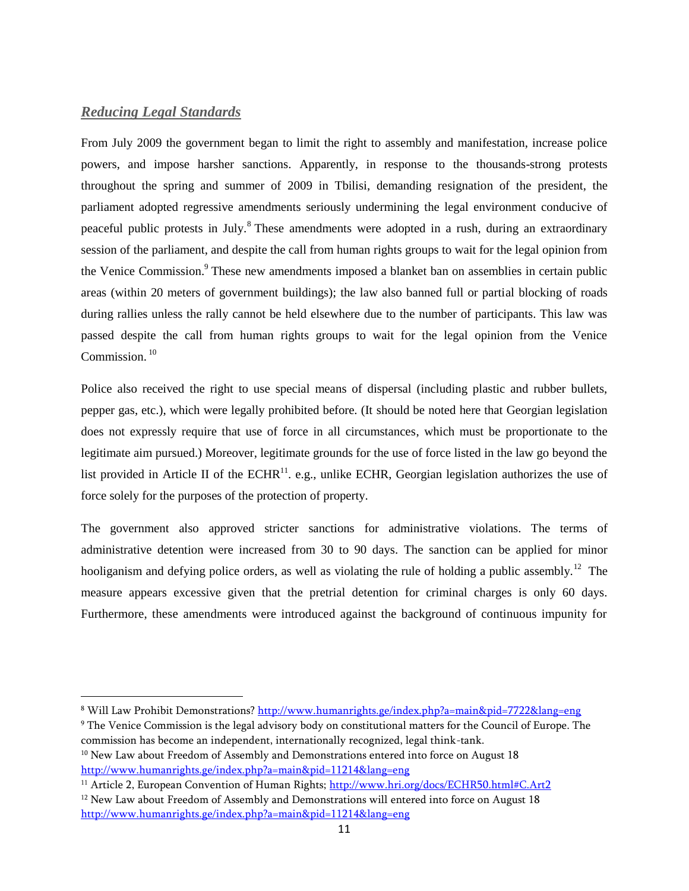## ***Reducing Legal Standards***

From July 2009 the government began to limit the right to assembly and manifestation, increase police powers, and impose harsher sanctions. Apparently, in response to the thousands-strong protests throughout the spring and summer of 2009 in Tbilisi, demanding resignation of the president, the parliament adopted regressive amendments seriously undermining the legal environment conducive of peaceful public protests in July.[8] These amendments were adopted in a rush, during an extraordinary session of the parliament, and despite the call from human rights groups to wait for the legal opinion from the Venice Commission.[9] These new amendments imposed a blanket ban on assemblies in certain public areas (within 20 meters of government buildings); the law also banned full or partial blocking of roads during rallies unless the rally cannot be held elsewhere due to the number of participants. This law was passed despite the call from human rights groups to wait for the legal opinion from the Venice Commission.[10]

Police also received the right to use special means of dispersal (including plastic and rubber bullets, pepper gas, etc.), which were legally prohibited before. (It should be noted here that Georgian legislation does not expressly require that use of force in all circumstances, which must be proportionate to the legitimate aim pursued.) Moreover, legitimate grounds for the use of force listed in the law go beyond the list provided in Article II of the ECHR[11]. e.g., unlike ECHR, Georgian legislation authorizes the use of force solely for the purposes of the protection of property.

The government also approved stricter sanctions for administrative violations. The terms of administrative detention were increased from 30 to 90 days. The sanction can be applied for minor hooliganism and defying police orders, as well as violating the rule of holding a public assembly.[12] The measure appears excessive given that the pretrial detention for criminal charges is only 60 days. Furthermore, these amendments were introduced against the background of continuous impunity for

---

[8] Will Law Prohibit Demonstrations? http://www.humanrights.ge/index.php?a=main&pid=7722&lang=eng

[9] The Venice Commission is the legal advisory body on constitutional matters for the Council of Europe. The commission has become an independent, internationally recognized, legal think-tank.

[10] New Law about Freedom of Assembly and Demonstrations entered into force on August 18 http://www.humanrights.ge/index.php?a=main&pid=11214&lang=eng

[11] Article 2, European Convention of Human Rights; http://www.hri.org/docs/ECHR50.html#C.Art2

[12] New Law about Freedom of Assembly and Demonstrations will entered into force on August 18 http://www.humanrights.ge/index.php?a=main&pid=11214&lang=eng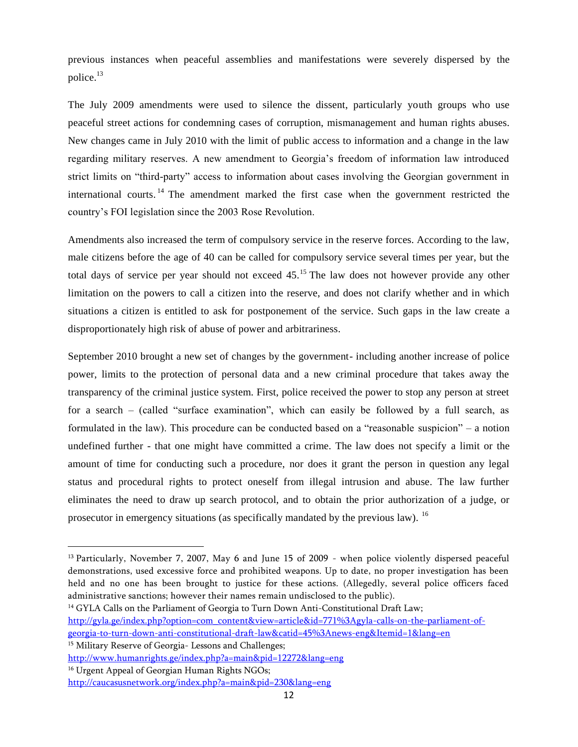previous instances when peaceful assemblies and manifestations were severely dispersed by the police.[13]

The July 2009 amendments were used to silence the dissent, particularly youth groups who use peaceful street actions for condemning cases of corruption, mismanagement and human rights abuses. New changes came in July 2010 with the limit of public access to information and a change in the law regarding military reserves. A new amendment to Georgia's freedom of information law introduced strict limits on "third-party" access to information about cases involving the Georgian government in international courts.[14] The amendment marked the first case when the government restricted the country's FOI legislation since the 2003 Rose Revolution.

Amendments also increased the term of compulsory service in the reserve forces. According to the law, male citizens before the age of 40 can be called for compulsory service several times per year, but the total days of service per year should not exceed 45.[15] The law does not however provide any other limitation on the powers to call a citizen into the reserve, and does not clarify whether and in which situations a citizen is entitled to ask for postponement of the service. Such gaps in the law create a disproportionately high risk of abuse of power and arbitrariness.

September 2010 brought a new set of changes by the government- including another increase of police power, limits to the protection of personal data and a new criminal procedure that takes away the transparency of the criminal justice system. First, police received the power to stop any person at street for a search – (called "surface examination", which can easily be followed by a full search, as formulated in the law). This procedure can be conducted based on a "reasonable suspicion" – a notion undefined further - that one might have committed a crime. The law does not specify a limit or the amount of time for conducting such a procedure, nor does it grant the person in question any legal status and procedural rights to protect oneself from illegal intrusion and abuse. The law further eliminates the need to draw up search protocol, and to obtain the prior authorization of a judge, or prosecutor in emergency situations (as specifically mandated by the previous law).[16]

---

[13] Particularly, November 7, 2007, May 6 and June 15 of 2009 - when police violently dispersed peaceful demonstrations, used excessive force and prohibited weapons. Up to date, no proper investigation has been held and no one has been brought to justice for these actions. (Allegedly, several police officers faced administrative sanctions; however their names remain undisclosed to the public).

[14] GYLA Calls on the Parliament of Georgia to Turn Down Anti-Constitutional Draft Law; http://gyla.ge/index.php?option=com_content&view=article&id=771%3Agyla-calls-on-the-parliament-of-georgia-to-turn-down-anti-constitutional-draft-law&catid=45%3Anews-eng&Itemid=1&lang=en

[15] Military Reserve of Georgia- Lessons and Challenges; http://www.humanrights.ge/index.php?a=main&pid=12272&lang=eng

[16] Urgent Appeal of Georgian Human Rights NGOs; http://caucasusnetwork.org/index.php?a=main&pid=230&lang=eng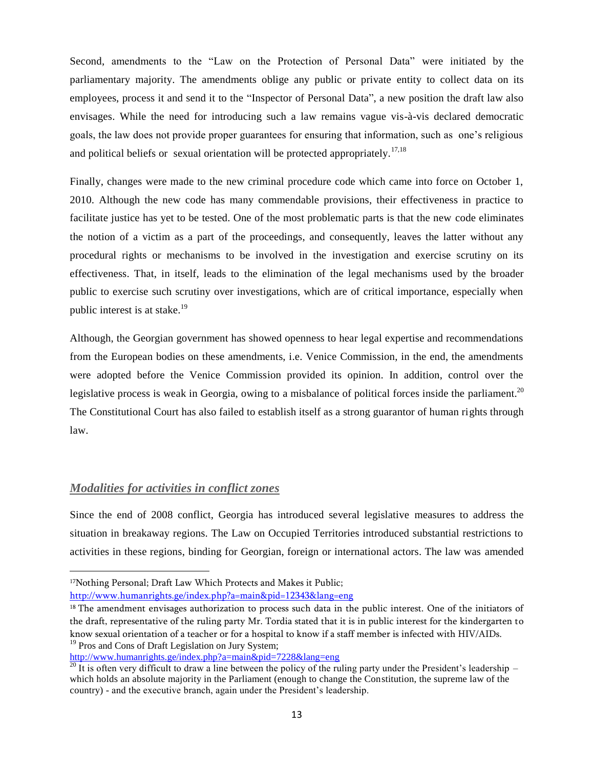Second, amendments to the "Law on the Protection of Personal Data" were initiated by the parliamentary majority. The amendments oblige any public or private entity to collect data on its employees, process it and send it to the "Inspector of Personal Data", a new position the draft law also envisages. While the need for introducing such a law remains vague vis-à-vis declared democratic goals, the law does not provide proper guarantees for ensuring that information, such as one's religious and political beliefs or sexual orientation will be protected appropriately.[17,18]

Finally, changes were made to the new criminal procedure code which came into force on October 1, 2010. Although the new code has many commendable provisions, their effectiveness in practice to facilitate justice has yet to be tested. One of the most problematic parts is that the new code eliminates the notion of a victim as a part of the proceedings, and consequently, leaves the latter without any procedural rights or mechanisms to be involved in the investigation and exercise scrutiny on its effectiveness. That, in itself, leads to the elimination of the legal mechanisms used by the broader public to exercise such scrutiny over investigations, which are of critical importance, especially when public interest is at stake.[19]

Although, the Georgian government has showed openness to hear legal expertise and recommendations from the European bodies on these amendments, i.e. Venice Commission, in the end, the amendments were adopted before the Venice Commission provided its opinion. In addition, control over the legislative process is weak in Georgia, owing to a misbalance of political forces inside the parliament.[20] The Constitutional Court has also failed to establish itself as a strong guarantor of human rights through law.

## *Modalities for activities in conflict zones*

Since the end of 2008 conflict, Georgia has introduced several legislative measures to address the situation in breakaway regions. The Law on Occupied Territories introduced substantial restrictions to activities in these regions, binding for Georgian, foreign or international actors. The law was amended

---

[17] Nothing Personal; Draft Law Which Protects and Makes it Public; http://www.humanrights.ge/index.php?a=main&pid=12343&lang=eng

[18] The amendment envisages authorization to process such data in the public interest. One of the initiators of the draft, representative of the ruling party Mr. Tordia stated that it is in public interest for the kindergarten to know sexual orientation of a teacher or for a hospital to know if a staff member is infected with HIV/AIDs.

[19] Pros and Cons of Draft Legislation on Jury System; http://www.humanrights.ge/index.php?a=main&pid=7228&lang=eng

[20] It is often very difficult to draw a line between the policy of the ruling party under the President's leadership – which holds an absolute majority in the Parliament (enough to change the Constitution, the supreme law of the country) - and the executive branch, again under the President's leadership.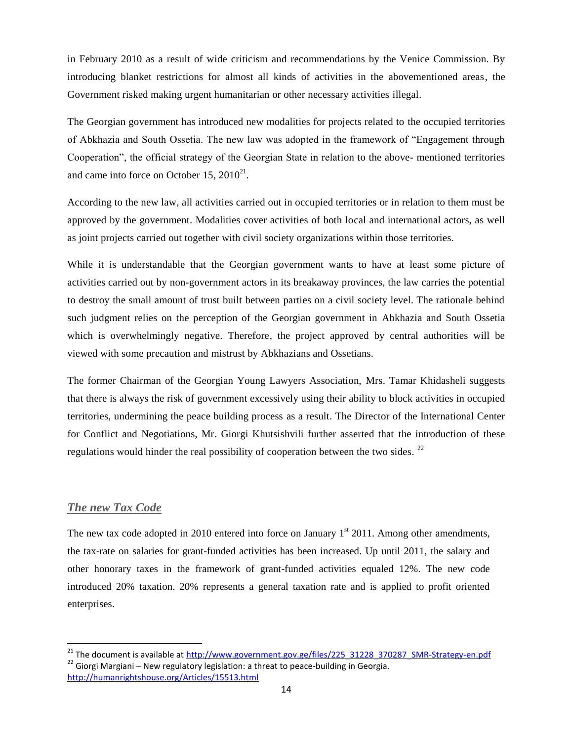in February 2010 as a result of wide criticism and recommendations by the Venice Commission. By introducing blanket restrictions for almost all kinds of activities in the abovementioned areas, the Government risked making urgent humanitarian or other necessary activities illegal.

The Georgian government has introduced new modalities for projects related to the occupied territories of Abkhazia and South Ossetia. The new law was adopted in the framework of "Engagement through Cooperation", the official strategy of the Georgian State in relation to the above- mentioned territories and came into force on October 15, 2010[21].

According to the new law, all activities carried out in occupied territories or in relation to them must be approved by the government. Modalities cover activities of both local and international actors, as well as joint projects carried out together with civil society organizations within those territories.

While it is understandable that the Georgian government wants to have at least some picture of activities carried out by non-government actors in its breakaway provinces, the law carries the potential to destroy the small amount of trust built between parties on a civil society level. The rationale behind such judgment relies on the perception of the Georgian government in Abkhazia and South Ossetia which is overwhelmingly negative. Therefore, the project approved by central authorities will be viewed with some precaution and mistrust by Abkhazians and Ossetians.

The former Chairman of the Georgian Young Lawyers Association, Mrs. Tamar Khidasheli suggests that there is always the risk of government excessively using their ability to block activities in occupied territories, undermining the peace building process as a result. The Director of the International Center for Conflict and Negotiations, Mr. Giorgi Khutsishvili further asserted that the introduction of these regulations would hinder the real possibility of cooperation between the two sides. [22]

## *The new Tax Code*

The new tax code adopted in 2010 entered into force on January 1st 2011. Among other amendments, the tax-rate on salaries for grant-funded activities has been increased. Up until 2011, the salary and other honorary taxes in the framework of grant-funded activities equaled 12%. The new code introduced 20% taxation. 20% represents a general taxation rate and is applied to profit oriented enterprises.

---

[21] The document is available at http://www.government.gov.ge/files/225_31228_370287_SMR-Strategy-en.pdf

[22] Giorgi Margiani – New regulatory legislation: a threat to peace-building in Georgia. http://humanrightshouse.org/Articles/15513.html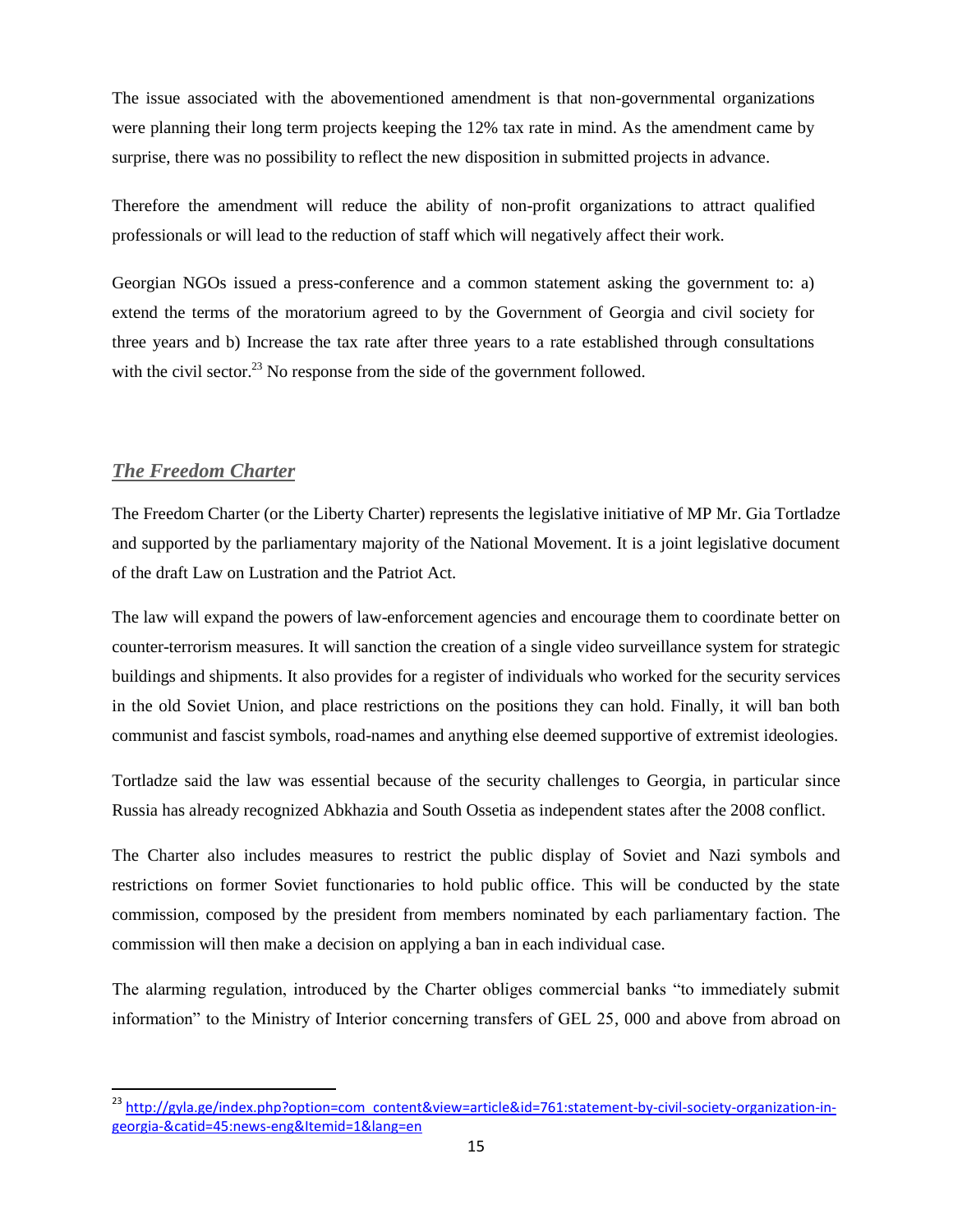The issue associated with the abovementioned amendment is that non-governmental organizations were planning their long term projects keeping the 12% tax rate in mind. As the amendment came by surprise, there was no possibility to reflect the new disposition in submitted projects in advance.

Therefore the amendment will reduce the ability of non-profit organizations to attract qualified professionals or will lead to the reduction of staff which will negatively affect their work.

Georgian NGOs issued a press-conference and a common statement asking the government to: a) extend the terms of the moratorium agreed to by the Government of Georgia and civil society for three years and b) Increase the tax rate after three years to a rate established through consultations with the civil sector.[23] No response from the side of the government followed.

## ***The Freedom Charter***

The Freedom Charter (or the Liberty Charter) represents the legislative initiative of MP Mr. Gia Tortladze and supported by the parliamentary majority of the National Movement. It is a joint legislative document of the draft Law on Lustration and the Patriot Act.

The law will expand the powers of law-enforcement agencies and encourage them to coordinate better on counter-terrorism measures. It will sanction the creation of a single video surveillance system for strategic buildings and shipments. It also provides for a register of individuals who worked for the security services in the old Soviet Union, and place restrictions on the positions they can hold. Finally, it will ban both communist and fascist symbols, road-names and anything else deemed supportive of extremist ideologies.

Tortladze said the law was essential because of the security challenges to Georgia, in particular since Russia has already recognized Abkhazia and South Ossetia as independent states after the 2008 conflict.

The Charter also includes measures to restrict the public display of Soviet and Nazi symbols and restrictions on former Soviet functionaries to hold public office. This will be conducted by the state commission, composed by the president from members nominated by each parliamentary faction. The commission will then make a decision on applying a ban in each individual case.

The alarming regulation, introduced by the Charter obliges commercial banks "to immediately submit information" to the Ministry of Interior concerning transfers of GEL 25, 000 and above from abroad on

---

[23] http://gyla.ge/index.php?option=com_content&view=article&id=761:statement-by-civil-society-organization-in-georgia-&catid=45:news-eng&Itemid=1&lang=en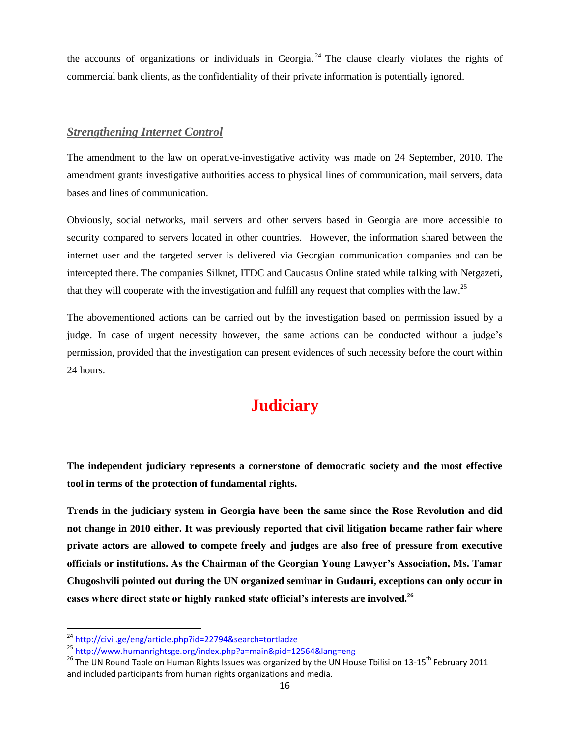the accounts of organizations or individuals in Georgia.[24] The clause clearly violates the rights of commercial bank clients, as the confidentiality of their private information is potentially ignored.

### ***Strengthening Internet Control***

The amendment to the law on operative-investigative activity was made on 24 September, 2010. The amendment grants investigative authorities access to physical lines of communication, mail servers, data bases and lines of communication.

Obviously, social networks, mail servers and other servers based in Georgia are more accessible to security compared to servers located in other countries. However, the information shared between the internet user and the targeted server is delivered via Georgian communication companies and can be intercepted there. The companies Silknet, ITDC and Caucasus Online stated while talking with Netgazeti, that they will cooperate with the investigation and fulfill any request that complies with the law.[25]

The abovementioned actions can be carried out by the investigation based on permission issued by a judge. In case of urgent necessity however, the same actions can be conducted without a judge's permission, provided that the investigation can present evidences of such necessity before the court within 24 hours.

# Judiciary

**The independent judiciary represents a cornerstone of democratic society and the most effective tool in terms of the protection of fundamental rights.**

**Trends in the judiciary system in Georgia have been the same since the Rose Revolution and did not change in 2010 either. It was previously reported that civil litigation became rather fair where private actors are allowed to compete freely and judges are also free of pressure from executive officials or institutions. As the Chairman of the Georgian Young Lawyer's Association, Ms. Tamar Chugoshvili pointed out during the UN organized seminar in Gudauri, exceptions can only occur in cases where direct state or highly ranked state official's interests are involved.**[26]

---

[24] http://civil.ge/eng/article.php?id=22794&search=tortladze

[25] http://www.humanrightsge.org/index.php?a=main&pid=12564&lang=eng

[26] The UN Round Table on Human Rights Issues was organized by the UN House Tbilisi on 13-15th February 2011 and included participants from human rights organizations and media.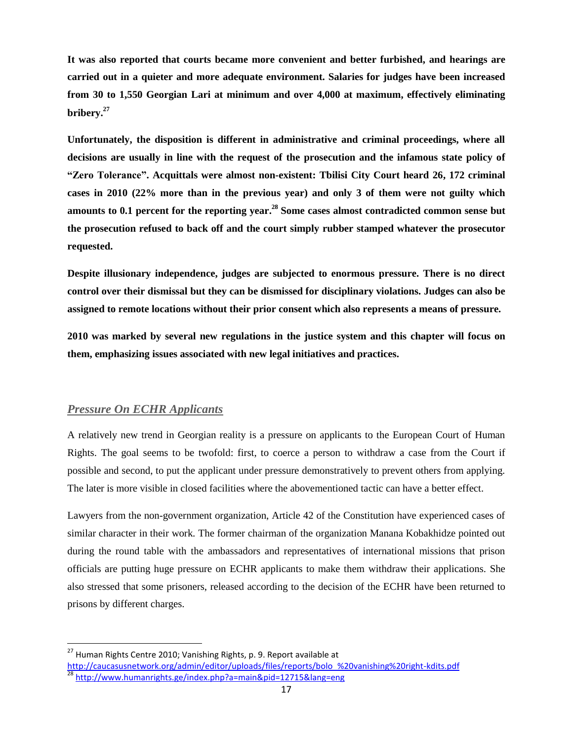**It was also reported that courts became more convenient and better furbished, and hearings are carried out in a quieter and more adequate environment. Salaries for judges have been increased from 30 to 1,550 Georgian Lari at minimum and over 4,000 at maximum, effectively eliminating bribery.[27]**

**Unfortunately, the disposition is different in administrative and criminal proceedings, where all decisions are usually in line with the request of the prosecution and the infamous state policy of "Zero Tolerance". Acquittals were almost non-existent: Tbilisi City Court heard 26, 172 criminal cases in 2010 (22% more than in the previous year) and only 3 of them were not guilty which amounts to 0.1 percent for the reporting year.[28] Some cases almost contradicted common sense but the prosecution refused to back off and the court simply rubber stamped whatever the prosecutor requested.**

**Despite illusionary independence, judges are subjected to enormous pressure. There is no direct control over their dismissal but they can be dismissed for disciplinary violations. Judges can also be assigned to remote locations without their prior consent which also represents a means of pressure.**

**2010 was marked by several new regulations in the justice system and this chapter will focus on them, emphasizing issues associated with new legal initiatives and practices.**

## *Pressure On ECHR Applicants*

A relatively new trend in Georgian reality is a pressure on applicants to the European Court of Human Rights. The goal seems to be twofold: first, to coerce a person to withdraw a case from the Court if possible and second, to put the applicant under pressure demonstratively to prevent others from applying. The later is more visible in closed facilities where the abovementioned tactic can have a better effect.

Lawyers from the non-government organization, Article 42 of the Constitution have experienced cases of similar character in their work. The former chairman of the organization Manana Kobakhidze pointed out during the round table with the ambassadors and representatives of international missions that prison officials are putting huge pressure on ECHR applicants to make them withdraw their applications. She also stressed that some prisoners, released according to the decision of the ECHR have been returned to prisons by different charges.

---

[27] Human Rights Centre 2010; Vanishing Rights, p. 9. Report available at http://caucasusnetwork.org/admin/editor/uploads/files/reports/bolo_%20vanishing%20right-kdits.pdf

[28] http://www.humanrights.ge/index.php?a=main&pid=12715&lang=eng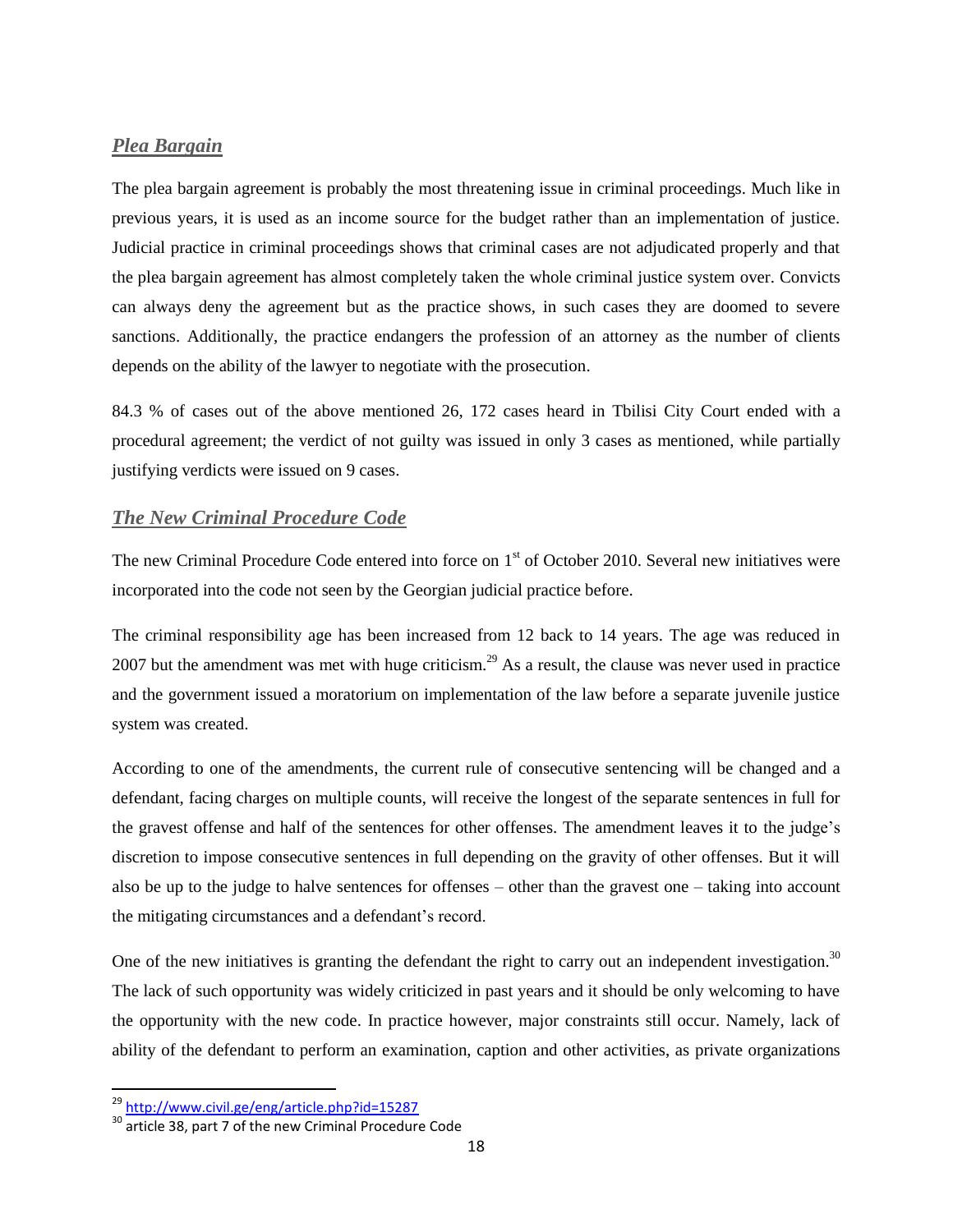## ***Plea Bargain***

The plea bargain agreement is probably the most threatening issue in criminal proceedings. Much like in previous years, it is used as an income source for the budget rather than an implementation of justice. Judicial practice in criminal proceedings shows that criminal cases are not adjudicated properly and that the plea bargain agreement has almost completely taken the whole criminal justice system over. Convicts can always deny the agreement but as the practice shows, in such cases they are doomed to severe sanctions. Additionally, the practice endangers the profession of an attorney as the number of clients depends on the ability of the lawyer to negotiate with the prosecution.

84.3 % of cases out of the above mentioned 26, 172 cases heard in Tbilisi City Court ended with a procedural agreement; the verdict of not guilty was issued in only 3 cases as mentioned, while partially justifying verdicts were issued on 9 cases.

## ***The New Criminal Procedure Code***

The new Criminal Procedure Code entered into force on 1st of October 2010. Several new initiatives were incorporated into the code not seen by the Georgian judicial practice before.

The criminal responsibility age has been increased from 12 back to 14 years. The age was reduced in 2007 but the amendment was met with huge criticism.[29] As a result, the clause was never used in practice and the government issued a moratorium on implementation of the law before a separate juvenile justice system was created.

According to one of the amendments, the current rule of consecutive sentencing will be changed and a defendant, facing charges on multiple counts, will receive the longest of the separate sentences in full for the gravest offense and half of the sentences for other offenses. The amendment leaves it to the judge's discretion to impose consecutive sentences in full depending on the gravity of other offenses. But it will also be up to the judge to halve sentences for offenses – other than the gravest one – taking into account the mitigating circumstances and a defendant's record.

One of the new initiatives is granting the defendant the right to carry out an independent investigation.[30] The lack of such opportunity was widely criticized in past years and it should be only welcoming to have the opportunity with the new code. In practice however, major constraints still occur. Namely, lack of ability of the defendant to perform an examination, caption and other activities, as private organizations

---

[29] http://www.civil.ge/eng/article.php?id=15287

[30] article 38, part 7 of the new Criminal Procedure Code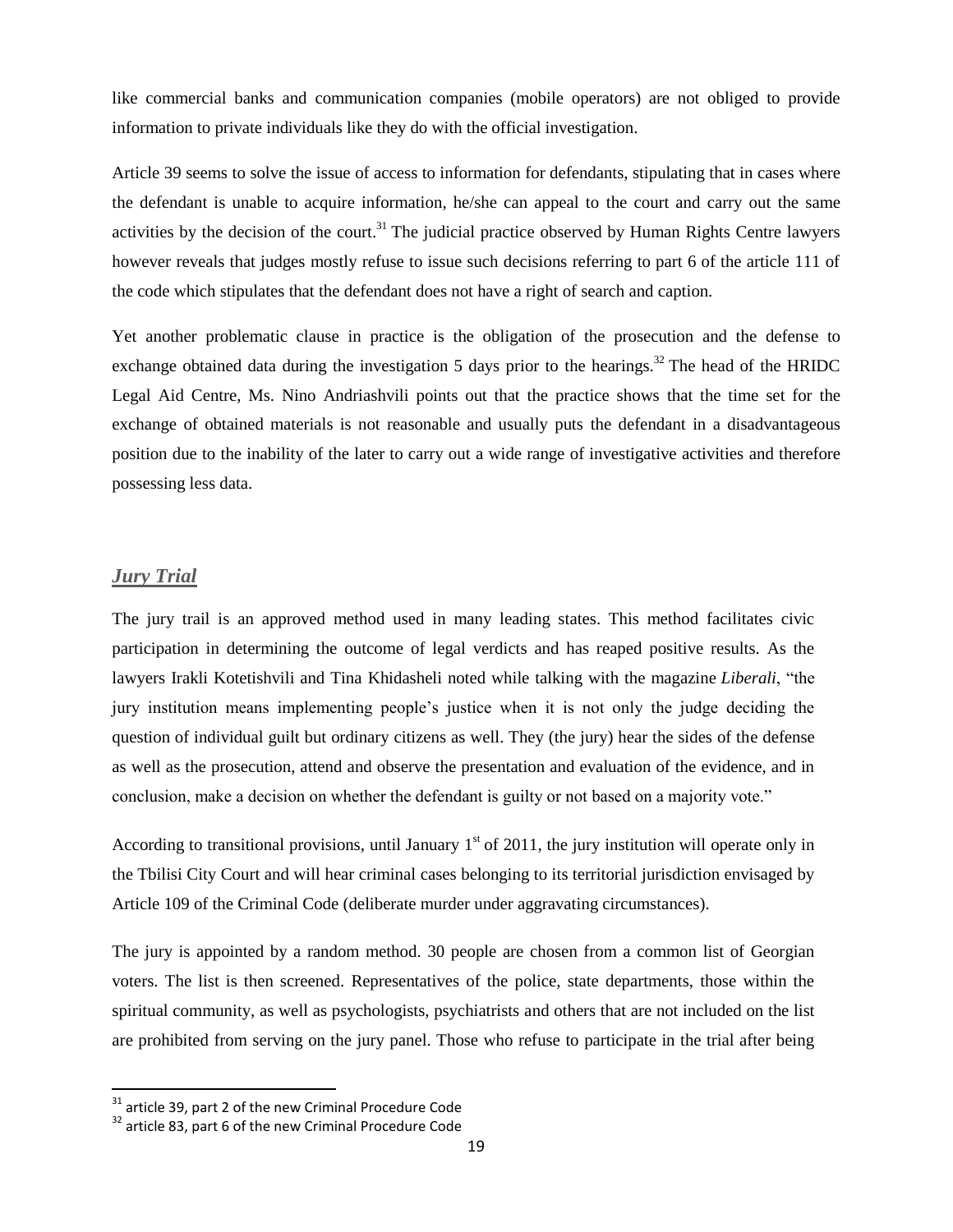like commercial banks and communication companies (mobile operators) are not obliged to provide information to private individuals like they do with the official investigation.

Article 39 seems to solve the issue of access to information for defendants, stipulating that in cases where the defendant is unable to acquire information, he/she can appeal to the court and carry out the same activities by the decision of the court.[31] The judicial practice observed by Human Rights Centre lawyers however reveals that judges mostly refuse to issue such decisions referring to part 6 of the article 111 of the code which stipulates that the defendant does not have a right of search and caption.

Yet another problematic clause in practice is the obligation of the prosecution and the defense to exchange obtained data during the investigation 5 days prior to the hearings.[32] The head of the HRIDC Legal Aid Centre, Ms. Nino Andriashvili points out that the practice shows that the time set for the exchange of obtained materials is not reasonable and usually puts the defendant in a disadvantageous position due to the inability of the later to carry out a wide range of investigative activities and therefore possessing less data.

## ***Jury Trial***

The jury trail is an approved method used in many leading states. This method facilitates civic participation in determining the outcome of legal verdicts and has reaped positive results. As the lawyers Irakli Kotetishvili and Tina Khidasheli noted while talking with the magazine *Liberali*, "the jury institution means implementing people's justice when it is not only the judge deciding the question of individual guilt but ordinary citizens as well. They (the jury) hear the sides of the defense as well as the prosecution, attend and observe the presentation and evaluation of the evidence, and in conclusion, make a decision on whether the defendant is guilty or not based on a majority vote."

According to transitional provisions, until January 1st of 2011, the jury institution will operate only in the Tbilisi City Court and will hear criminal cases belonging to its territorial jurisdiction envisaged by Article 109 of the Criminal Code (deliberate murder under aggravating circumstances).

The jury is appointed by a random method. 30 people are chosen from a common list of Georgian voters. The list is then screened. Representatives of the police, state departments, those within the spiritual community, as well as psychologists, psychiatrists and others that are not included on the list are prohibited from serving on the jury panel. Those who refuse to participate in the trial after being

---

[31] article 39, part 2 of the new Criminal Procedure Code

[32] article 83, part 6 of the new Criminal Procedure Code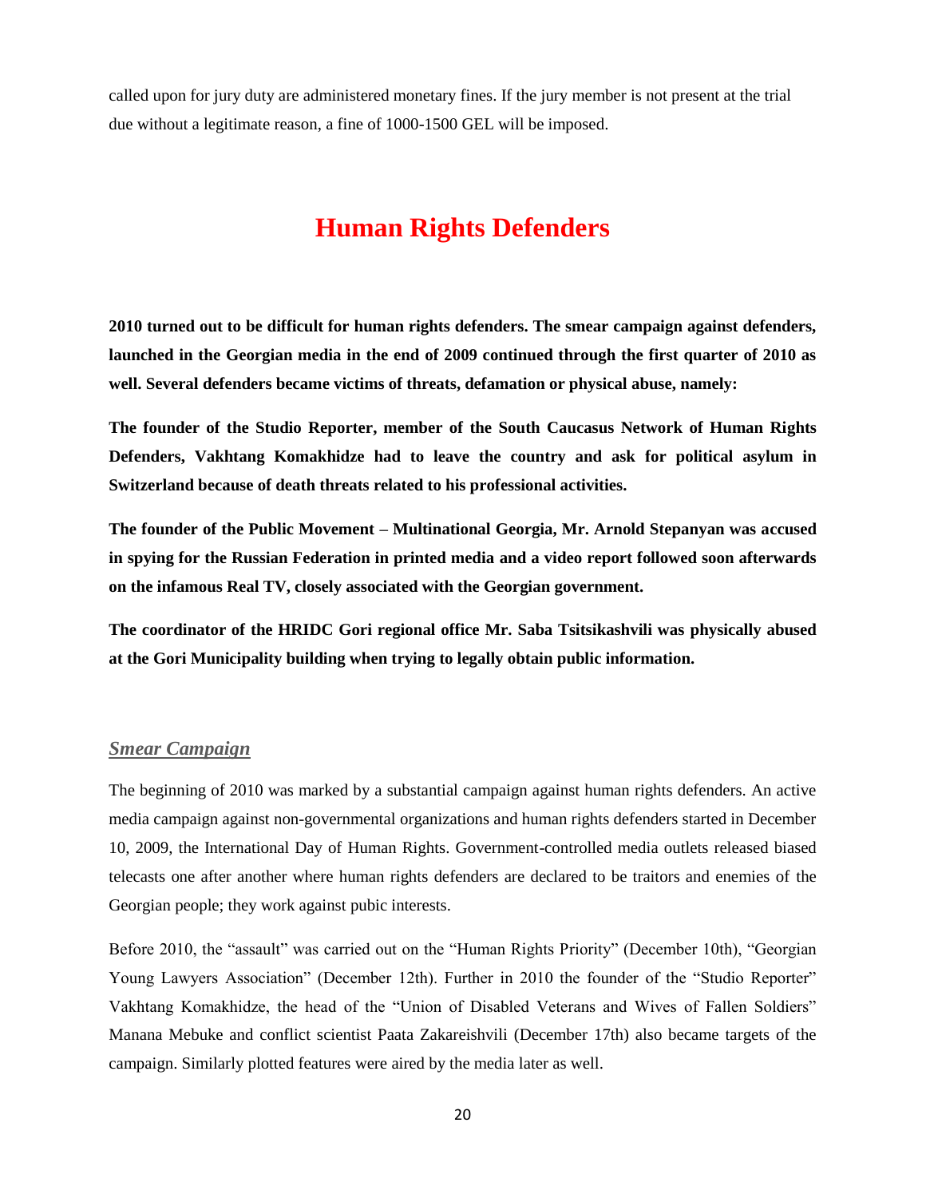called upon for jury duty are administered monetary fines. If the jury member is not present at the trial due without a legitimate reason, a fine of 1000-1500 GEL will be imposed.

# Human Rights Defenders

**2010 turned out to be difficult for human rights defenders. The smear campaign against defenders, launched in the Georgian media in the end of 2009 continued through the first quarter of 2010 as well. Several defenders became victims of threats, defamation or physical abuse, namely:**

**The founder of the Studio Reporter, member of the South Caucasus Network of Human Rights Defenders, Vakhtang Komakhidze had to leave the country and ask for political asylum in Switzerland because of death threats related to his professional activities.**

**The founder of the Public Movement – Multinational Georgia, Mr. Arnold Stepanyan was accused in spying for the Russian Federation in printed media and a video report followed soon afterwards on the infamous Real TV, closely associated with the Georgian government.**

**The coordinator of the HRIDC Gori regional office Mr. Saba Tsitsikashvili was physically abused at the Gori Municipality building when trying to legally obtain public information.**

## *Smear Campaign*

The beginning of 2010 was marked by a substantial campaign against human rights defenders. An active media campaign against non-governmental organizations and human rights defenders started in December 10, 2009, the International Day of Human Rights. Government-controlled media outlets released biased telecasts one after another where human rights defenders are declared to be traitors and enemies of the Georgian people; they work against pubic interests.

Before 2010, the "assault" was carried out on the "Human Rights Priority" (December 10th), "Georgian Young Lawyers Association" (December 12th). Further in 2010 the founder of the "Studio Reporter" Vakhtang Komakhidze, the head of the "Union of Disabled Veterans and Wives of Fallen Soldiers" Manana Mebuke and conflict scientist Paata Zakareishvili (December 17th) also became targets of the campaign. Similarly plotted features were aired by the media later as well.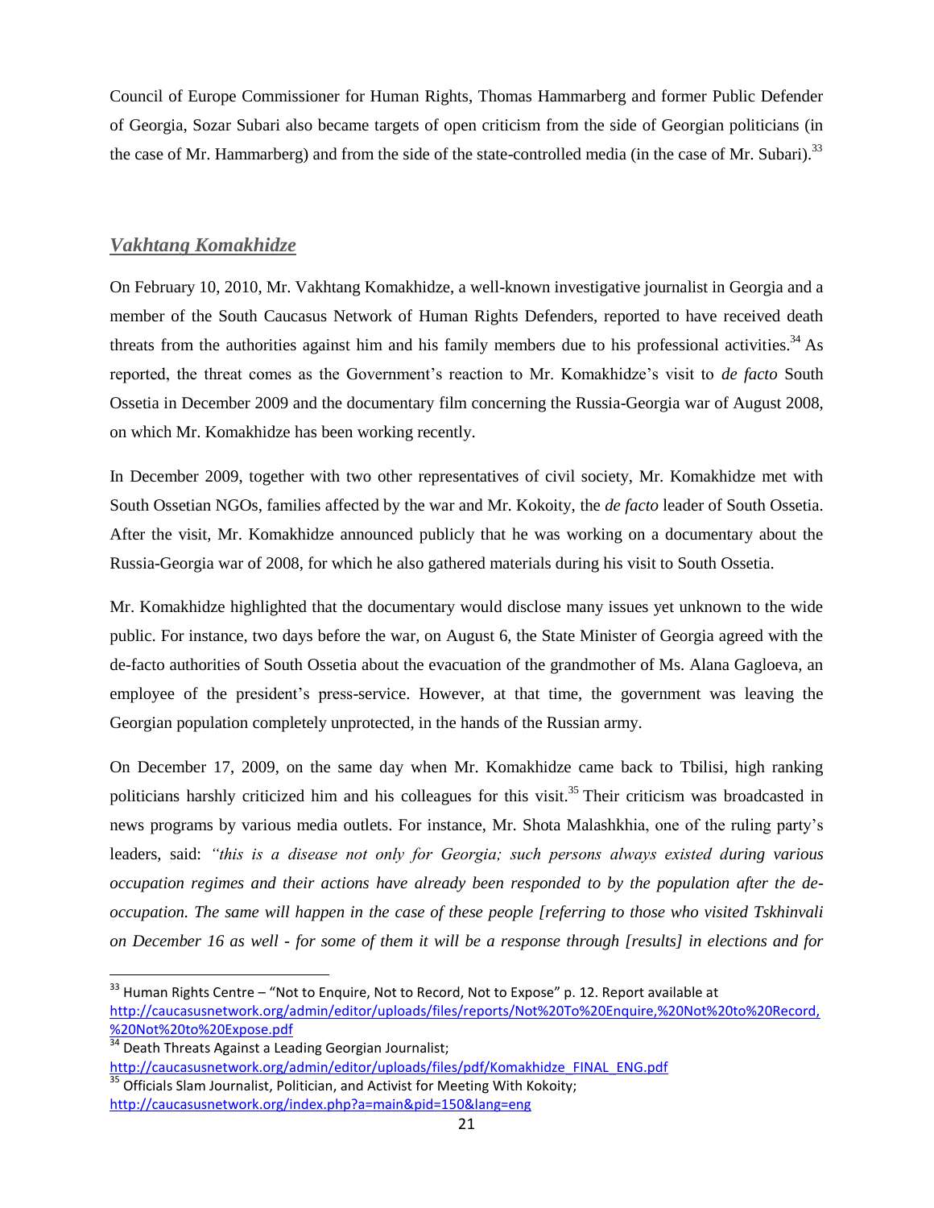Council of Europe Commissioner for Human Rights, Thomas Hammarberg and former Public Defender of Georgia, Sozar Subari also became targets of open criticism from the side of Georgian politicians (in the case of Mr. Hammarberg) and from the side of the state-controlled media (in the case of Mr. Subari).[33]

## *Vakhtang Komakhidze*

On February 10, 2010, Mr. Vakhtang Komakhidze, a well-known investigative journalist in Georgia and a member of the South Caucasus Network of Human Rights Defenders, reported to have received death threats from the authorities against him and his family members due to his professional activities.[34] As reported, the threat comes as the Government's reaction to Mr. Komakhidze's visit to *de facto* South Ossetia in December 2009 and the documentary film concerning the Russia-Georgia war of August 2008, on which Mr. Komakhidze has been working recently.

In December 2009, together with two other representatives of civil society, Mr. Komakhidze met with South Ossetian NGOs, families affected by the war and Mr. Kokoity, the *de facto* leader of South Ossetia. After the visit, Mr. Komakhidze announced publicly that he was working on a documentary about the Russia-Georgia war of 2008, for which he also gathered materials during his visit to South Ossetia.

Mr. Komakhidze highlighted that the documentary would disclose many issues yet unknown to the wide public. For instance, two days before the war, on August 6, the State Minister of Georgia agreed with the de-facto authorities of South Ossetia about the evacuation of the grandmother of Ms. Alana Gagloeva, an employee of the president's press-service. However, at that time, the government was leaving the Georgian population completely unprotected, in the hands of the Russian army.

On December 17, 2009, on the same day when Mr. Komakhidze came back to Tbilisi, high ranking politicians harshly criticized him and his colleagues for this visit.[35] Their criticism was broadcasted in news programs by various media outlets. For instance, Mr. Shota Malashkhia, one of the ruling party's leaders, said: *"this is a disease not only for Georgia; such persons always existed during various occupation regimes and their actions have already been responded to by the population after the de-occupation. The same will happen in the case of these people [referring to those who visited Tskhinvali on December 16 as well - for some of them it will be a response through [results] in elections and for*

---

[33] Human Rights Centre – "Not to Enquire, Not to Record, Not to Expose" p. 12. Report available at http://caucasusnetwork.org/admin/editor/uploads/files/reports/Not%20To%20Enquire,%20Not%20to%20Record,%20Not%20to%20Expose.pdf

[34] Death Threats Against a Leading Georgian Journalist; http://caucasusnetwork.org/admin/editor/uploads/files/pdf/Komakhidze_FINAL_ENG.pdf

[35] Officials Slam Journalist, Politician, and Activist for Meeting With Kokoity; http://caucasusnetwork.org/index.php?a=main&pid=150&lang=eng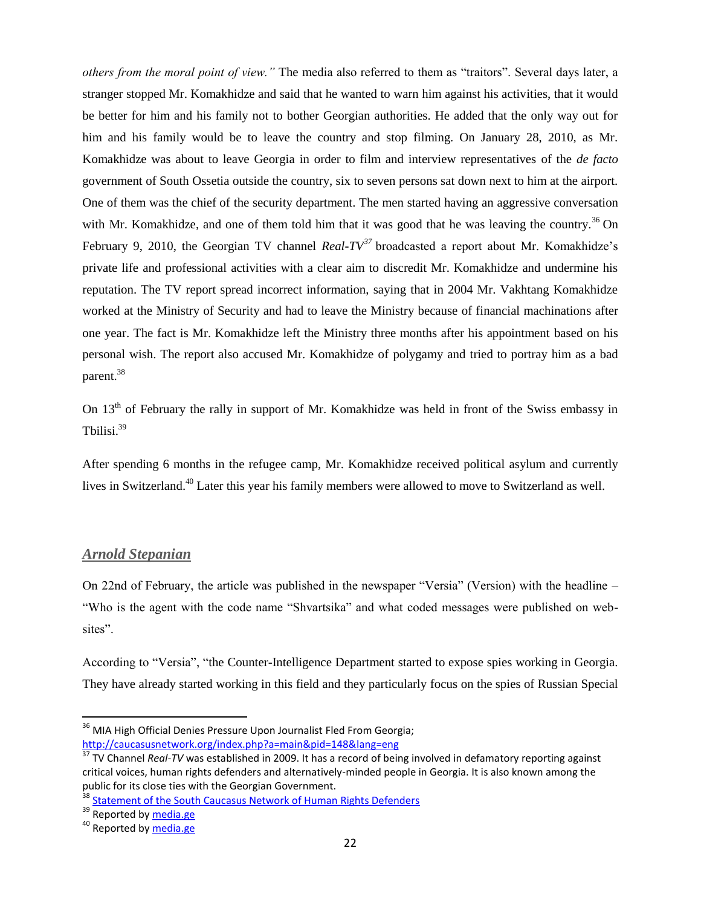*others from the moral point of view."* The media also referred to them as "traitors". Several days later, a stranger stopped Mr. Komakhidze and said that he wanted to warn him against his activities, that it would be better for him and his family not to bother Georgian authorities. He added that the only way out for him and his family would be to leave the country and stop filming. On January 28, 2010, as Mr. Komakhidze was about to leave Georgia in order to film and interview representatives of the *de facto* government of South Ossetia outside the country, six to seven persons sat down next to him at the airport. One of them was the chief of the security department. The men started having an aggressive conversation with Mr. Komakhidze, and one of them told him that it was good that he was leaving the country.[36] On February 9, 2010, the Georgian TV channel *Real-TV*[37] broadcasted a report about Mr. Komakhidze's private life and professional activities with a clear aim to discredit Mr. Komakhidze and undermine his reputation. The TV report spread incorrect information, saying that in 2004 Mr. Vakhtang Komakhidze worked at the Ministry of Security and had to leave the Ministry because of financial machinations after one year. The fact is Mr. Komakhidze left the Ministry three months after his appointment based on his personal wish. The report also accused Mr. Komakhidze of polygamy and tried to portray him as a bad parent.[38]

On 13th of February the rally in support of Mr. Komakhidze was held in front of the Swiss embassy in Tbilisi.[39]

After spending 6 months in the refugee camp, Mr. Komakhidze received political asylum and currently lives in Switzerland.[40] Later this year his family members were allowed to move to Switzerland as well.

## *Arnold Stepanian*

On 22nd of February, the article was published in the newspaper "Versia" (Version) with the headline – "Who is the agent with the code name "Shvartsika" and what coded messages were published on web-sites".

According to "Versia", "the Counter-Intelligence Department started to expose spies working in Georgia. They have already started working in this field and they particularly focus on the spies of Russian Special

---

[36] MIA High Official Denies Pressure Upon Journalist Fled From Georgia; http://caucasusnetwork.org/index.php?a=main&pid=148&lang=eng

[37] TV Channel *Real-TV* was established in 2009. It has a record of being involved in defamatory reporting against critical voices, human rights defenders and alternatively-minded people in Georgia. It is also known among the public for its close ties with the Georgian Government.

[38] Statement of the South Caucasus Network of Human Rights Defenders

[39] Reported by media.ge

[40] Reported by media.ge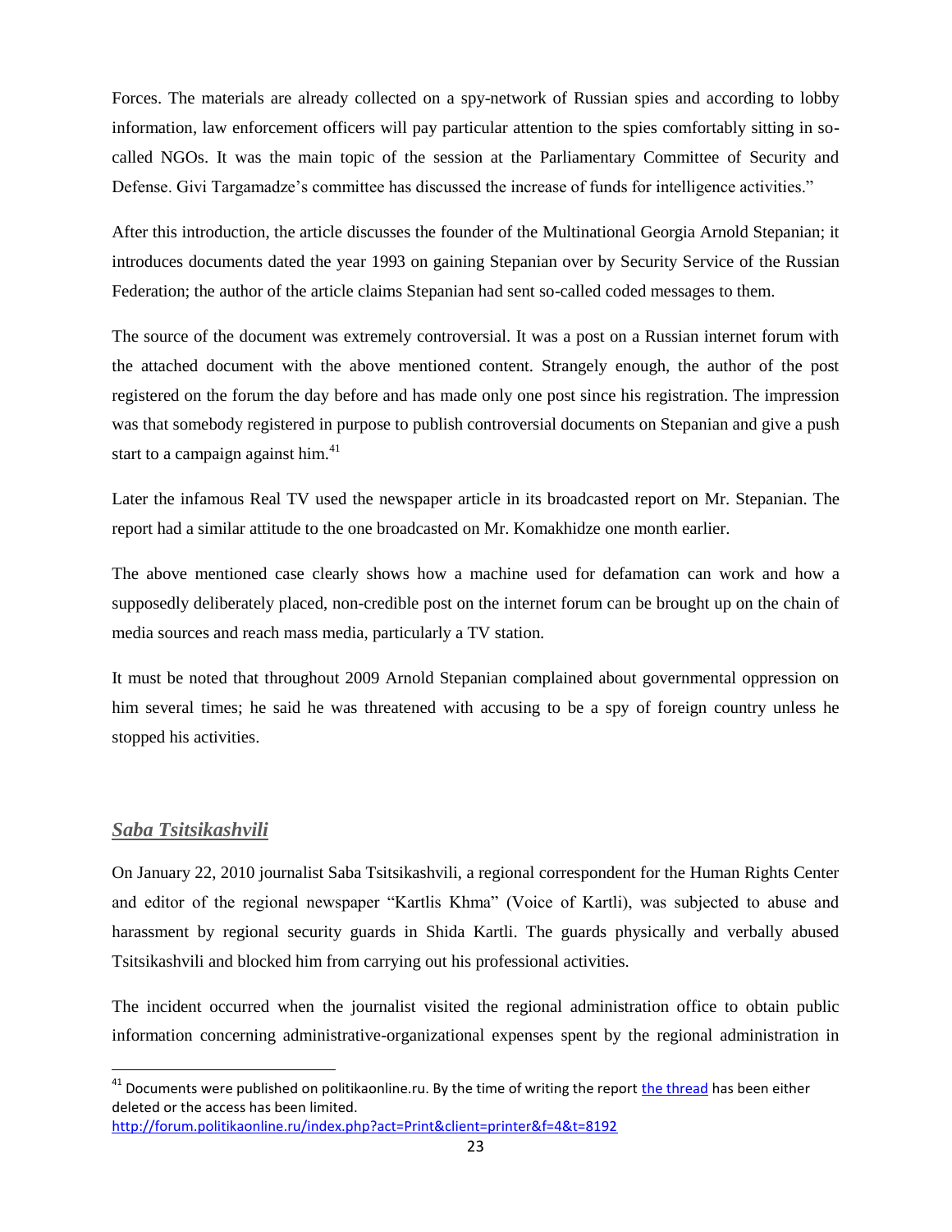Forces. The materials are already collected on a spy-network of Russian spies and according to lobby information, law enforcement officers will pay particular attention to the spies comfortably sitting in so-called NGOs. It was the main topic of the session at the Parliamentary Committee of Security and Defense. Givi Targamadze's committee has discussed the increase of funds for intelligence activities."

After this introduction, the article discusses the founder of the Multinational Georgia Arnold Stepanian; it introduces documents dated the year 1993 on gaining Stepanian over by Security Service of the Russian Federation; the author of the article claims Stepanian had sent so-called coded messages to them.

The source of the document was extremely controversial. It was a post on a Russian internet forum with the attached document with the above mentioned content. Strangely enough, the author of the post registered on the forum the day before and has made only one post since his registration. The impression was that somebody registered in purpose to publish controversial documents on Stepanian and give a push start to a campaign against him.[41]

Later the infamous Real TV used the newspaper article in its broadcasted report on Mr. Stepanian. The report had a similar attitude to the one broadcasted on Mr. Komakhidze one month earlier.

The above mentioned case clearly shows how a machine used for defamation can work and how a supposedly deliberately placed, non-credible post on the internet forum can be brought up on the chain of media sources and reach mass media, particularly a TV station.

It must be noted that throughout 2009 Arnold Stepanian complained about governmental oppression on him several times; he said he was threatened with accusing to be a spy of foreign country unless he stopped his activities.

## *Saba Tsitsikashvili*

On January 22, 2010 journalist Saba Tsitsikashvili, a regional correspondent for the Human Rights Center and editor of the regional newspaper "Kartlis Khma" (Voice of Kartli), was subjected to abuse and harassment by regional security guards in Shida Kartli. The guards physically and verbally abused Tsitsikashvili and blocked him from carrying out his professional activities.

The incident occurred when the journalist visited the regional administration office to obtain public information concerning administrative-organizational expenses spent by the regional administration in

---

[41] Documents were published on politikaonline.ru. By the time of writing the report the thread has been either deleted or the access has been limited.
http://forum.politikaonline.ru/index.php?act=Print&client=printer&f=4&t=8192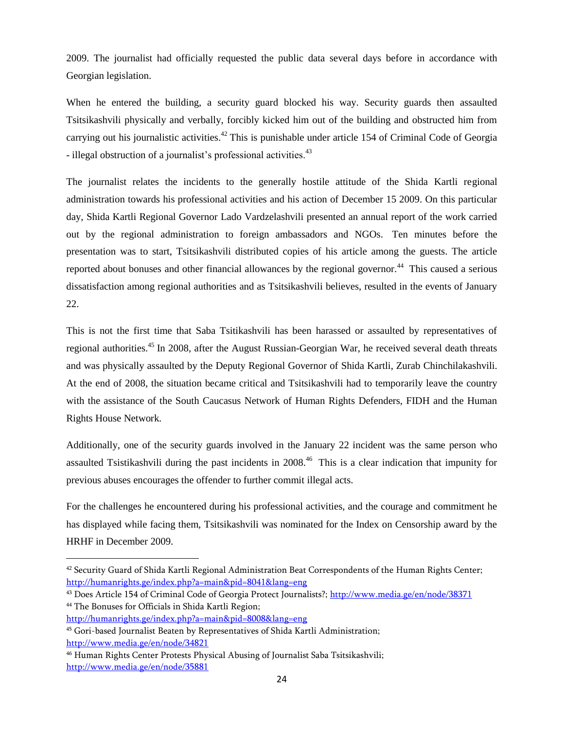2009. The journalist had officially requested the public data several days before in accordance with Georgian legislation.

When he entered the building, a security guard blocked his way. Security guards then assaulted Tsitsikashvili physically and verbally, forcibly kicked him out of the building and obstructed him from carrying out his journalistic activities.[42] This is punishable under article 154 of Criminal Code of Georgia - illegal obstruction of a journalist's professional activities.[43]

The journalist relates the incidents to the generally hostile attitude of the Shida Kartli regional administration towards his professional activities and his action of December 15 2009. On this particular day, Shida Kartli Regional Governor Lado Vardzelashvili presented an annual report of the work carried out by the regional administration to foreign ambassadors and NGOs. Ten minutes before the presentation was to start, Tsitsikashvili distributed copies of his article among the guests. The article reported about bonuses and other financial allowances by the regional governor.[44] This caused a serious dissatisfaction among regional authorities and as Tsitsikashvili believes, resulted in the events of January 22.

This is not the first time that Saba Tsitikashvili has been harassed or assaulted by representatives of regional authorities.[45] In 2008, after the August Russian-Georgian War, he received several death threats and was physically assaulted by the Deputy Regional Governor of Shida Kartli, Zurab Chinchilakashvili. At the end of 2008, the situation became critical and Tsitsikashvili had to temporarily leave the country with the assistance of the South Caucasus Network of Human Rights Defenders, FIDH and the Human Rights House Network.

Additionally, one of the security guards involved in the January 22 incident was the same person who assaulted Tsistikashvili during the past incidents in 2008.[46] This is a clear indication that impunity for previous abuses encourages the offender to further commit illegal acts.

For the challenges he encountered during his professional activities, and the courage and commitment he has displayed while facing them, Tsitsikashvili was nominated for the Index on Censorship award by the HRHF in December 2009.

---

[42] Security Guard of Shida Kartli Regional Administration Beat Correspondents of the Human Rights Center; http://humanrights.ge/index.php?a=main&pid=8041&lang=eng

[43] Does Article 154 of Criminal Code of Georgia Protect Journalists?; http://www.media.ge/en/node/38371

[44] The Bonuses for Officials in Shida Kartli Region; http://humanrights.ge/index.php?a=main&pid=8008&lang=eng

[45] Gori-based Journalist Beaten by Representatives of Shida Kartli Administration; http://www.media.ge/en/node/34821

[46] Human Rights Center Protests Physical Abusing of Journalist Saba Tsitsikashvili; http://www.media.ge/en/node/35881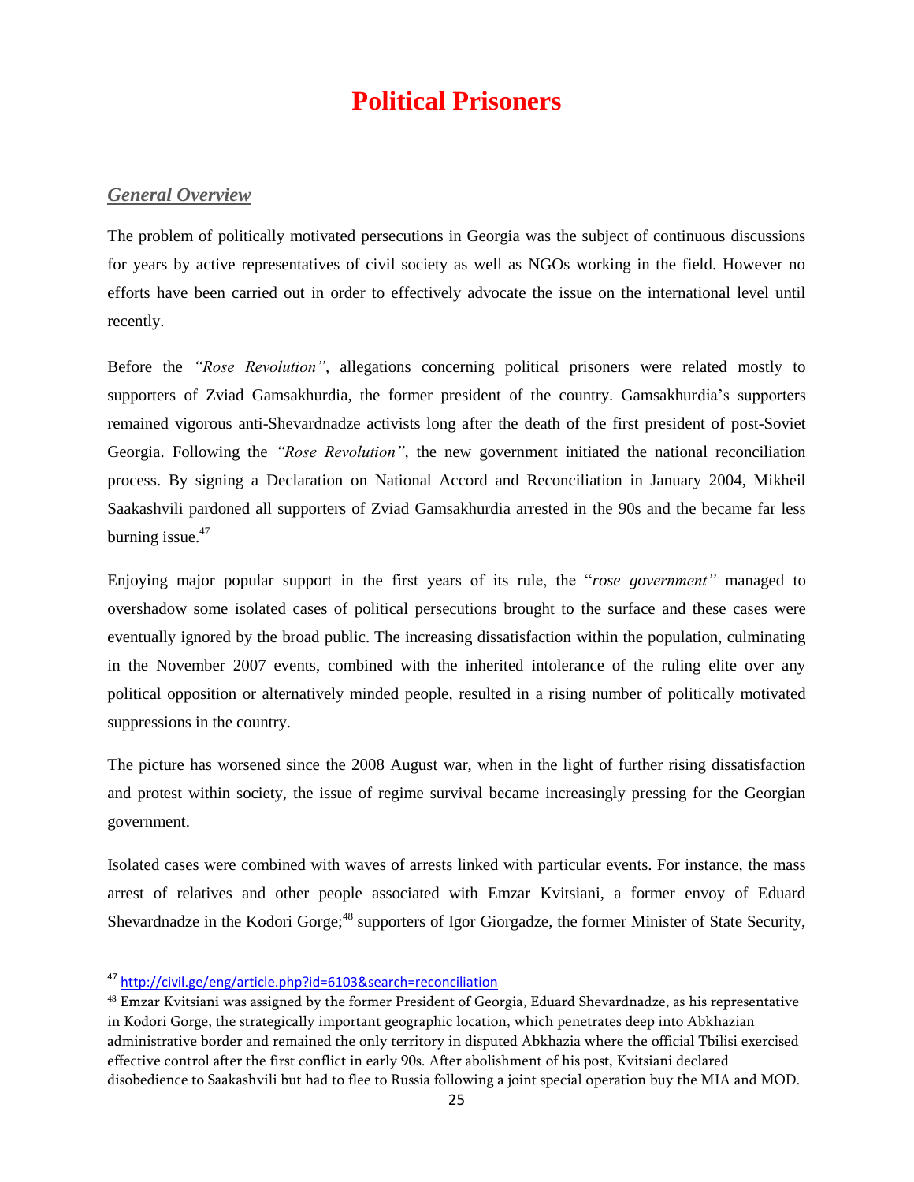# Political Prisoners

## *General Overview*

The problem of politically motivated persecutions in Georgia was the subject of continuous discussions for years by active representatives of civil society as well as NGOs working in the field. However no efforts have been carried out in order to effectively advocate the issue on the international level until recently.

Before the *"Rose Revolution"*, allegations concerning political prisoners were related mostly to supporters of Zviad Gamsakhurdia, the former president of the country. Gamsakhurdia's supporters remained vigorous anti-Shevardnadze activists long after the death of the first president of post-Soviet Georgia. Following the *"Rose Revolution"*, the new government initiated the national reconciliation process. By signing a Declaration on National Accord and Reconciliation in January 2004, Mikheil Saakashvili pardoned all supporters of Zviad Gamsakhurdia arrested in the 90s and the became far less burning issue.[47]

Enjoying major popular support in the first years of its rule, the "*rose government"* managed to overshadow some isolated cases of political persecutions brought to the surface and these cases were eventually ignored by the broad public. The increasing dissatisfaction within the population, culminating in the November 2007 events, combined with the inherited intolerance of the ruling elite over any political opposition or alternatively minded people, resulted in a rising number of politically motivated suppressions in the country.

The picture has worsened since the 2008 August war, when in the light of further rising dissatisfaction and protest within society, the issue of regime survival became increasingly pressing for the Georgian government.

Isolated cases were combined with waves of arrests linked with particular events. For instance, the mass arrest of relatives and other people associated with Emzar Kvitsiani, a former envoy of Eduard Shevardnadze in the Kodori Gorge;[48] supporters of Igor Giorgadze, the former Minister of State Security,

---

[47] http://civil.ge/eng/article.php?id=6103&search=reconciliation

[48] Emzar Kvitsiani was assigned by the former President of Georgia, Eduard Shevardnadze, as his representative in Kodori Gorge, the strategically important geographic location, which penetrates deep into Abkhazian administrative border and remained the only territory in disputed Abkhazia where the official Tbilisi exercised effective control after the first conflict in early 90s. After abolishment of his post, Kvitsiani declared disobedience to Saakashvili but had to flee to Russia following a joint special operation buy the MIA and MOD.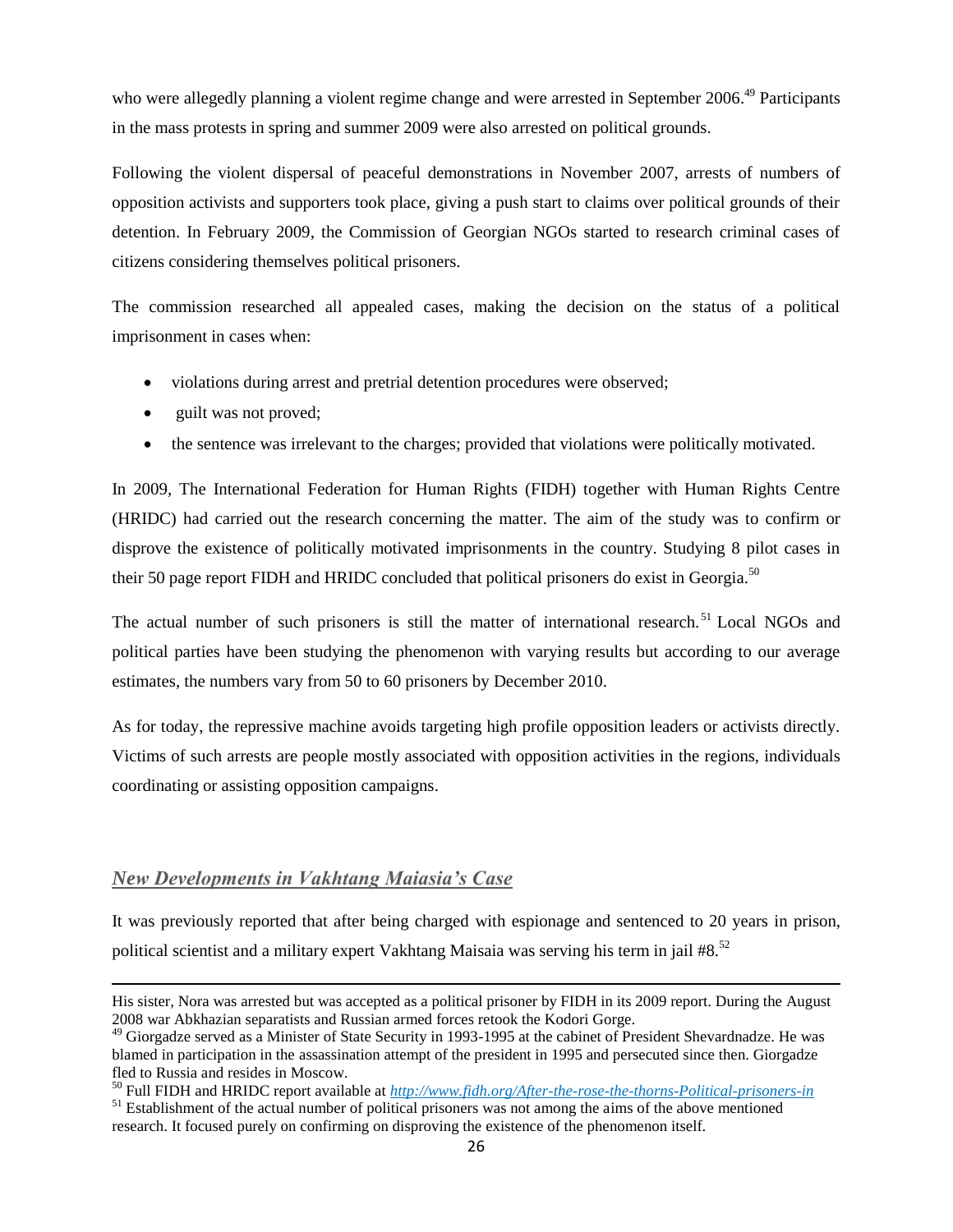who were allegedly planning a violent regime change and were arrested in September 2006.[49] Participants in the mass protests in spring and summer 2009 were also arrested on political grounds.

Following the violent dispersal of peaceful demonstrations in November 2007, arrests of numbers of opposition activists and supporters took place, giving a push start to claims over political grounds of their detention. In February 2009, the Commission of Georgian NGOs started to research criminal cases of citizens considering themselves political prisoners.

The commission researched all appealed cases, making the decision on the status of a political imprisonment in cases when:

- violations during arrest and pretrial detention procedures were observed;
- guilt was not proved;
- the sentence was irrelevant to the charges; provided that violations were politically motivated.

In 2009, The International Federation for Human Rights (FIDH) together with Human Rights Centre (HRIDC) had carried out the research concerning the matter. The aim of the study was to confirm or disprove the existence of politically motivated imprisonments in the country. Studying 8 pilot cases in their 50 page report FIDH and HRIDC concluded that political prisoners do exist in Georgia.[50]

The actual number of such prisoners is still the matter of international research.[51] Local NGOs and political parties have been studying the phenomenon with varying results but according to our average estimates, the numbers vary from 50 to 60 prisoners by December 2010.

As for today, the repressive machine avoids targeting high profile opposition leaders or activists directly. Victims of such arrests are people mostly associated with opposition activities in the regions, individuals coordinating or assisting opposition campaigns.

## *New Developments in Vakhtang Maiasia's Case*

It was previously reported that after being charged with espionage and sentenced to 20 years in prison, political scientist and a military expert Vakhtang Maisaia was serving his term in jail #8.[52]

---

His sister, Nora was arrested but was accepted as a political prisoner by FIDH in its 2009 report. During the August 2008 war Abkhazian separatists and Russian armed forces retook the Kodori Gorge.

[49] Giorgadze served as a Minister of State Security in 1993-1995 at the cabinet of President Shevardnadze. He was blamed in participation in the assassination attempt of the president in 1995 and persecuted since then. Giorgadze fled to Russia and resides in Moscow.

[50] Full FIDH and HRIDC report available at http://www.fidh.org/After-the-rose-the-thorns-Political-prisoners-in

[51] Establishment of the actual number of political prisoners was not among the aims of the above mentioned research. It focused purely on confirming on disproving the existence of the phenomenon itself.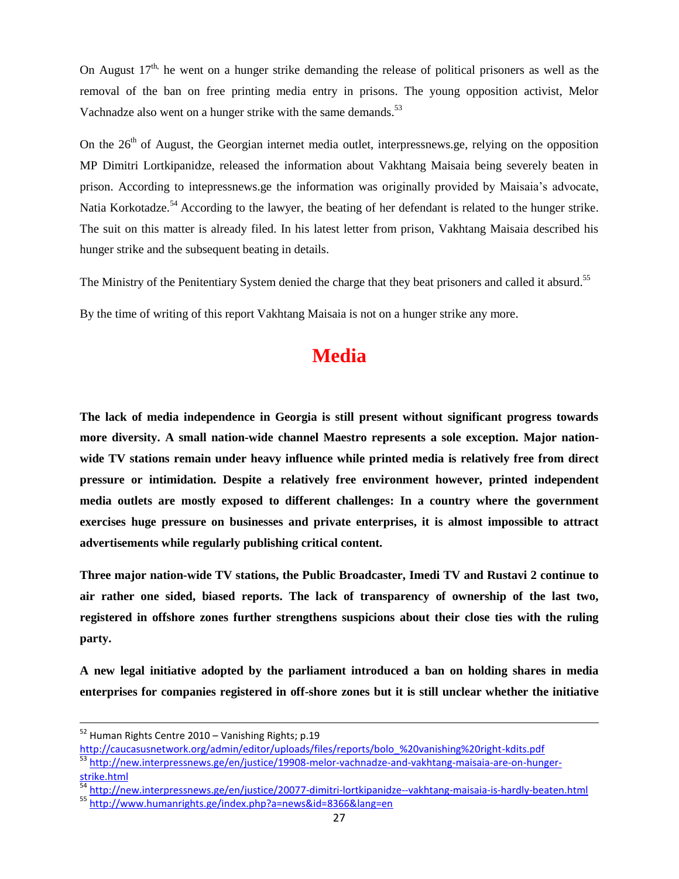On August 17th, he went on a hunger strike demanding the release of political prisoners as well as the removal of the ban on free printing media entry in prisons. The young opposition activist, Melor Vachnadze also went on a hunger strike with the same demands.[53]

On the 26th of August, the Georgian internet media outlet, interpressnews.ge, relying on the opposition MP Dimitri Lortkipanidze, released the information about Vakhtang Maisaia being severely beaten in prison. According to intepressnews.ge the information was originally provided by Maisaia's advocate, Natia Korkotadze.[54] According to the lawyer, the beating of her defendant is related to the hunger strike. The suit on this matter is already filed. In his latest letter from prison, Vakhtang Maisaia described his hunger strike and the subsequent beating in details.

The Ministry of the Penitentiary System denied the charge that they beat prisoners and called it absurd.[55]

By the time of writing of this report Vakhtang Maisaia is not on a hunger strike any more.

# Media

**The lack of media independence in Georgia is still present without significant progress towards more diversity. A small nation-wide channel Maestro represents a sole exception. Major nation-wide TV stations remain under heavy influence while printed media is relatively free from direct pressure or intimidation. Despite a relatively free environment however, printed independent media outlets are mostly exposed to different challenges: In a country where the government exercises huge pressure on businesses and private enterprises, it is almost impossible to attract advertisements while regularly publishing critical content.**

**Three major nation-wide TV stations, the Public Broadcaster, Imedi TV and Rustavi 2 continue to air rather one sided, biased reports. The lack of transparency of ownership of the last two, registered in offshore zones further strengthens suspicions about their close ties with the ruling party.**

**A new legal initiative adopted by the parliament introduced a ban on holding shares in media enterprises for companies registered in off-shore zones but it is still unclear whether the initiative**

---

[52] Human Rights Centre 2010 – Vanishing Rights; p.19 http://caucasusnetwork.org/admin/editor/uploads/files/reports/bolo_%20vanishing%20right-kdits.pdf

[53] http://new.interpressnews.ge/en/justice/19908-melor-vachnadze-and-vakhtang-maisaia-are-on-hunger-strike.html

[54] http://new.interpressnews.ge/en/justice/20077-dimitri-lortkipanidze--vakhtang-maisaia-is-hardly-beaten.html

[55] http://www.humanrights.ge/index.php?a=news&id=8366&lang=en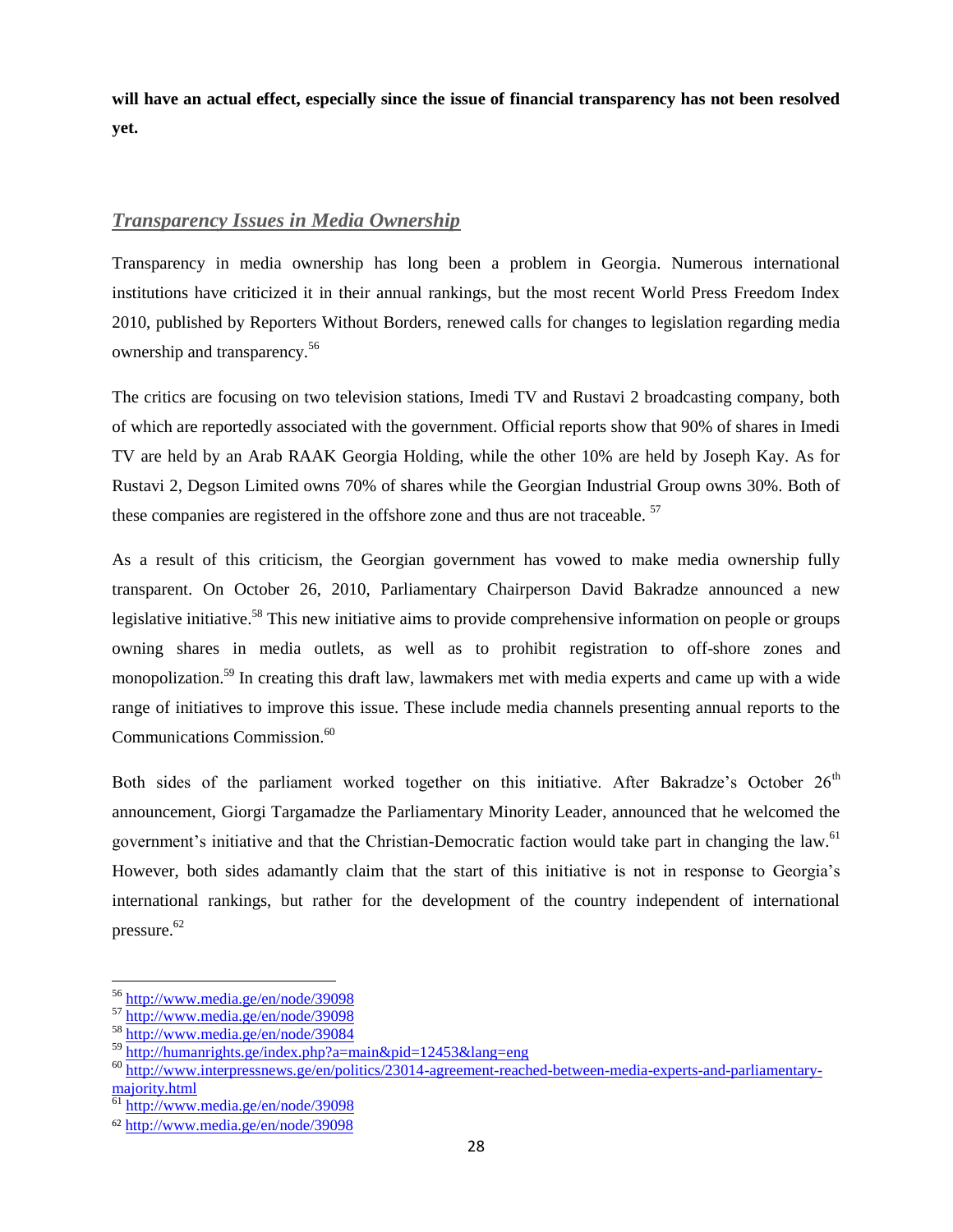**will have an actual effect, especially since the issue of financial transparency has not been resolved yet.**

## ***Transparency Issues in Media Ownership***

Transparency in media ownership has long been a problem in Georgia. Numerous international institutions have criticized it in their annual rankings, but the most recent World Press Freedom Index 2010, published by Reporters Without Borders, renewed calls for changes to legislation regarding media ownership and transparency.[56]

The critics are focusing on two television stations, Imedi TV and Rustavi 2 broadcasting company, both of which are reportedly associated with the government. Official reports show that 90% of shares in Imedi TV are held by an Arab RAAK Georgia Holding, while the other 10% are held by Joseph Kay. As for Rustavi 2, Degson Limited owns 70% of shares while the Georgian Industrial Group owns 30%. Both of these companies are registered in the offshore zone and thus are not traceable.[57]

As a result of this criticism, the Georgian government has vowed to make media ownership fully transparent. On October 26, 2010, Parliamentary Chairperson David Bakradze announced a new legislative initiative.[58] This new initiative aims to provide comprehensive information on people or groups owning shares in media outlets, as well as to prohibit registration to off-shore zones and monopolization.[59] In creating this draft law, lawmakers met with media experts and came up with a wide range of initiatives to improve this issue. These include media channels presenting annual reports to the Communications Commission.[60]

Both sides of the parliament worked together on this initiative. After Bakradze's October 26th announcement, Giorgi Targamadze the Parliamentary Minority Leader, announced that he welcomed the government's initiative and that the Christian-Democratic faction would take part in changing the law.[61] However, both sides adamantly claim that the start of this initiative is not in response to Georgia's international rankings, but rather for the development of the country independent of international pressure.[62]

---

[56] http://www.media.ge/en/node/39098
[57] http://www.media.ge/en/node/39098
[58] http://www.media.ge/en/node/39084
[59] http://humanrights.ge/index.php?a=main&pid=12453&lang=eng
[60] http://www.interpressnews.ge/en/politics/23014-agreement-reached-between-media-experts-and-parliamentary-majority.html
[61] http://www.media.ge/en/node/39098
[62] http://www.media.ge/en/node/39098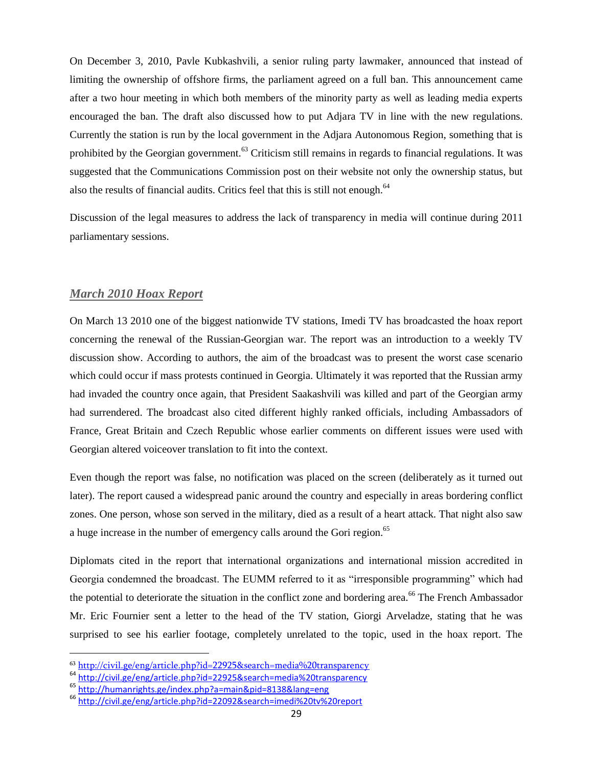On December 3, 2010, Pavle Kubkashvili, a senior ruling party lawmaker, announced that instead of limiting the ownership of offshore firms, the parliament agreed on a full ban. This announcement came after a two hour meeting in which both members of the minority party as well as leading media experts encouraged the ban. The draft also discussed how to put Adjara TV in line with the new regulations. Currently the station is run by the local government in the Adjara Autonomous Region, something that is prohibited by the Georgian government.[63] Criticism still remains in regards to financial regulations. It was suggested that the Communications Commission post on their website not only the ownership status, but also the results of financial audits. Critics feel that this is still not enough.[64]

Discussion of the legal measures to address the lack of transparency in media will continue during 2011 parliamentary sessions.

### ***March 2010 Hoax Report***

On March 13 2010 one of the biggest nationwide TV stations, Imedi TV has broadcasted the hoax report concerning the renewal of the Russian-Georgian war. The report was an introduction to a weekly TV discussion show. According to authors, the aim of the broadcast was to present the worst case scenario which could occur if mass protests continued in Georgia. Ultimately it was reported that the Russian army had invaded the country once again, that President Saakashvili was killed and part of the Georgian army had surrendered. The broadcast also cited different highly ranked officials, including Ambassadors of France, Great Britain and Czech Republic whose earlier comments on different issues were used with Georgian altered voiceover translation to fit into the context.

Even though the report was false, no notification was placed on the screen (deliberately as it turned out later). The report caused a widespread panic around the country and especially in areas bordering conflict zones. One person, whose son served in the military, died as a result of a heart attack. That night also saw a huge increase in the number of emergency calls around the Gori region.[65]

Diplomats cited in the report that international organizations and international mission accredited in Georgia condemned the broadcast. The EUMM referred to it as "irresponsible programming" which had the potential to deteriorate the situation in the conflict zone and bordering area.[66] The French Ambassador Mr. Eric Fournier sent a letter to the head of the TV station, Giorgi Arveladze, stating that he was surprised to see his earlier footage, completely unrelated to the topic, used in the hoax report. The

---

[63] http://civil.ge/eng/article.php?id=22925&search=media%20transparency

[64] http://civil.ge/eng/article.php?id=22925&search=media%20transparency

[65] http://humanrights.ge/index.php?a=main&pid=8138&lang=eng

[66] http://civil.ge/eng/article.php?id=22092&search=imedi%20tv%20report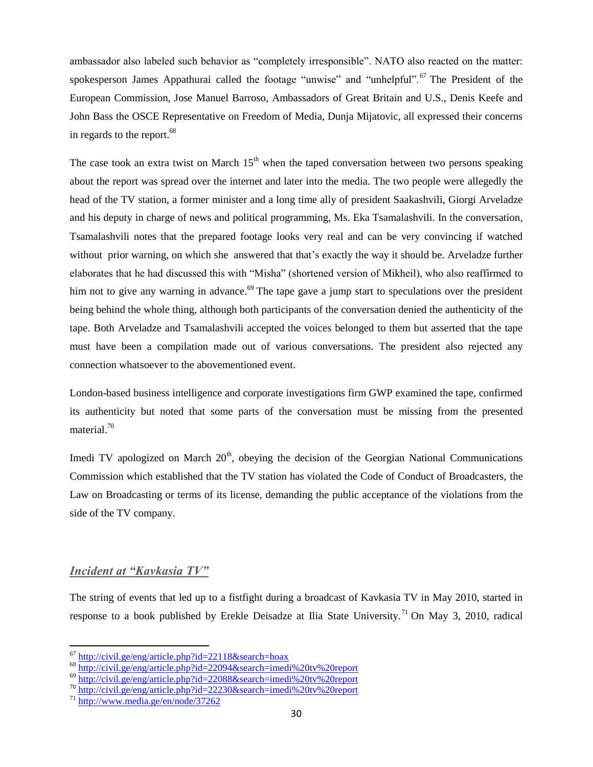ambassador also labeled such behavior as "completely irresponsible". NATO also reacted on the matter: spokesperson James Appathurai called the footage "unwise" and "unhelpful".[67] The President of the European Commission, Jose Manuel Barroso, Ambassadors of Great Britain and U.S., Denis Keefe and John Bass the OSCE Representative on Freedom of Media, Dunja Mijatovic, all expressed their concerns in regards to the report.[68]

The case took an extra twist on March 15th when the taped conversation between two persons speaking about the report was spread over the internet and later into the media. The two people were allegedly the head of the TV station, a former minister and a long time ally of president Saakashvili, Giorgi Arveladze and his deputy in charge of news and political programming, Ms. Eka Tsamalashvili. In the conversation, Tsamalashvili notes that the prepared footage looks very real and can be very convincing if watched without prior warning, on which she answered that that's exactly the way it should be. Arveladze further elaborates that he had discussed this with "Misha" (shortened version of Mikheil), who also reaffirmed to him not to give any warning in advance.[69] The tape gave a jump start to speculations over the president being behind the whole thing, although both participants of the conversation denied the authenticity of the tape. Both Arveladze and Tsamalashvili accepted the voices belonged to them but asserted that the tape must have been a compilation made out of various conversations. The president also rejected any connection whatsoever to the abovementioned event.

London-based business intelligence and corporate investigations firm GWP examined the tape, confirmed its authenticity but noted that some parts of the conversation must be missing from the presented material.[70]

Imedi TV apologized on March 20th, obeying the decision of the Georgian National Communications Commission which established that the TV station has violated the Code of Conduct of Broadcasters, the Law on Broadcasting or terms of its license, demanding the public acceptance of the violations from the side of the TV company.

## ***Incident at "Kavkasia TV"***

The string of events that led up to a fistfight during a broadcast of Kavkasia TV in May 2010, started in response to a book published by Erekle Deisadze at Ilia State University.[71] On May 3, 2010, radical

---

[67] http://civil.ge/eng/article.php?id=22118&search=hoax
[68] http://civil.ge/eng/article.php?id=22094&search=imedi%20tv%20report
[69] http://civil.ge/eng/article.php?id=22088&search=imedi%20tv%20report
[70] http://civil.ge/eng/article.php?id=22230&search=imedi%20tv%20report
[71] http://www.media.ge/en/node/37262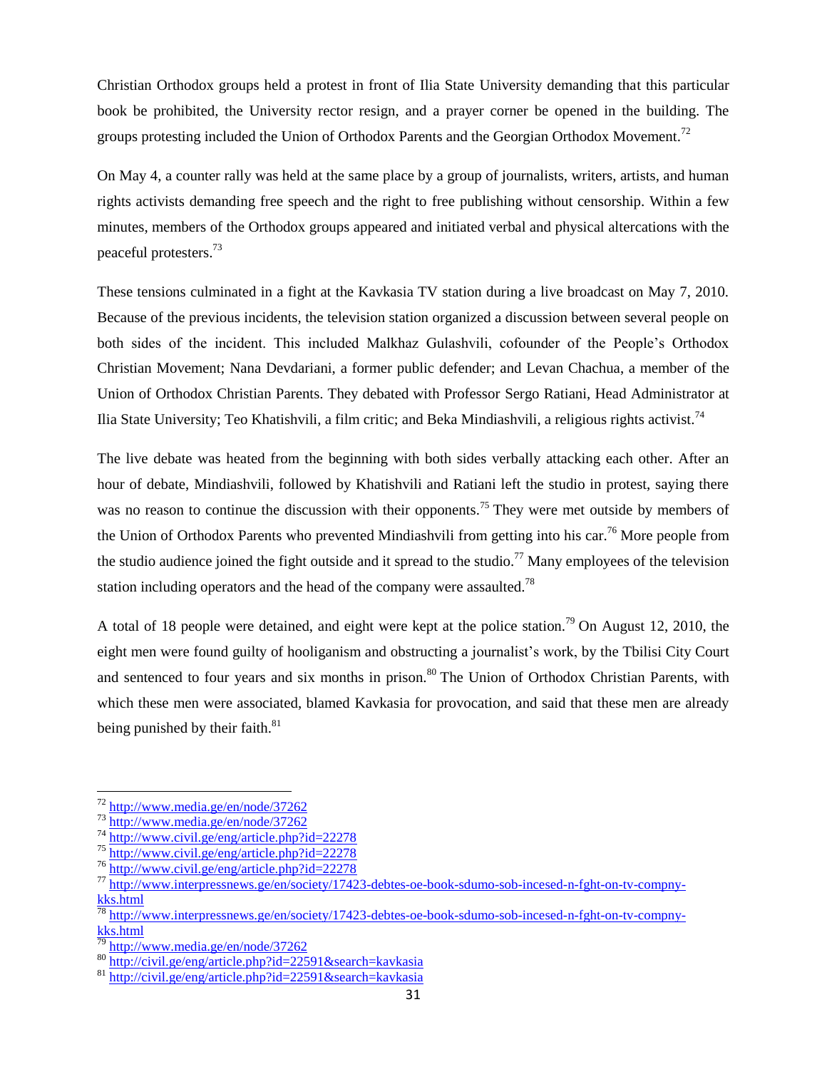Christian Orthodox groups held a protest in front of Ilia State University demanding that this particular book be prohibited, the University rector resign, and a prayer corner be opened in the building. The groups protesting included the Union of Orthodox Parents and the Georgian Orthodox Movement.[72]

On May 4, a counter rally was held at the same place by a group of journalists, writers, artists, and human rights activists demanding free speech and the right to free publishing without censorship. Within a few minutes, members of the Orthodox groups appeared and initiated verbal and physical altercations with the peaceful protesters.[73]

These tensions culminated in a fight at the Kavkasia TV station during a live broadcast on May 7, 2010. Because of the previous incidents, the television station organized a discussion between several people on both sides of the incident. This included Malkhaz Gulashvili, cofounder of the People's Orthodox Christian Movement; Nana Devdariani, a former public defender; and Levan Chachua, a member of the Union of Orthodox Christian Parents. They debated with Professor Sergo Ratiani, Head Administrator at Ilia State University; Teo Khatishvili, a film critic; and Beka Mindiashvili, a religious rights activist.[74]

The live debate was heated from the beginning with both sides verbally attacking each other. After an hour of debate, Mindiashvili, followed by Khatishvili and Ratiani left the studio in protest, saying there was no reason to continue the discussion with their opponents.[75] They were met outside by members of the Union of Orthodox Parents who prevented Mindiashvili from getting into his car.[76] More people from the studio audience joined the fight outside and it spread to the studio.[77] Many employees of the television station including operators and the head of the company were assaulted.[78]

A total of 18 people were detained, and eight were kept at the police station.[79] On August 12, 2010, the eight men were found guilty of hooliganism and obstructing a journalist's work, by the Tbilisi City Court and sentenced to four years and six months in prison.[80] The Union of Orthodox Christian Parents, with which these men were associated, blamed Kavkasia for provocation, and said that these men are already being punished by their faith.[81]

---

[72] http://www.media.ge/en/node/37262
[73] http://www.media.ge/en/node/37262
[74] http://www.civil.ge/eng/article.php?id=22278
[75] http://www.civil.ge/eng/article.php?id=22278
[76] http://www.civil.ge/eng/article.php?id=22278
[77] http://www.interpressnews.ge/en/society/17423-debtes-oe-book-sdumo-sob-incesed-n-fght-on-tv-compny-kks.html
[78] http://www.interpressnews.ge/en/society/17423-debtes-oe-book-sdumo-sob-incesed-n-fght-on-tv-compny-kks.html
[79] http://www.media.ge/en/node/37262
[80] http://civil.ge/eng/article.php?id=22591&search=kavkasia
[81] http://civil.ge/eng/article.php?id=22591&search=kavkasia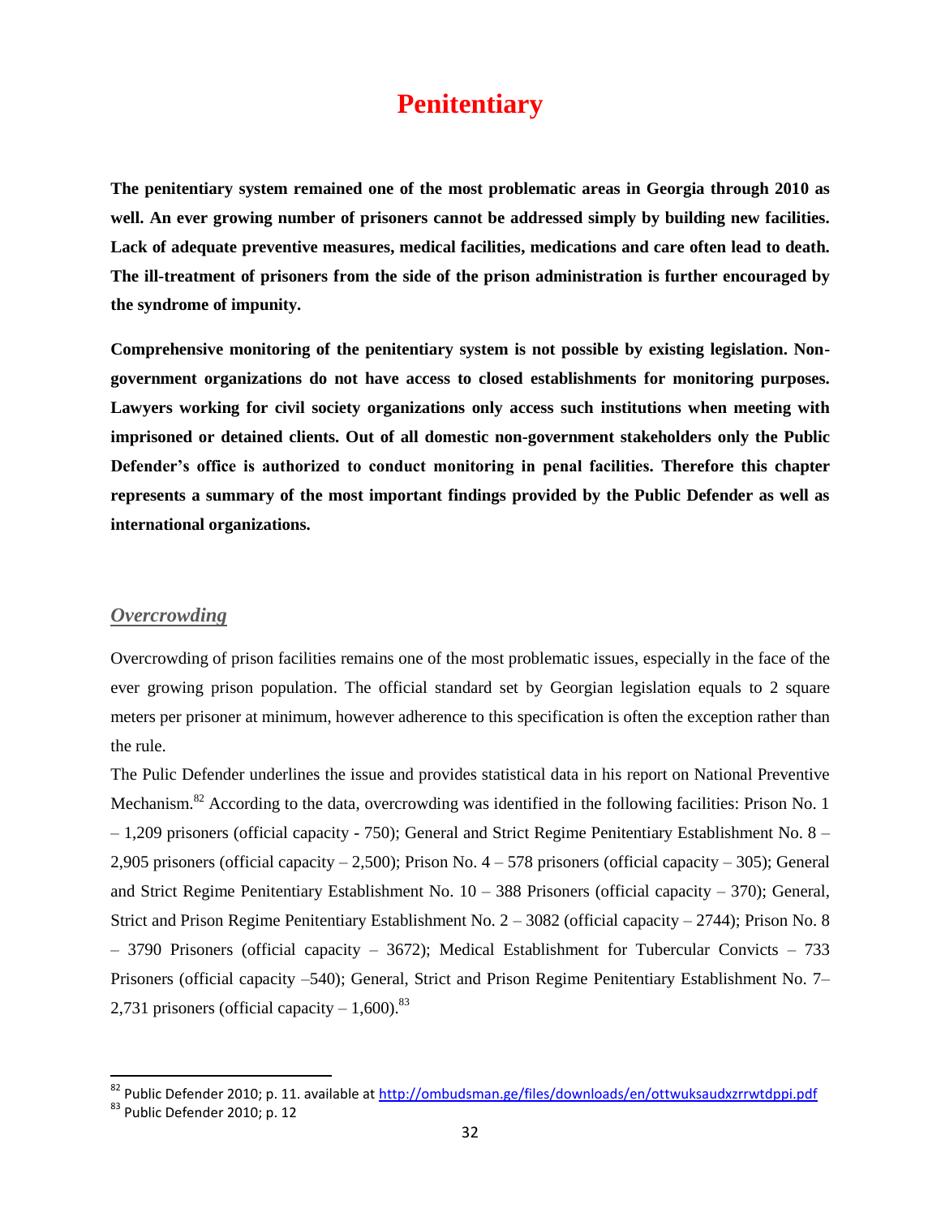# Penitentiary

**The penitentiary system remained one of the most problematic areas in Georgia through 2010 as well. An ever growing number of prisoners cannot be addressed simply by building new facilities. Lack of adequate preventive measures, medical facilities, medications and care often lead to death. The ill-treatment of prisoners from the side of the prison administration is further encouraged by the syndrome of impunity.**

**Comprehensive monitoring of the penitentiary system is not possible by existing legislation. Non-government organizations do not have access to closed establishments for monitoring purposes. Lawyers working for civil society organizations only access such institutions when meeting with imprisoned or detained clients. Out of all domestic non-government stakeholders only the Public Defender's office is authorized to conduct monitoring in penal facilities. Therefore this chapter represents a summary of the most important findings provided by the Public Defender as well as international organizations.**

## *Overcrowding*

Overcrowding of prison facilities remains one of the most problematic issues, especially in the face of the ever growing prison population. The official standard set by Georgian legislation equals to 2 square meters per prisoner at minimum, however adherence to this specification is often the exception rather than the rule.

The Pulic Defender underlines the issue and provides statistical data in his report on National Preventive Mechanism.[82] According to the data, overcrowding was identified in the following facilities: Prison No. 1 – 1,209 prisoners (official capacity - 750); General and Strict Regime Penitentiary Establishment No. 8 – 2,905 prisoners (official capacity – 2,500); Prison No. 4 – 578 prisoners (official capacity – 305); General and Strict Regime Penitentiary Establishment No. 10 – 388 Prisoners (official capacity – 370); General, Strict and Prison Regime Penitentiary Establishment No. 2 – 3082 (official capacity – 2744); Prison No. 8 – 3790 Prisoners (official capacity – 3672); Medical Establishment for Tubercular Convicts – 733 Prisoners (official capacity –540); General, Strict and Prison Regime Penitentiary Establishment No. 7– 2,731 prisoners (official capacity – 1,600).[83]

---

[82] Public Defender 2010; p. 11. available at http://ombudsman.ge/files/downloads/en/ottwuksaudxzrrwtdppi.pdf

[83] Public Defender 2010; p. 12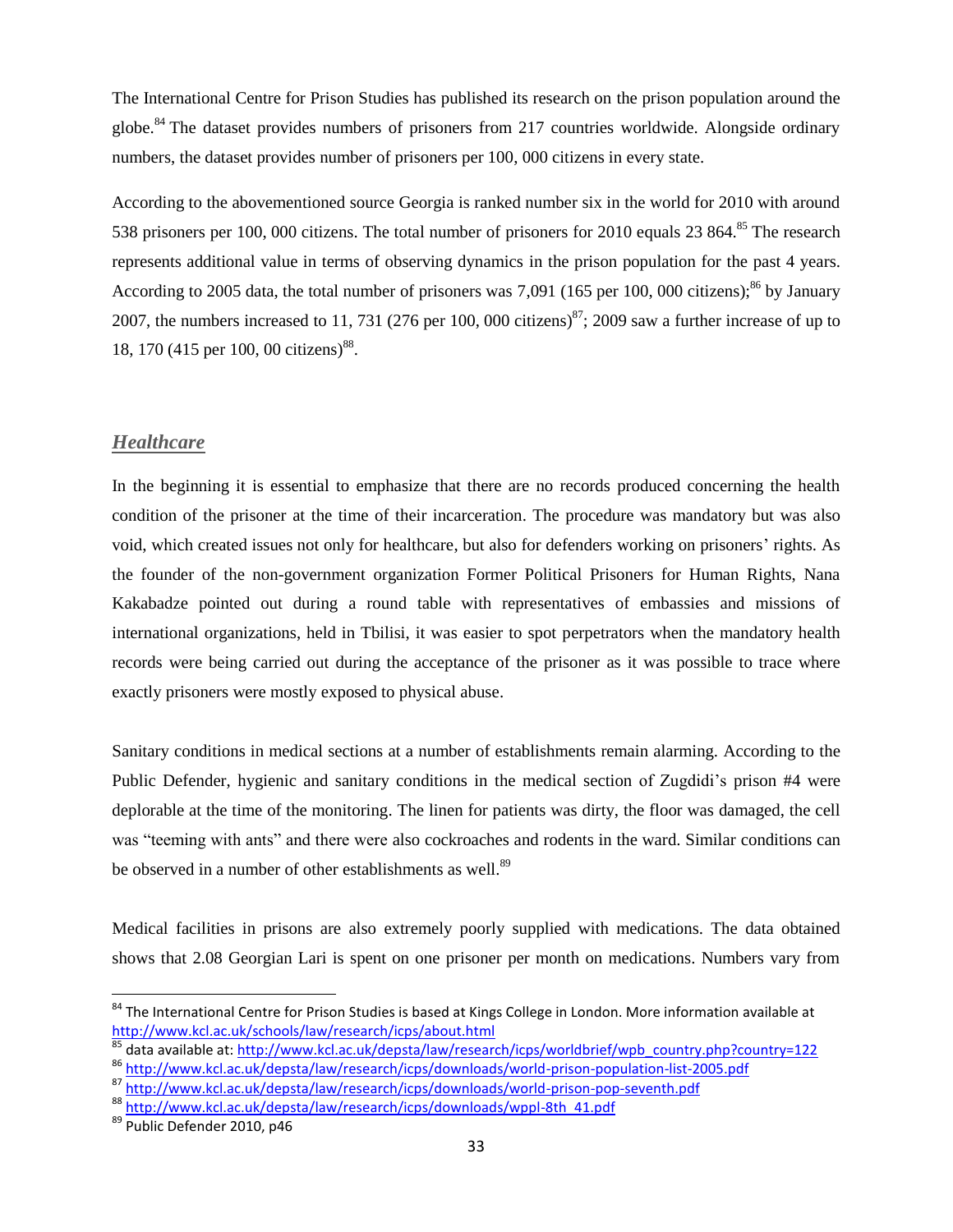The International Centre for Prison Studies has published its research on the prison population around the globe.[84] The dataset provides numbers of prisoners from 217 countries worldwide. Alongside ordinary numbers, the dataset provides number of prisoners per 100, 000 citizens in every state.

According to the abovementioned source Georgia is ranked number six in the world for 2010 with around 538 prisoners per 100, 000 citizens. The total number of prisoners for 2010 equals 23 864.[85] The research represents additional value in terms of observing dynamics in the prison population for the past 4 years. According to 2005 data, the total number of prisoners was 7,091 (165 per 100, 000 citizens);[86] by January 2007, the numbers increased to 11, 731 (276 per 100, 000 citizens)[87]; 2009 saw a further increase of up to 18, 170 (415 per 100, 00 citizens)[88].

## ***Healthcare***

In the beginning it is essential to emphasize that there are no records produced concerning the health condition of the prisoner at the time of their incarceration. The procedure was mandatory but was also void, which created issues not only for healthcare, but also for defenders working on prisoners' rights. As the founder of the non-government organization Former Political Prisoners for Human Rights, Nana Kakabadze pointed out during a round table with representatives of embassies and missions of international organizations, held in Tbilisi, it was easier to spot perpetrators when the mandatory health records were being carried out during the acceptance of the prisoner as it was possible to trace where exactly prisoners were mostly exposed to physical abuse.

Sanitary conditions in medical sections at a number of establishments remain alarming. According to the Public Defender, hygienic and sanitary conditions in the medical section of Zugdidi's prison #4 were deplorable at the time of the monitoring. The linen for patients was dirty, the floor was damaged, the cell was "teeming with ants" and there were also cockroaches and rodents in the ward. Similar conditions can be observed in a number of other establishments as well.[89]

Medical facilities in prisons are also extremely poorly supplied with medications. The data obtained shows that 2.08 Georgian Lari is spent on one prisoner per month on medications. Numbers vary from

---

[84] The International Centre for Prison Studies is based at Kings College in London. More information available at http://www.kcl.ac.uk/schools/law/research/icps/about.html

[85] data available at: http://www.kcl.ac.uk/depsta/law/research/icps/worldbrief/wpb_country.php?country=122

[86] http://www.kcl.ac.uk/depsta/law/research/icps/downloads/world-prison-population-list-2005.pdf

[87] http://www.kcl.ac.uk/depsta/law/research/icps/downloads/world-prison-pop-seventh.pdf

[88] http://www.kcl.ac.uk/depsta/law/research/icps/downloads/wppl-8th_41.pdf

[89] Public Defender 2010, p46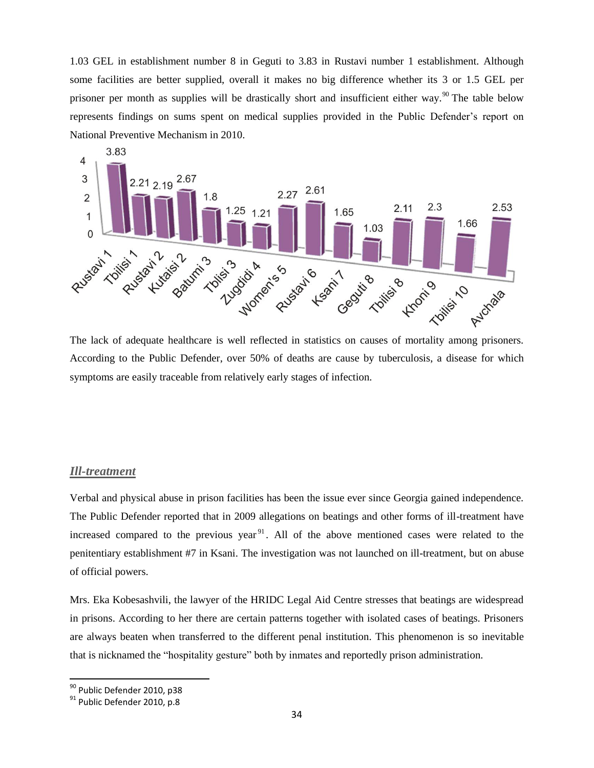1.03 GEL in establishment number 8 in Geguti to 3.83 in Rustavi number 1 establishment. Although some facilities are better supplied, overall it makes no big difference whether its 3 or 1.5 GEL per prisoner per month as supplies will be drastically short and insufficient either way.[90] The table below represents findings on sums spent on medical supplies provided in the Public Defender's report on National Preventive Mechanism in 2010.

| Establishment | GEL |
|---|---|
| Rustavi 1 | 3.83 |
| Tbilisi 1 | 2.21 |
| Rustavi 2 | 2.19 |
| Kutaisi 2 | 2.67 |
| Batumi 3 | 1.8 |
| Tbilisi 3 | 1.25 |
| Zugdidi 4 | 1.21 |
| Women's 5 | 2.27 |
| Rustavi 6 | 2.61 |
| Ksani 7 | 1.65 |
| Geguti 8 | 1.03 |
| Tbilisi 8 | 2.11 |
| Khoni 9 | 2.3 |
| Tbilisi 10 | 1.66 |
| Avchala | 2.53 |

The lack of adequate healthcare is well reflected in statistics on causes of mortality among prisoners. According to the Public Defender, over 50% of deaths are cause by tuberculosis, a disease for which symptoms are easily traceable from relatively early stages of infection.

## ***Ill-treatment***

Verbal and physical abuse in prison facilities has been the issue ever since Georgia gained independence. The Public Defender reported that in 2009 allegations on beatings and other forms of ill-treatment have increased compared to the previous year[91]. All of the above mentioned cases were related to the penitentiary establishment #7 in Ksani. The investigation was not launched on ill-treatment, but on abuse of official powers.

Mrs. Eka Kobesashvili, the lawyer of the HRIDC Legal Aid Centre stresses that beatings are widespread in prisons. According to her there are certain patterns together with isolated cases of beatings. Prisoners are always beaten when transferred to the different penal institution. This phenomenon is so inevitable that is nicknamed the "hospitality gesture" both by inmates and reportedly prison administration.

---

[90] Public Defender 2010, p38

[91] Public Defender 2010, p.8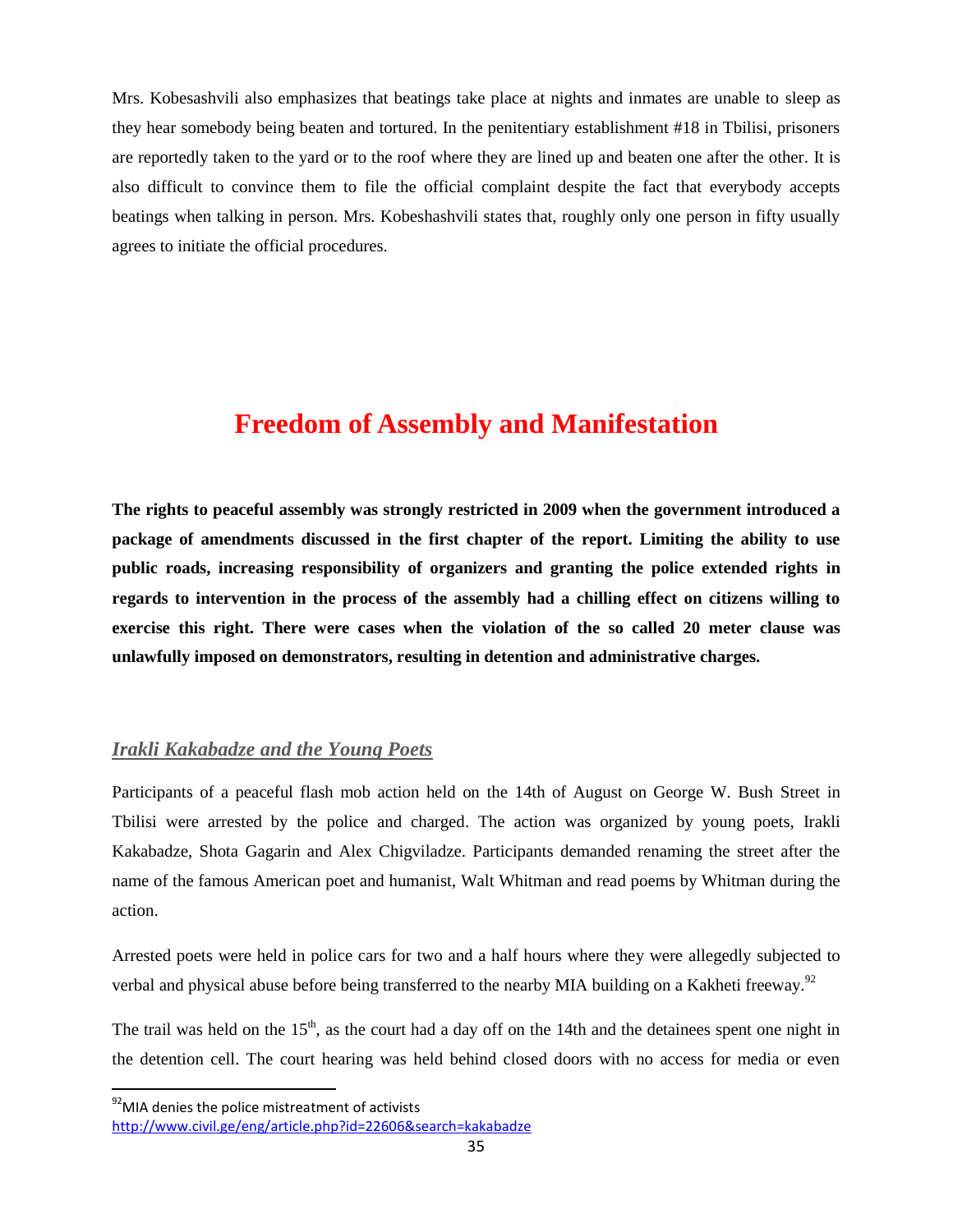Mrs. Kobesashvili also emphasizes that beatings take place at nights and inmates are unable to sleep as they hear somebody being beaten and tortured. In the penitentiary establishment #18 in Tbilisi, prisoners are reportedly taken to the yard or to the roof where they are lined up and beaten one after the other. It is also difficult to convince them to file the official complaint despite the fact that everybody accepts beatings when talking in person. Mrs. Kobeshashvili states that, roughly only one person in fifty usually agrees to initiate the official procedures.

# Freedom of Assembly and Manifestation

**The rights to peaceful assembly was strongly restricted in 2009 when the government introduced a package of amendments discussed in the first chapter of the report. Limiting the ability to use public roads, increasing responsibility of organizers and granting the police extended rights in regards to intervention in the process of the assembly had a chilling effect on citizens willing to exercise this right. There were cases when the violation of the so called 20 meter clause was unlawfully imposed on demonstrators, resulting in detention and administrative charges.**

## *Irakli Kakabadze and the Young Poets*

Participants of a peaceful flash mob action held on the 14th of August on George W. Bush Street in Tbilisi were arrested by the police and charged. The action was organized by young poets, Irakli Kakabadze, Shota Gagarin and Alex Chigviladze. Participants demanded renaming the street after the name of the famous American poet and humanist, Walt Whitman and read poems by Whitman during the action.

Arrested poets were held in police cars for two and a half hours where they were allegedly subjected to verbal and physical abuse before being transferred to the nearby MIA building on a Kakheti freeway.[92]

The trail was held on the 15th, as the court had a day off on the 14th and the detainees spent one night in the detention cell. The court hearing was held behind closed doors with no access for media or even

[92] MIA denies the police mistreatment of activists http://www.civil.ge/eng/article.php?id=22606&search=kakabadze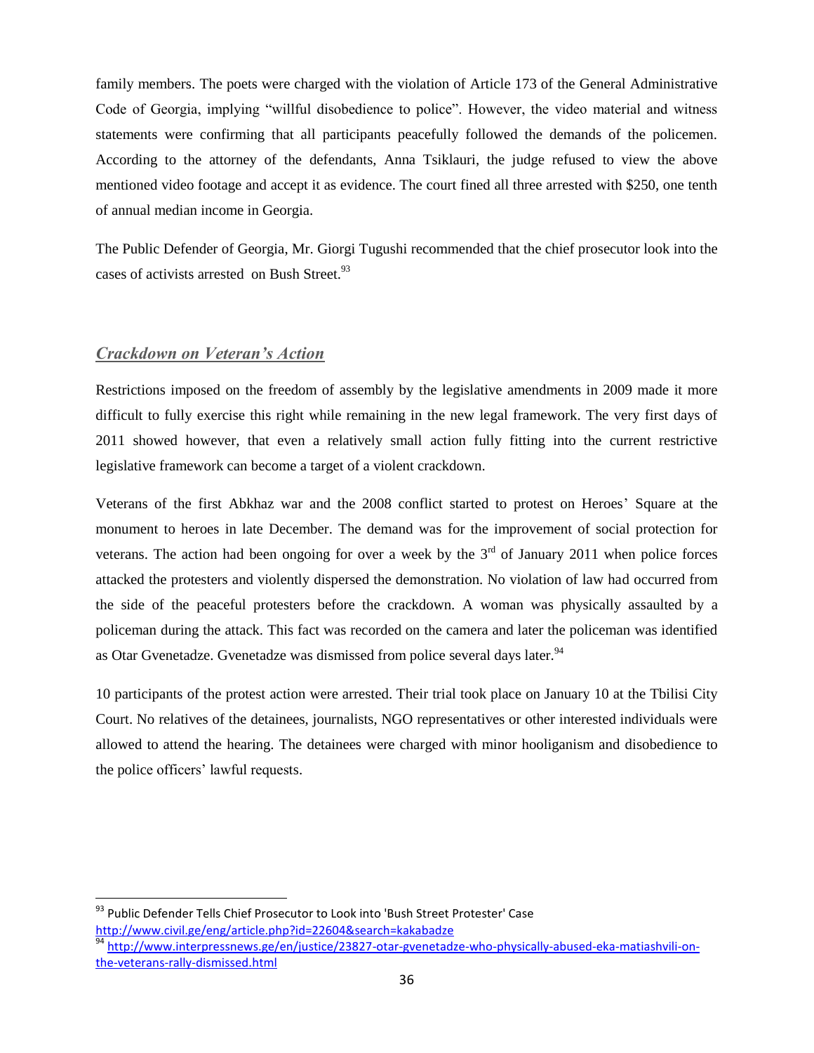family members. The poets were charged with the violation of Article 173 of the General Administrative Code of Georgia, implying "willful disobedience to police". However, the video material and witness statements were confirming that all participants peacefully followed the demands of the policemen. According to the attorney of the defendants, Anna Tsiklauri, the judge refused to view the above mentioned video footage and accept it as evidence. The court fined all three arrested with $250, one tenth of annual median income in Georgia.

The Public Defender of Georgia, Mr. Giorgi Tugushi recommended that the chief prosecutor look into the cases of activists arrested on Bush Street.[93]

## *Crackdown on Veteran's Action*

Restrictions imposed on the freedom of assembly by the legislative amendments in 2009 made it more difficult to fully exercise this right while remaining in the new legal framework. The very first days of 2011 showed however, that even a relatively small action fully fitting into the current restrictive legislative framework can become a target of a violent crackdown.

Veterans of the first Abkhaz war and the 2008 conflict started to protest on Heroes' Square at the monument to heroes in late December. The demand was for the improvement of social protection for veterans. The action had been ongoing for over a week by the 3rd of January 2011 when police forces attacked the protesters and violently dispersed the demonstration. No violation of law had occurred from the side of the peaceful protesters before the crackdown. A woman was physically assaulted by a policeman during the attack. This fact was recorded on the camera and later the policeman was identified as Otar Gvenetadze. Gvenetadze was dismissed from police several days later.[94]

10 participants of the protest action were arrested. Their trial took place on January 10 at the Tbilisi City Court. No relatives of the detainees, journalists, NGO representatives or other interested individuals were allowed to attend the hearing. The detainees were charged with minor hooliganism and disobedience to the police officers' lawful requests.

---

[93] Public Defender Tells Chief Prosecutor to Look into 'Bush Street Protester' Case http://www.civil.ge/eng/article.php?id=22604&search=kakabadze

[94] http://www.interpressnews.ge/en/justice/23827-otar-gvenetadze-who-physically-abused-eka-matiashvili-on-the-veterans-rally-dismissed.html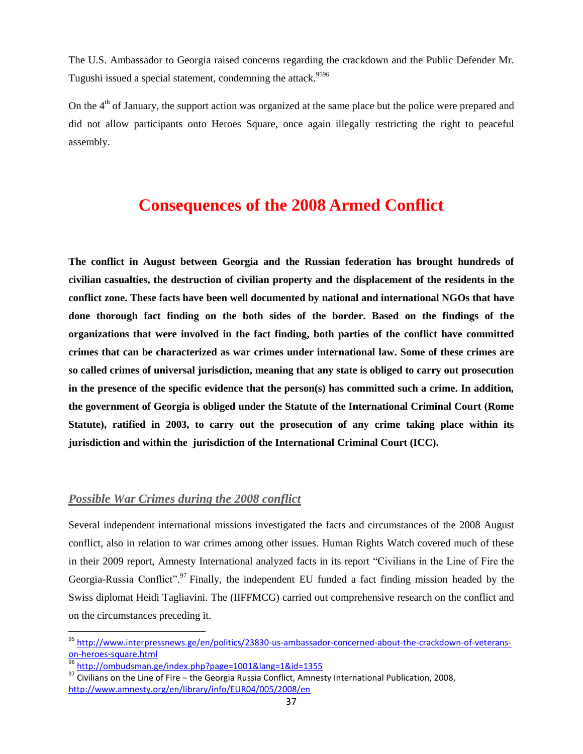The U.S. Ambassador to Georgia raised concerns regarding the crackdown and the Public Defender Mr. Tugushi issued a special statement, condemning the attack.[95][96]

On the 4th of January, the support action was organized at the same place but the police were prepared and did not allow participants onto Heroes Square, once again illegally restricting the right to peaceful assembly.

# Consequences of the 2008 Armed Conflict

**The conflict in August between Georgia and the Russian federation has brought hundreds of civilian casualties, the destruction of civilian property and the displacement of the residents in the conflict zone. These facts have been well documented by national and international NGOs that have done thorough fact finding on the both sides of the border. Based on the findings of the organizations that were involved in the fact finding, both parties of the conflict have committed crimes that can be characterized as war crimes under international law. Some of these crimes are so called crimes of universal jurisdiction, meaning that any state is obliged to carry out prosecution in the presence of the specific evidence that the person(s) has committed such a crime. In addition, the government of Georgia is obliged under the Statute of the International Criminal Court (Rome Statute), ratified in 2003, to carry out the prosecution of any crime taking place within its jurisdiction and within the jurisdiction of the International Criminal Court (ICC).**

## ***Possible War Crimes during the 2008 conflict***

Several independent international missions investigated the facts and circumstances of the 2008 August conflict, also in relation to war crimes among other issues. Human Rights Watch covered much of these in their 2009 report, Amnesty International analyzed facts in its report "Civilians in the Line of Fire the Georgia-Russia Conflict".[97] Finally, the independent EU funded a fact finding mission headed by the Swiss diplomat Heidi Tagliavini. The (IIFFMCG) carried out comprehensive research on the conflict and on the circumstances preceding it.

---

[95] http://www.interpressnews.ge/en/politics/23830-us-ambassador-concerned-about-the-crackdown-of-veterans-on-heroes-square.html

[96] http://ombudsman.ge/index.php?page=1001&lang=1&id=1355

[97] Civilians on the Line of Fire – the Georgia Russia Conflict, Amnesty International Publication, 2008, http://www.amnesty.org/en/library/info/EUR04/005/2008/en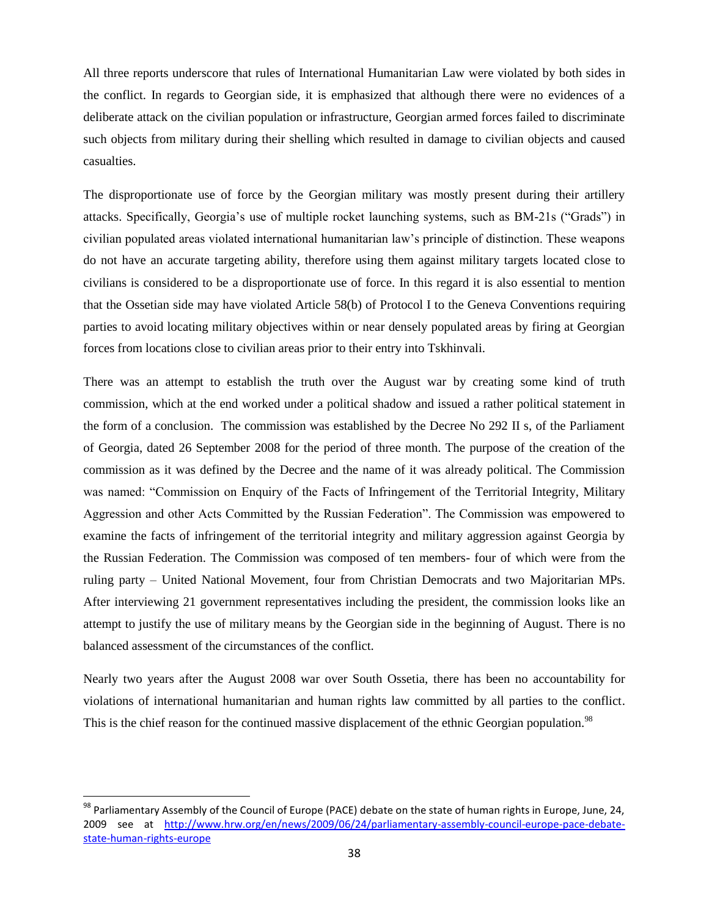All three reports underscore that rules of International Humanitarian Law were violated by both sides in the conflict. In regards to Georgian side, it is emphasized that although there were no evidences of a deliberate attack on the civilian population or infrastructure, Georgian armed forces failed to discriminate such objects from military during their shelling which resulted in damage to civilian objects and caused casualties.

The disproportionate use of force by the Georgian military was mostly present during their artillery attacks. Specifically, Georgia's use of multiple rocket launching systems, such as BM-21s ("Grads") in civilian populated areas violated international humanitarian law's principle of distinction. These weapons do not have an accurate targeting ability, therefore using them against military targets located close to civilians is considered to be a disproportionate use of force. In this regard it is also essential to mention that the Ossetian side may have violated Article 58(b) of Protocol I to the Geneva Conventions requiring parties to avoid locating military objectives within or near densely populated areas by firing at Georgian forces from locations close to civilian areas prior to their entry into Tskhinvali.

There was an attempt to establish the truth over the August war by creating some kind of truth commission, which at the end worked under a political shadow and issued a rather political statement in the form of a conclusion. The commission was established by the Decree No 292 II s, of the Parliament of Georgia, dated 26 September 2008 for the period of three month. The purpose of the creation of the commission as it was defined by the Decree and the name of it was already political. The Commission was named: "Commission on Enquiry of the Facts of Infringement of the Territorial Integrity, Military Aggression and other Acts Committed by the Russian Federation". The Commission was empowered to examine the facts of infringement of the territorial integrity and military aggression against Georgia by the Russian Federation. The Commission was composed of ten members- four of which were from the ruling party – United National Movement, four from Christian Democrats and two Majoritarian MPs. After interviewing 21 government representatives including the president, the commission looks like an attempt to justify the use of military means by the Georgian side in the beginning of August. There is no balanced assessment of the circumstances of the conflict.

Nearly two years after the August 2008 war over South Ossetia, there has been no accountability for violations of international humanitarian and human rights law committed by all parties to the conflict. This is the chief reason for the continued massive displacement of the ethnic Georgian population.[98]

---

[98] Parliamentary Assembly of the Council of Europe (PACE) debate on the state of human rights in Europe, June, 24, 2009 see at http://www.hrw.org/en/news/2009/06/24/parliamentary-assembly-council-europe-pace-debate-state-human-rights-europe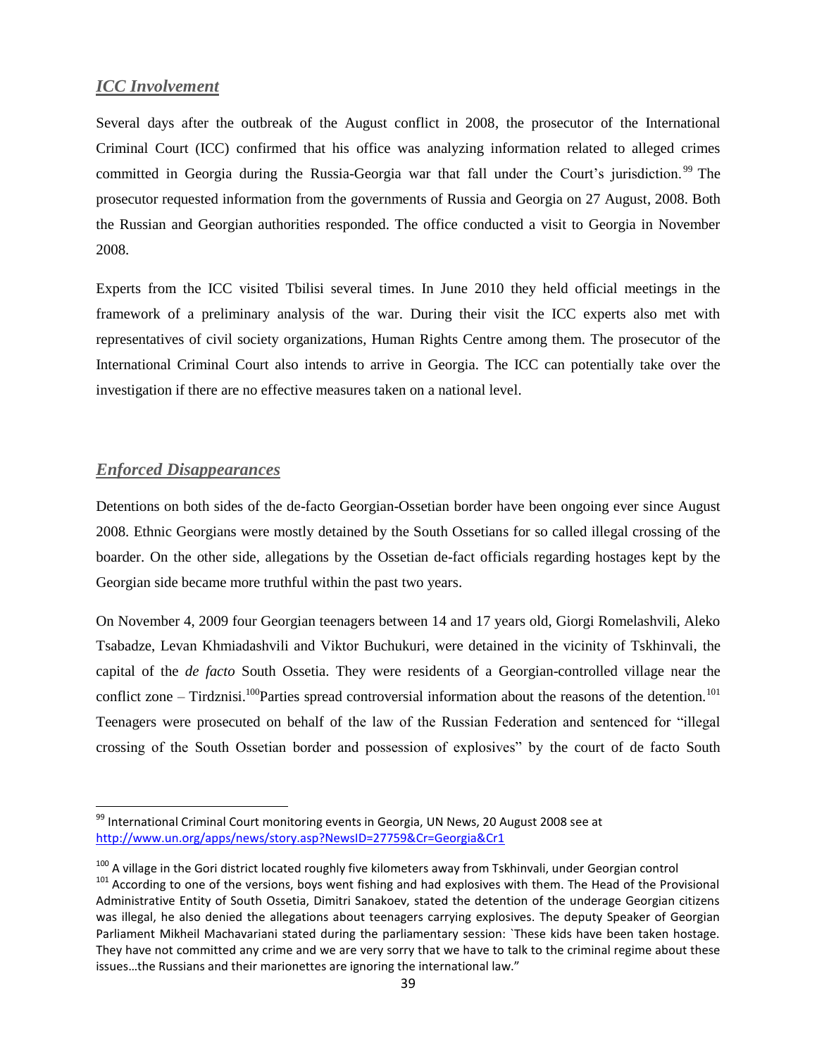## *ICC Involvement*

Several days after the outbreak of the August conflict in 2008, the prosecutor of the International Criminal Court (ICC) confirmed that his office was analyzing information related to alleged crimes committed in Georgia during the Russia-Georgia war that fall under the Court's jurisdiction.[99] The prosecutor requested information from the governments of Russia and Georgia on 27 August, 2008. Both the Russian and Georgian authorities responded. The office conducted a visit to Georgia in November 2008.

Experts from the ICC visited Tbilisi several times. In June 2010 they held official meetings in the framework of a preliminary analysis of the war. During their visit the ICC experts also met with representatives of civil society organizations, Human Rights Centre among them. The prosecutor of the International Criminal Court also intends to arrive in Georgia. The ICC can potentially take over the investigation if there are no effective measures taken on a national level.

## *Enforced Disappearances*

Detentions on both sides of the de-facto Georgian-Ossetian border have been ongoing ever since August 2008. Ethnic Georgians were mostly detained by the South Ossetians for so called illegal crossing of the boarder. On the other side, allegations by the Ossetian de-fact officials regarding hostages kept by the Georgian side became more truthful within the past two years.

On November 4, 2009 four Georgian teenagers between 14 and 17 years old, Giorgi Romelashvili, Aleko Tsabadze, Levan Khmiadashvili and Viktor Buchukuri, were detained in the vicinity of Tskhinvali, the capital of the *de facto* South Ossetia. They were residents of a Georgian-controlled village near the conflict zone – Tirdznisi.[100]Parties spread controversial information about the reasons of the detention.[101] Teenagers were prosecuted on behalf of the law of the Russian Federation and sentenced for "illegal crossing of the South Ossetian border and possession of explosives" by the court of de facto South

---

[99] International Criminal Court monitoring events in Georgia, UN News, 20 August 2008 see at http://www.un.org/apps/news/story.asp?NewsID=27759&Cr=Georgia&Cr1

[100] A village in the Gori district located roughly five kilometers away from Tskhinvali, under Georgian control

[101] According to one of the versions, boys went fishing and had explosives with them. The Head of the Provisional Administrative Entity of South Ossetia, Dimitri Sanakoev, stated the detention of the underage Georgian citizens was illegal, he also denied the allegations about teenagers carrying explosives. The deputy Speaker of Georgian Parliament Mikheil Machavariani stated during the parliamentary session: `These kids have been taken hostage. They have not committed any crime and we are very sorry that we have to talk to the criminal regime about these issues…the Russians and their marionettes are ignoring the international law."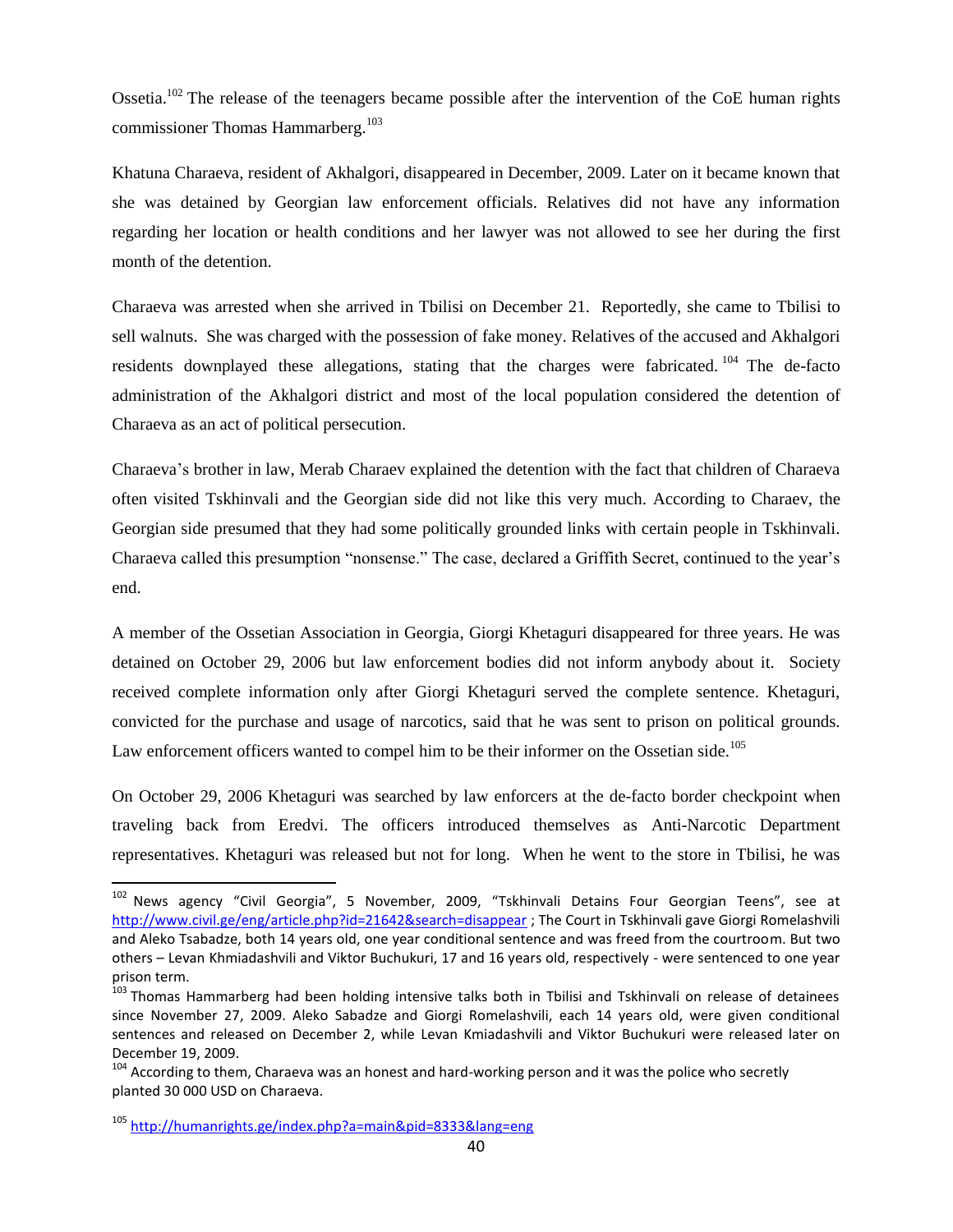Ossetia.[102] The release of the teenagers became possible after the intervention of the CoE human rights commissioner Thomas Hammarberg.[103]

Khatuna Charaeva, resident of Akhalgori, disappeared in December, 2009. Later on it became known that she was detained by Georgian law enforcement officials. Relatives did not have any information regarding her location or health conditions and her lawyer was not allowed to see her during the first month of the detention.

Charaeva was arrested when she arrived in Tbilisi on December 21. Reportedly, she came to Tbilisi to sell walnuts. She was charged with the possession of fake money. Relatives of the accused and Akhalgori residents downplayed these allegations, stating that the charges were fabricated.[104] The de-facto administration of the Akhalgori district and most of the local population considered the detention of Charaeva as an act of political persecution.

Charaeva's brother in law, Merab Charaev explained the detention with the fact that children of Charaeva often visited Tskhinvali and the Georgian side did not like this very much. According to Charaev, the Georgian side presumed that they had some politically grounded links with certain people in Tskhinvali. Charaeva called this presumption "nonsense." The case, declared a Griffith Secret, continued to the year's end.

A member of the Ossetian Association in Georgia, Giorgi Khetaguri disappeared for three years. He was detained on October 29, 2006 but law enforcement bodies did not inform anybody about it. Society received complete information only after Giorgi Khetaguri served the complete sentence. Khetaguri, convicted for the purchase and usage of narcotics, said that he was sent to prison on political grounds. Law enforcement officers wanted to compel him to be their informer on the Ossetian side.[105]

On October 29, 2006 Khetaguri was searched by law enforcers at the de-facto border checkpoint when traveling back from Eredvi. The officers introduced themselves as Anti-Narcotic Department representatives. Khetaguri was released but not for long. When he went to the store in Tbilisi, he was

---

[102] News agency "Civil Georgia", 5 November, 2009, "Tskhinvali Detains Four Georgian Teens", see at http://www.civil.ge/eng/article.php?id=21642&search=disappear ; The Court in Tskhinvali gave Giorgi Romelashvili and Aleko Tsabadze, both 14 years old, one year conditional sentence and was freed from the courtroom. But two others – Levan Khmiadashvili and Viktor Buchukuri, 17 and 16 years old, respectively - were sentenced to one year prison term.

[103] Thomas Hammarberg had been holding intensive talks both in Tbilisi and Tskhinvali on release of detainees since November 27, 2009. Aleko Sabadze and Giorgi Romelashvili, each 14 years old, were given conditional sentences and released on December 2, while Levan Kmiadashvili and Viktor Buchukuri were released later on December 19, 2009.

[104] According to them, Charaeva was an honest and hard-working person and it was the police who secretly planted 30 000 USD on Charaeva.

[105] http://humanrights.ge/index.php?a=main&pid=8333&lang=eng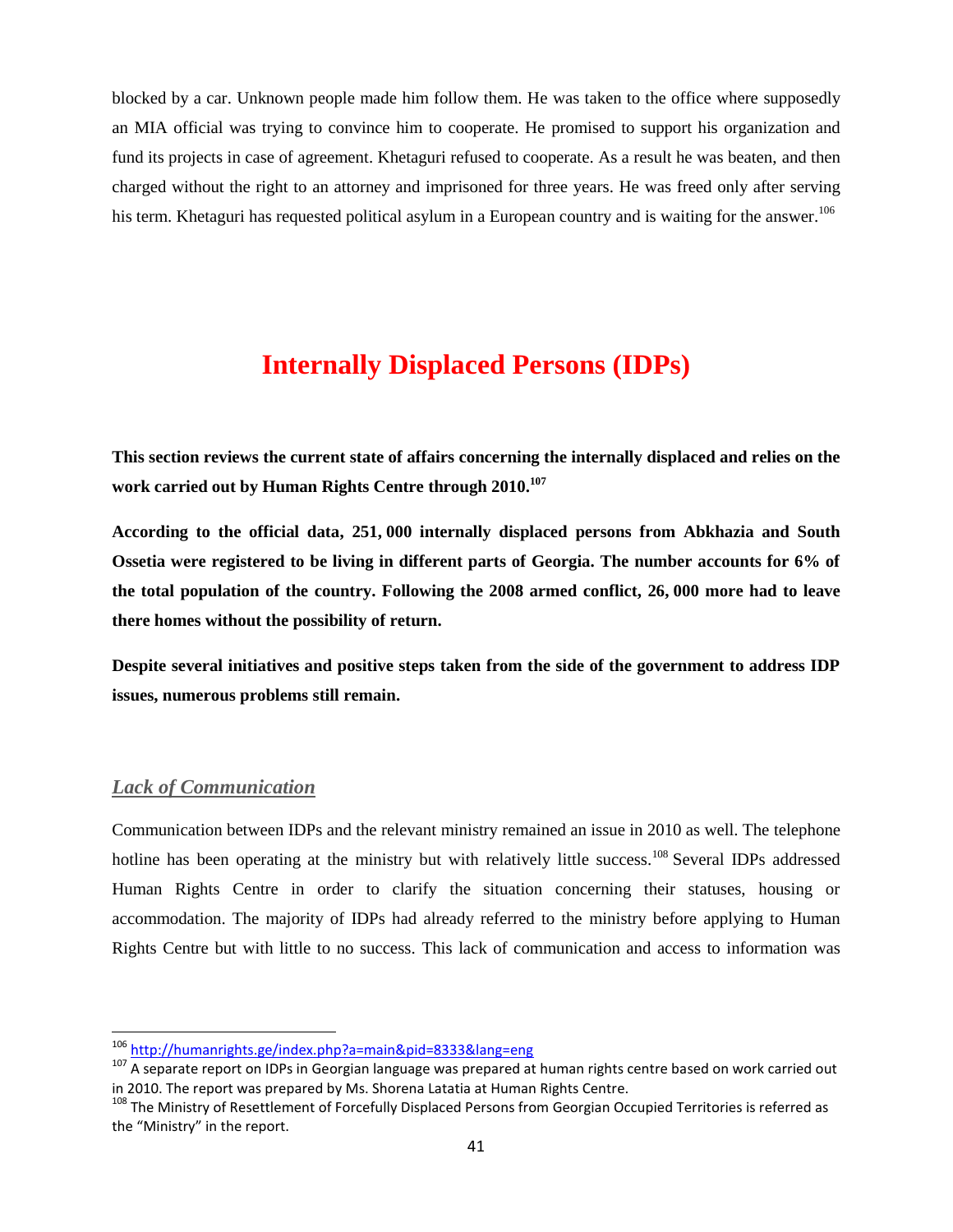blocked by a car. Unknown people made him follow them. He was taken to the office where supposedly an MIA official was trying to convince him to cooperate. He promised to support his organization and fund its projects in case of agreement. Khetaguri refused to cooperate. As a result he was beaten, and then charged without the right to an attorney and imprisoned for three years. He was freed only after serving his term. Khetaguri has requested political asylum in a European country and is waiting for the answer.[106]

# Internally Displaced Persons (IDPs)

**This section reviews the current state of affairs concerning the internally displaced and relies on the work carried out by Human Rights Centre through 2010.[107]**

**According to the official data, 251, 000 internally displaced persons from Abkhazia and South Ossetia were registered to be living in different parts of Georgia. The number accounts for 6% of the total population of the country. Following the 2008 armed conflict, 26, 000 more had to leave there homes without the possibility of return.**

**Despite several initiatives and positive steps taken from the side of the government to address IDP issues, numerous problems still remain.**

## *Lack of Communication*

Communication between IDPs and the relevant ministry remained an issue in 2010 as well. The telephone hotline has been operating at the ministry but with relatively little success.[108] Several IDPs addressed Human Rights Centre in order to clarify the situation concerning their statuses, housing or accommodation. The majority of IDPs had already referred to the ministry before applying to Human Rights Centre but with little to no success. This lack of communication and access to information was

---

[106] http://humanrights.ge/index.php?a=main&pid=8333&lang=eng

[107] A separate report on IDPs in Georgian language was prepared at human rights centre based on work carried out in 2010. The report was prepared by Ms. Shorena Latatia at Human Rights Centre.

[108] The Ministry of Resettlement of Forcefully Displaced Persons from Georgian Occupied Territories is referred as the "Ministry" in the report.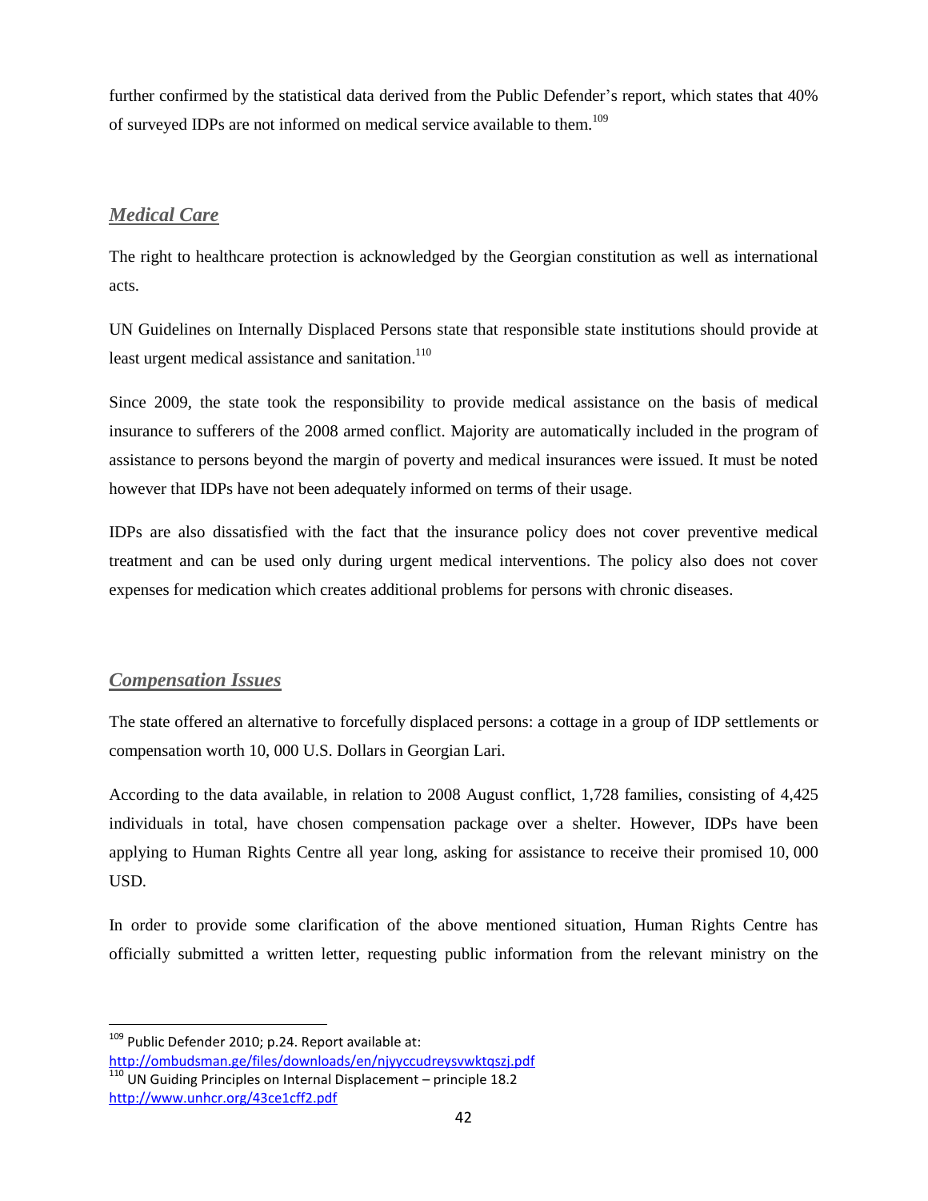further confirmed by the statistical data derived from the Public Defender's report, which states that 40% of surveyed IDPs are not informed on medical service available to them.[109]

## *Medical Care*

The right to healthcare protection is acknowledged by the Georgian constitution as well as international acts.

UN Guidelines on Internally Displaced Persons state that responsible state institutions should provide at least urgent medical assistance and sanitation.[110]

Since 2009, the state took the responsibility to provide medical assistance on the basis of medical insurance to sufferers of the 2008 armed conflict. Majority are automatically included in the program of assistance to persons beyond the margin of poverty and medical insurances were issued. It must be noted however that IDPs have not been adequately informed on terms of their usage.

IDPs are also dissatisfied with the fact that the insurance policy does not cover preventive medical treatment and can be used only during urgent medical interventions. The policy also does not cover expenses for medication which creates additional problems for persons with chronic diseases.

## *Compensation Issues*

The state offered an alternative to forcefully displaced persons: a cottage in a group of IDP settlements or compensation worth 10, 000 U.S. Dollars in Georgian Lari.

According to the data available, in relation to 2008 August conflict, 1,728 families, consisting of 4,425 individuals in total, have chosen compensation package over a shelter. However, IDPs have been applying to Human Rights Centre all year long, asking for assistance to receive their promised 10, 000 USD.

In order to provide some clarification of the above mentioned situation, Human Rights Centre has officially submitted a written letter, requesting public information from the relevant ministry on the

---

[109] Public Defender 2010; p.24. Report available at: http://ombudsman.ge/files/downloads/en/njyyccudreysvwktqszj.pdf

[110] UN Guiding Principles on Internal Displacement – principle 18.2 http://www.unhcr.org/43ce1cff2.pdf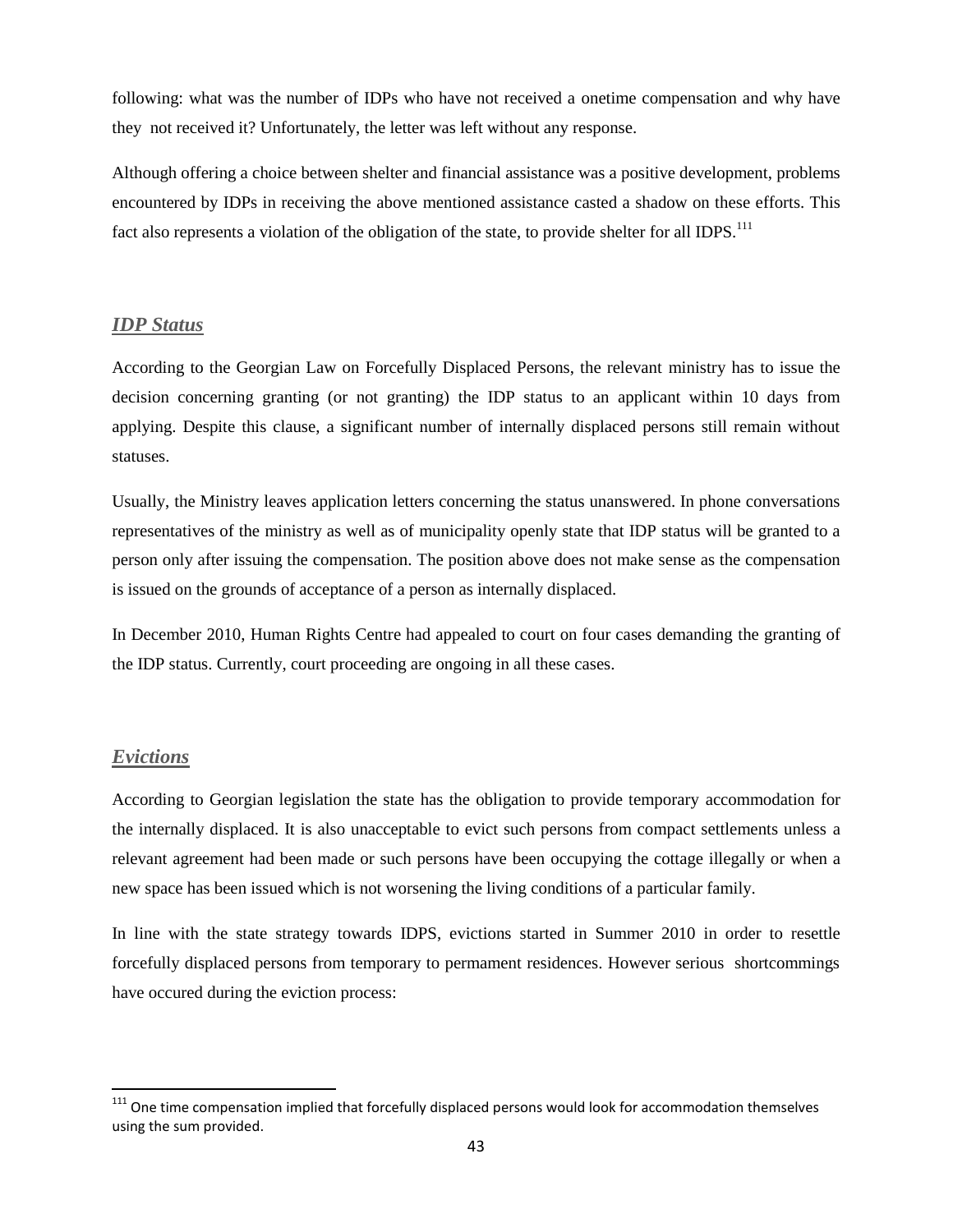following: what was the number of IDPs who have not received a onetime compensation and why have they not received it? Unfortunately, the letter was left without any response.

Although offering a choice between shelter and financial assistance was a positive development, problems encountered by IDPs in receiving the above mentioned assistance casted a shadow on these efforts. This fact also represents a violation of the obligation of the state, to provide shelter for all IDPS.[111]

## *IDP Status*

According to the Georgian Law on Forcefully Displaced Persons, the relevant ministry has to issue the decision concerning granting (or not granting) the IDP status to an applicant within 10 days from applying. Despite this clause, a significant number of internally displaced persons still remain without statuses.

Usually, the Ministry leaves application letters concerning the status unanswered. In phone conversations representatives of the ministry as well as of municipality openly state that IDP status will be granted to a person only after issuing the compensation. The position above does not make sense as the compensation is issued on the grounds of acceptance of a person as internally displaced.

In December 2010, Human Rights Centre had appealed to court on four cases demanding the granting of the IDP status. Currently, court proceeding are ongoing in all these cases.

## *Evictions*

According to Georgian legislation the state has the obligation to provide temporary accommodation for the internally displaced. It is also unacceptable to evict such persons from compact settlements unless a relevant agreement had been made or such persons have been occupying the cottage illegally or when a new space has been issued which is not worsening the living conditions of a particular family.

In line with the state strategy towards IDPS, evictions started in Summer 2010 in order to resettle forcefully displaced persons from temporary to permament residences. However serious shortcommings have occured during the eviction process:

---

[111] One time compensation implied that forcefully displaced persons would look for accommodation themselves using the sum provided.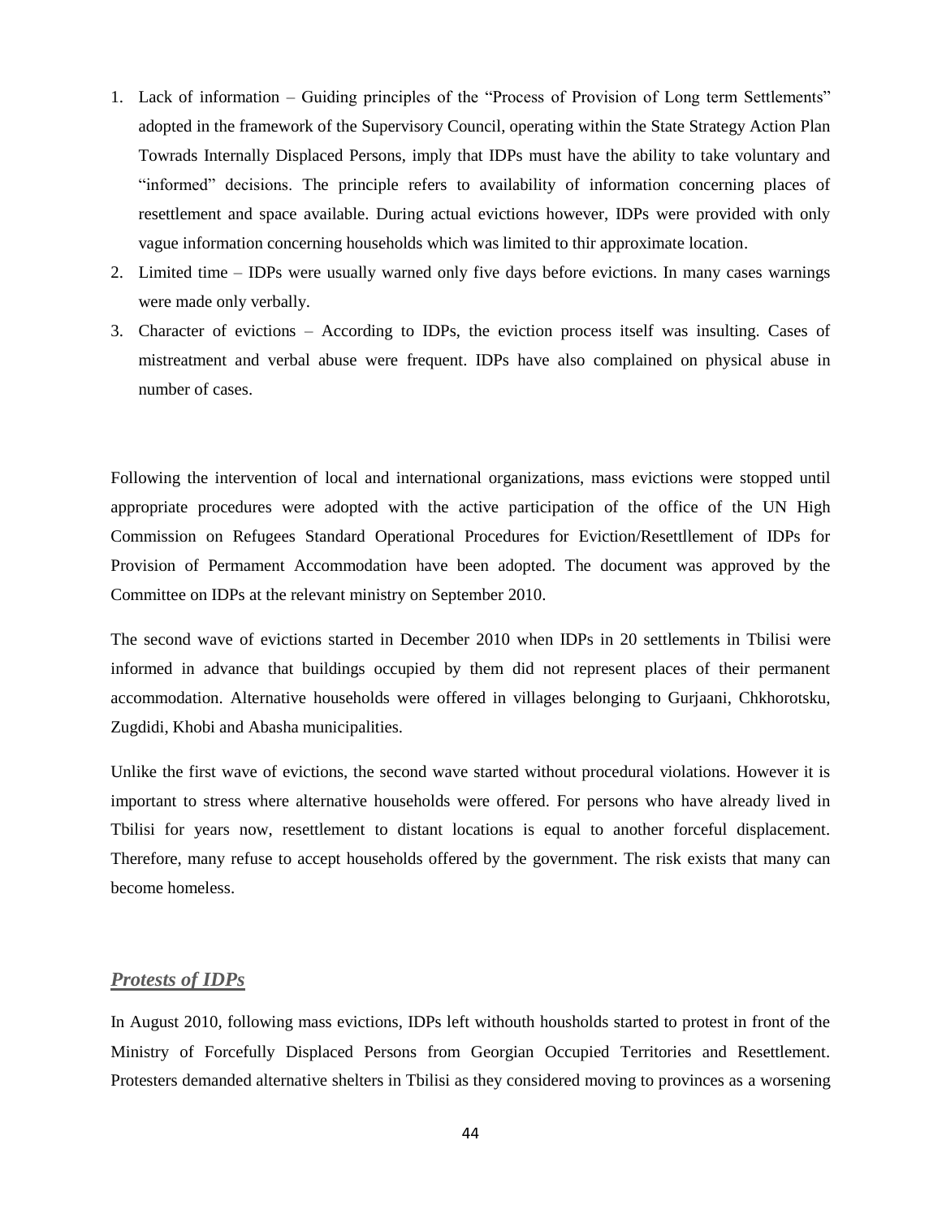1. Lack of information – Guiding principles of the "Process of Provision of Long term Settlements" adopted in the framework of the Supervisory Council, operating within the State Strategy Action Plan Towrads Internally Displaced Persons, imply that IDPs must have the ability to take voluntary and "informed" decisions. The principle refers to availability of information concerning places of resettlement and space available. During actual evictions however, IDPs were provided with only vague information concerning households which was limited to thir approximate location.
2. Limited time – IDPs were usually warned only five days before evictions. In many cases warnings were made only verbally.
3. Character of evictions – According to IDPs, the eviction process itself was insulting. Cases of mistreatment and verbal abuse were frequent. IDPs have also complained on physical abuse in number of cases.

Following the intervention of local and international organizations, mass evictions were stopped until appropriate procedures were adopted with the active participation of the office of the UN High Commission on Refugees Standard Operational Procedures for Eviction/Resettllement of IDPs for Provision of Permament Accommodation have been adopted. The document was approved by the Committee on IDPs at the relevant ministry on September 2010.

The second wave of evictions started in December 2010 when IDPs in 20 settlements in Tbilisi were informed in advance that buildings occupied by them did not represent places of their permanent accommodation. Alternative households were offered in villages belonging to Gurjaani, Chkhorotsku, Zugdidi, Khobi and Abasha municipalities.

Unlike the first wave of evictions, the second wave started without procedural violations. However it is important to stress where alternative households were offered. For persons who have already lived in Tbilisi for years now, resettlement to distant locations is equal to another forceful displacement. Therefore, many refuse to accept households offered by the government. The risk exists that many can become homeless.

### *Protests of IDPs*

In August 2010, following mass evictions, IDPs left withouth housholds started to protest in front of the Ministry of Forcefully Displaced Persons from Georgian Occupied Territories and Resettlement. Protesters demanded alternative shelters in Tbilisi as they considered moving to provinces as a worsening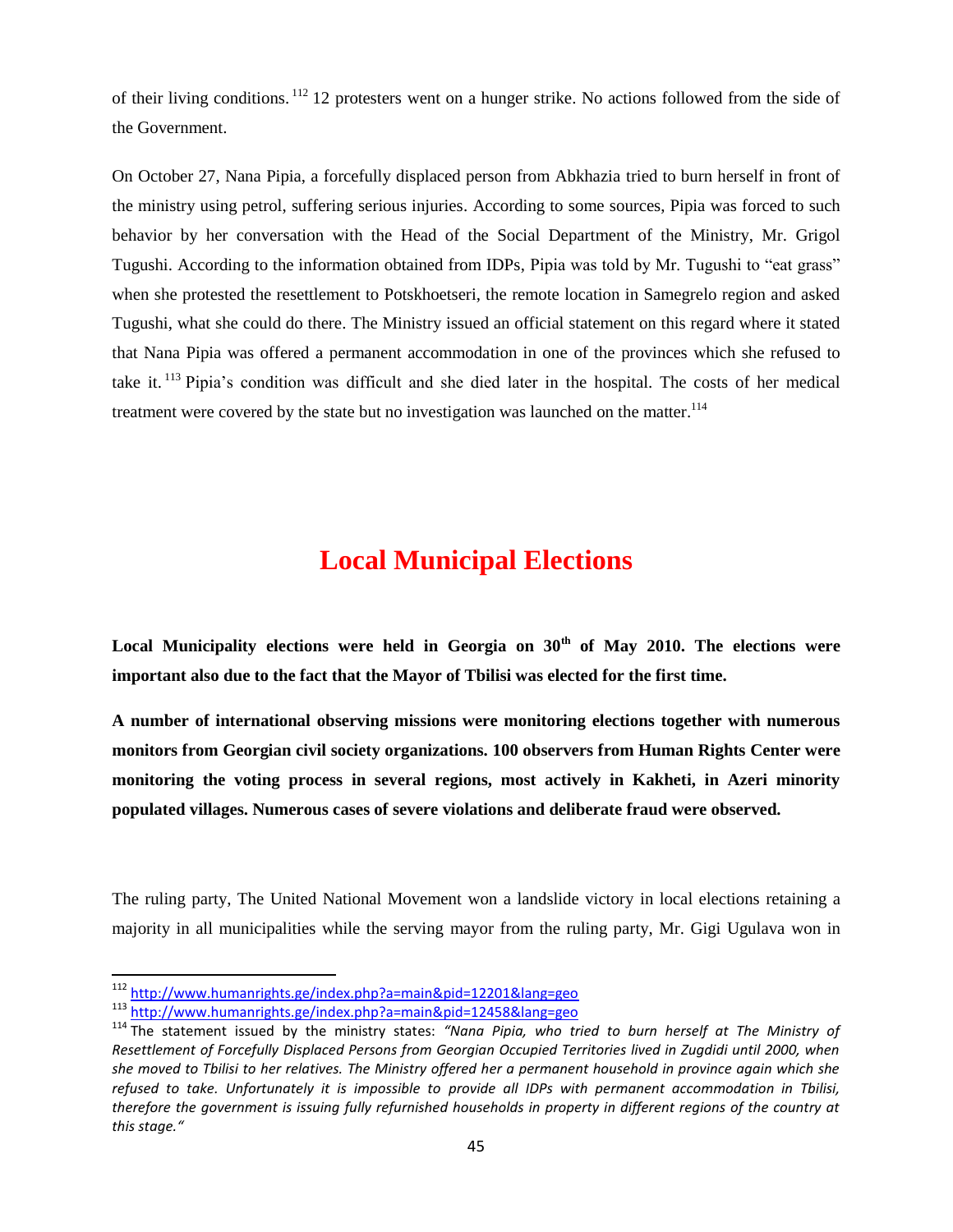of their living conditions.[112] 12 protesters went on a hunger strike. No actions followed from the side of the Government.

On October 27, Nana Pipia, a forcefully displaced person from Abkhazia tried to burn herself in front of the ministry using petrol, suffering serious injuries. According to some sources, Pipia was forced to such behavior by her conversation with the Head of the Social Department of the Ministry, Mr. Grigol Tugushi. According to the information obtained from IDPs, Pipia was told by Mr. Tugushi to "eat grass" when she protested the resettlement to Potskhoetseri, the remote location in Samegrelo region and asked Tugushi, what she could do there. The Ministry issued an official statement on this regard where it stated that Nana Pipia was offered a permanent accommodation in one of the provinces which she refused to take it.[113] Pipia's condition was difficult and she died later in the hospital. The costs of her medical treatment were covered by the state but no investigation was launched on the matter.[114]

# Local Municipal Elections

**Local Municipality elections were held in Georgia on 30th of May 2010. The elections were important also due to the fact that the Mayor of Tbilisi was elected for the first time.**

**A number of international observing missions were monitoring elections together with numerous monitors from Georgian civil society organizations. 100 observers from Human Rights Center were monitoring the voting process in several regions, most actively in Kakheti, in Azeri minority populated villages. Numerous cases of severe violations and deliberate fraud were observed.**

The ruling party, The United National Movement won a landslide victory in local elections retaining a majority in all municipalities while the serving mayor from the ruling party, Mr. Gigi Ugulava won in

---

[112] http://www.humanrights.ge/index.php?a=main&pid=12201&lang=geo

[113] http://www.humanrights.ge/index.php?a=main&pid=12458&lang=geo

[114] The statement issued by the ministry states: *"Nana Pipia, who tried to burn herself at The Ministry of Resettlement of Forcefully Displaced Persons from Georgian Occupied Territories lived in Zugdidi until 2000, when she moved to Tbilisi to her relatives. The Ministry offered her a permanent household in province again which she refused to take. Unfortunately it is impossible to provide all IDPs with permanent accommodation in Tbilisi, therefore the government is issuing fully refurnished households in property in different regions of the country at this stage."*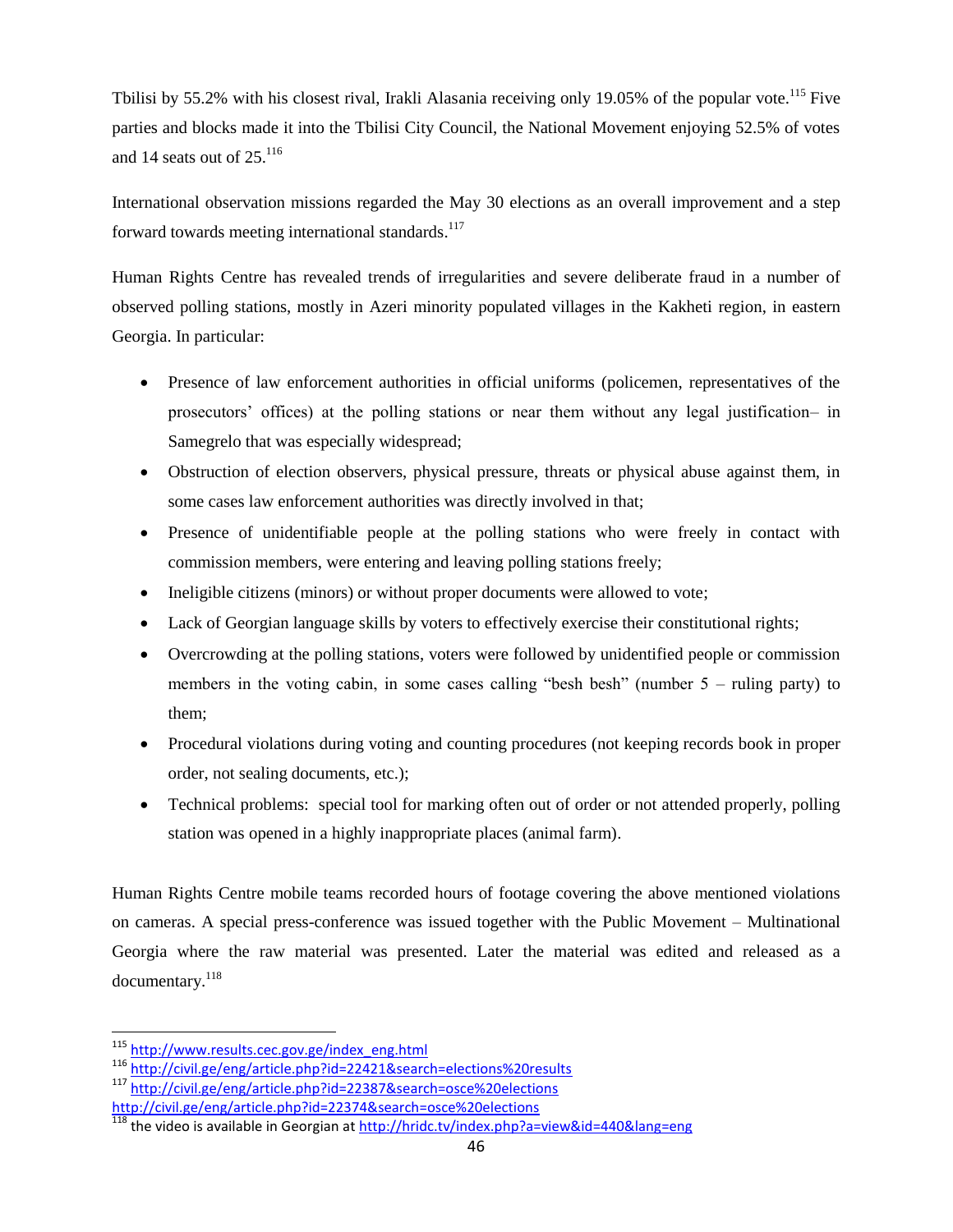Tbilisi by 55.2% with his closest rival, Irakli Alasania receiving only 19.05% of the popular vote.[115] Five parties and blocks made it into the Tbilisi City Council, the National Movement enjoying 52.5% of votes and 14 seats out of 25.[116]

International observation missions regarded the May 30 elections as an overall improvement and a step forward towards meeting international standards.[117]

Human Rights Centre has revealed trends of irregularities and severe deliberate fraud in a number of observed polling stations, mostly in Azeri minority populated villages in the Kakheti region, in eastern Georgia. In particular:

- Presence of law enforcement authorities in official uniforms (policemen, representatives of the prosecutors' offices) at the polling stations or near them without any legal justification– in Samegrelo that was especially widespread;
- Obstruction of election observers, physical pressure, threats or physical abuse against them, in some cases law enforcement authorities was directly involved in that;
- Presence of unidentifiable people at the polling stations who were freely in contact with commission members, were entering and leaving polling stations freely;
- Ineligible citizens (minors) or without proper documents were allowed to vote;
- Lack of Georgian language skills by voters to effectively exercise their constitutional rights;
- Overcrowding at the polling stations, voters were followed by unidentified people or commission members in the voting cabin, in some cases calling "besh besh" (number 5 – ruling party) to them;
- Procedural violations during voting and counting procedures (not keeping records book in proper order, not sealing documents, etc.);
- Technical problems: special tool for marking often out of order or not attended properly, polling station was opened in a highly inappropriate places (animal farm).

Human Rights Centre mobile teams recorded hours of footage covering the above mentioned violations on cameras. A special press-conference was issued together with the Public Movement – Multinational Georgia where the raw material was presented. Later the material was edited and released as a documentary.[118]

---

[115] http://www.results.cec.gov.ge/index_eng.html

[116] http://civil.ge/eng/article.php?id=22421&search=elections%20results

[117] http://civil.ge/eng/article.php?id=22387&search=osce%20elections
http://civil.ge/eng/article.php?id=22374&search=osce%20elections

[118] the video is available in Georgian at http://hridc.tv/index.php?a=view&id=440&lang=eng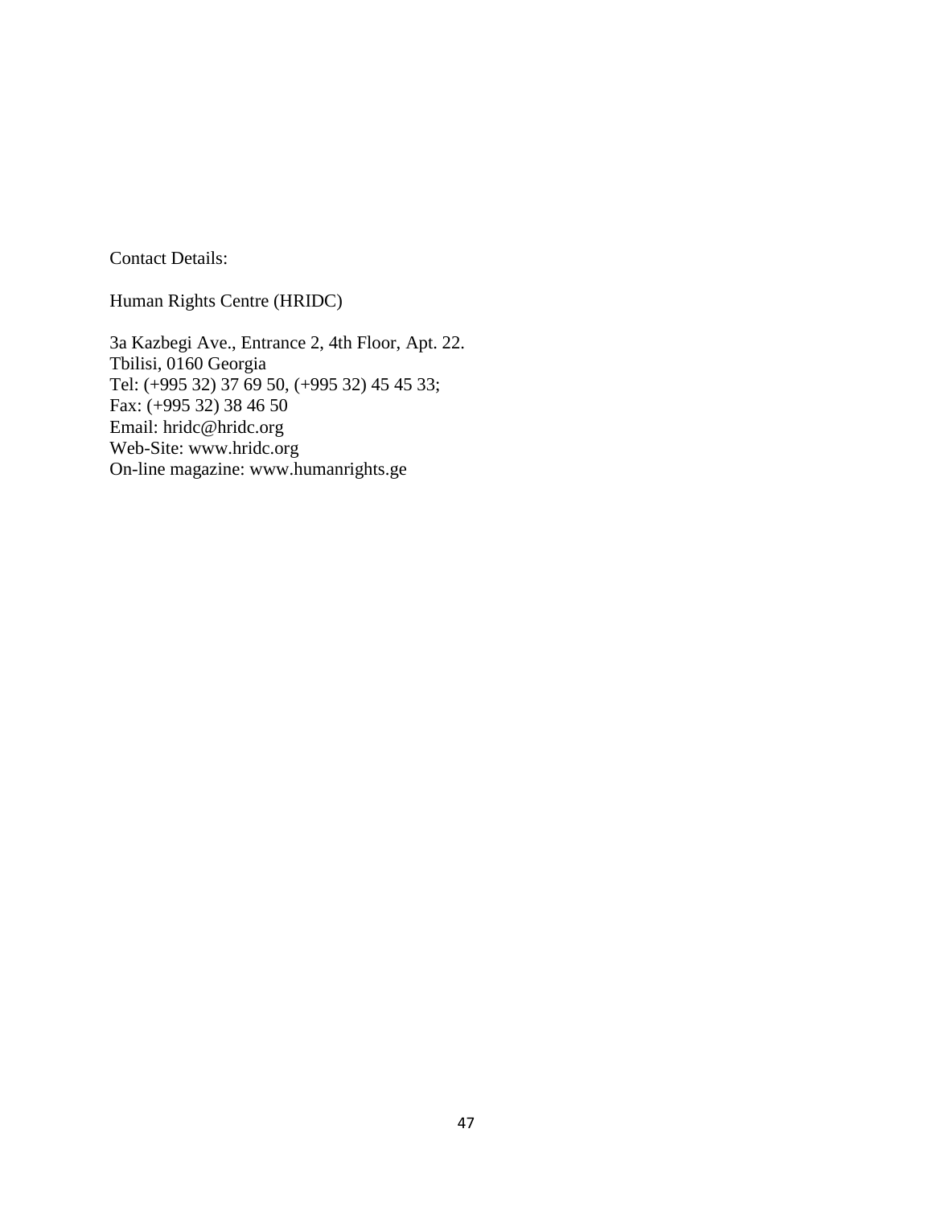Contact Details:

Human Rights Centre (HRIDC)

3a Kazbegi Ave., Entrance 2, 4th Floor, Apt. 22.
Tbilisi, 0160 Georgia
Tel: (+995 32) 37 69 50, (+995 32) 45 45 33;
Fax: (+995 32) 38 46 50
Email: hridc@hridc.org
Web-Site: www.hridc.org
On-line magazine: www.humanrights.ge